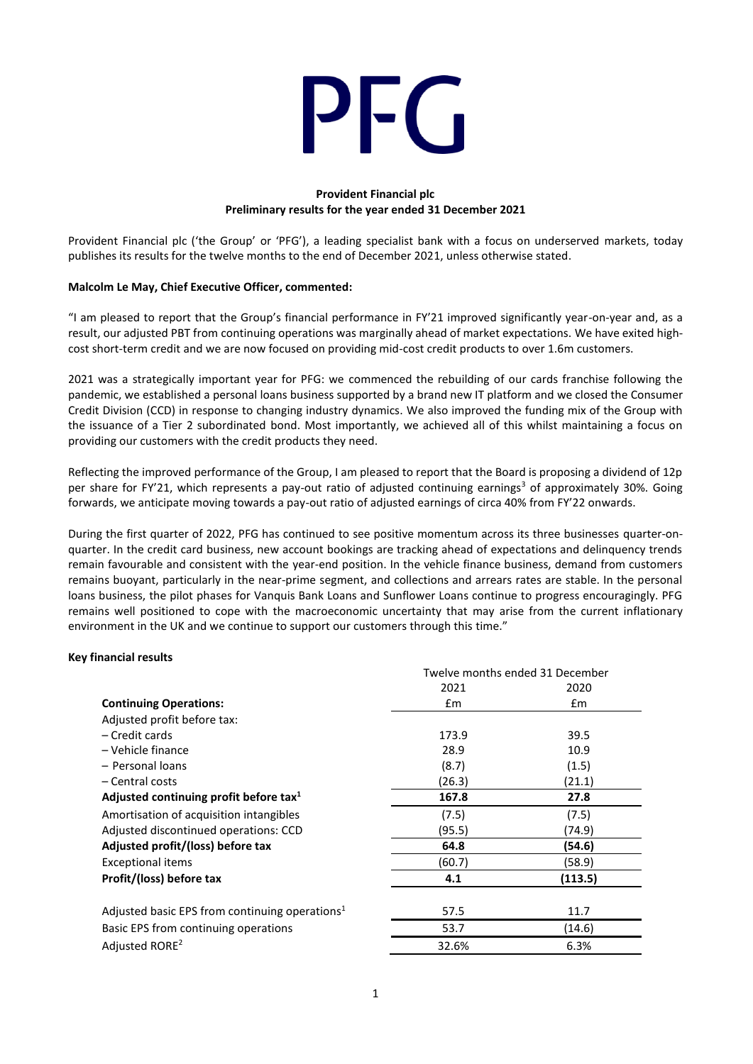# PFG

**Provident Financial plc**
**Preliminary results for the year ended 31 December 2021**

Provident Financial plc ('the Group' or 'PFG'), a leading specialist bank with a focus on underserved markets, today publishes its results for the twelve months to the end of December 2021, unless otherwise stated.

**Malcolm Le May, Chief Executive Officer, commented:**

"I am pleased to report that the Group's financial performance in FY'21 improved significantly year-on-year and, as a result, our adjusted PBT from continuing operations was marginally ahead of market expectations. We have exited high-cost short-term credit and we are now focused on providing mid-cost credit products to over 1.6m customers.

2021 was a strategically important year for PFG: we commenced the rebuilding of our cards franchise following the pandemic, we established a personal loans business supported by a brand new IT platform and we closed the Consumer Credit Division (CCD) in response to changing industry dynamics. We also improved the funding mix of the Group with the issuance of a Tier 2 subordinated bond. Most importantly, we achieved all of this whilst maintaining a focus on providing our customers with the credit products they need.

Reflecting the improved performance of the Group, I am pleased to report that the Board is proposing a dividend of 12p per share for FY'21, which represents a pay-out ratio of adjusted continuing earnings[3] of approximately 30%. Going forwards, we anticipate moving towards a pay-out ratio of adjusted earnings of circa 40% from FY'22 onwards.

During the first quarter of 2022, PFG has continued to see positive momentum across its three businesses quarter-on-quarter. In the credit card business, new account bookings are tracking ahead of expectations and delinquency trends remain favourable and consistent with the year-end position. In the vehicle finance business, demand from customers remains buoyant, particularly in the near-prime segment, and collections and arrears rates are stable. In the personal loans business, the pilot phases for Vanquis Bank Loans and Sunflower Loans continue to progress encouragingly. PFG remains well positioned to cope with the macroeconomic uncertainty that may arise from the current inflationary environment in the UK and we continue to support our customers through this time."

**Key financial results**

| | Twelve months ended 31 December | |
|---|---|---|
| | 2021 | 2020 |
| **Continuing Operations:** | £m | £m |
| Adjusted profit before tax: | | |
| – Credit cards | 173.9 | 39.5 |
| – Vehicle finance | 28.9 | 10.9 |
| – Personal loans | (8.7) | (1.5) |
| – Central costs | (26.3) | (21.1) |
| **Adjusted continuing profit before tax[1]** | **167.8** | **27.8** |
| Amortisation of acquisition intangibles | (7.5) | (7.5) |
| Adjusted discontinued operations: CCD | (95.5) | (74.9) |
| **Adjusted profit/(loss) before tax** | **64.8** | **(54.6)** |
| Exceptional items | (60.7) | (58.9) |
| **Profit/(loss) before tax** | **4.1** | **(113.5)** |
| | | |
| Adjusted basic EPS from continuing operations[1] | 57.5 | 11.7 |
| Basic EPS from continuing operations | 53.7 | (14.6) |
| Adjusted RORE[2] | 32.6% | 6.3% |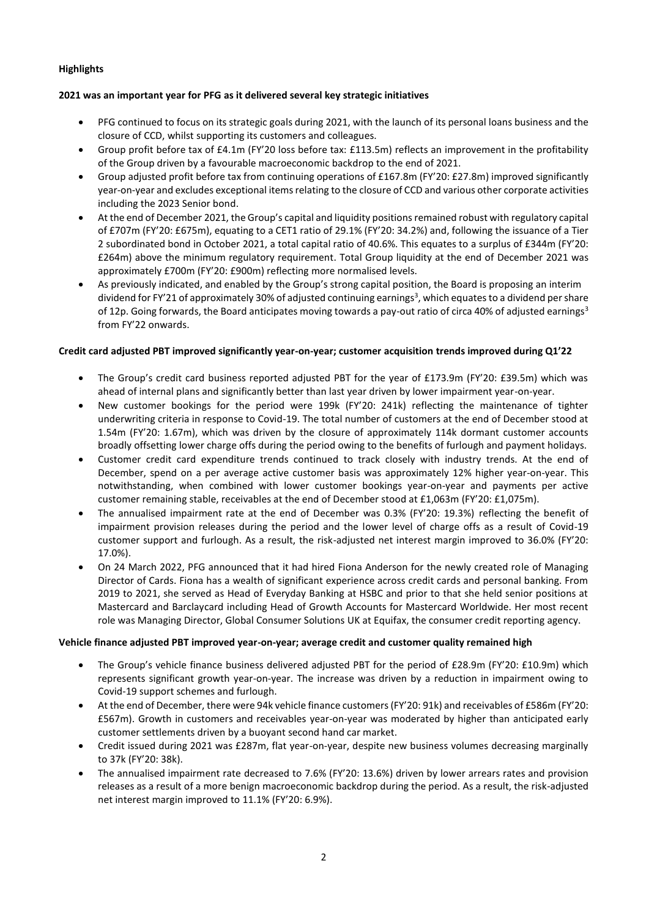**Highlights**

**2021 was an important year for PFG as it delivered several key strategic initiatives**

- PFG continued to focus on its strategic goals during 2021, with the launch of its personal loans business and the closure of CCD, whilst supporting its customers and colleagues.
- Group profit before tax of £4.1m (FY'20 loss before tax: £113.5m) reflects an improvement in the profitability of the Group driven by a favourable macroeconomic backdrop to the end of 2021.
- Group adjusted profit before tax from continuing operations of £167.8m (FY'20: £27.8m) improved significantly year-on-year and excludes exceptional items relating to the closure of CCD and various other corporate activities including the 2023 Senior bond.
- At the end of December 2021, the Group's capital and liquidity positions remained robust with regulatory capital of £707m (FY'20: £675m), equating to a CET1 ratio of 29.1% (FY'20: 34.2%) and, following the issuance of a Tier 2 subordinated bond in October 2021, a total capital ratio of 40.6%. This equates to a surplus of £344m (FY'20: £264m) above the minimum regulatory requirement. Total Group liquidity at the end of December 2021 was approximately £700m (FY'20: £900m) reflecting more normalised levels.
- As previously indicated, and enabled by the Group's strong capital position, the Board is proposing an interim dividend for FY'21 of approximately 30% of adjusted continuing earnings[3], which equates to a dividend per share of 12p. Going forwards, the Board anticipates moving towards a pay-out ratio of circa 40% of adjusted earnings[3] from FY'22 onwards.

**Credit card adjusted PBT improved significantly year-on-year; customer acquisition trends improved during Q1'22**

- The Group's credit card business reported adjusted PBT for the year of £173.9m (FY'20: £39.5m) which was ahead of internal plans and significantly better than last year driven by lower impairment year-on-year.
- New customer bookings for the period were 199k (FY'20: 241k) reflecting the maintenance of tighter underwriting criteria in response to Covid-19. The total number of customers at the end of December stood at 1.54m (FY'20: 1.67m), which was driven by the closure of approximately 114k dormant customer accounts broadly offsetting lower charge offs during the period owing to the benefits of furlough and payment holidays.
- Customer credit card expenditure trends continued to track closely with industry trends. At the end of December, spend on a per average active customer basis was approximately 12% higher year-on-year. This notwithstanding, when combined with lower customer bookings year-on-year and payments per active customer remaining stable, receivables at the end of December stood at £1,063m (FY'20: £1,075m).
- The annualised impairment rate at the end of December was 0.3% (FY'20: 19.3%) reflecting the benefit of impairment provision releases during the period and the lower level of charge offs as a result of Covid-19 customer support and furlough. As a result, the risk-adjusted net interest margin improved to 36.0% (FY'20: 17.0%).
- On 24 March 2022, PFG announced that it had hired Fiona Anderson for the newly created role of Managing Director of Cards. Fiona has a wealth of significant experience across credit cards and personal banking. From 2019 to 2021, she served as Head of Everyday Banking at HSBC and prior to that she held senior positions at Mastercard and Barclaycard including Head of Growth Accounts for Mastercard Worldwide. Her most recent role was Managing Director, Global Consumer Solutions UK at Equifax, the consumer credit reporting agency.

**Vehicle finance adjusted PBT improved year-on-year; average credit and customer quality remained high**

- The Group's vehicle finance business delivered adjusted PBT for the period of £28.9m (FY'20: £10.9m) which represents significant growth year-on-year. The increase was driven by a reduction in impairment owing to Covid-19 support schemes and furlough.
- At the end of December, there were 94k vehicle finance customers (FY'20: 91k) and receivables of £586m (FY'20: £567m). Growth in customers and receivables year-on-year was moderated by higher than anticipated early customer settlements driven by a buoyant second hand car market.
- Credit issued during 2021 was £287m, flat year-on-year, despite new business volumes decreasing marginally to 37k (FY'20: 38k).
- The annualised impairment rate decreased to 7.6% (FY'20: 13.6%) driven by lower arrears rates and provision releases as a result of a more benign macroeconomic backdrop during the period. As a result, the risk-adjusted net interest margin improved to 11.1% (FY'20: 6.9%).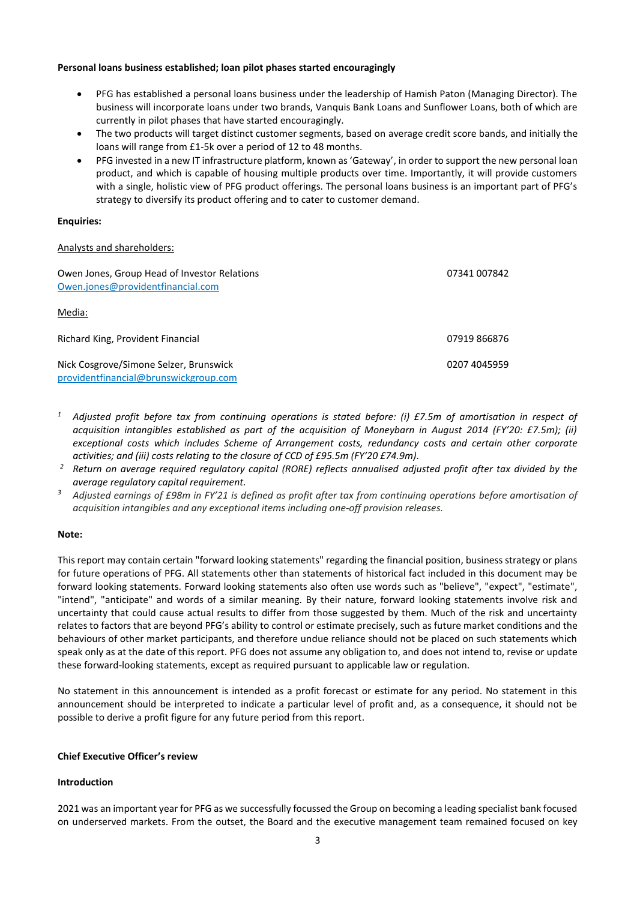**Personal loans business established; loan pilot phases started encouragingly**

- PFG has established a personal loans business under the leadership of Hamish Paton (Managing Director). The business will incorporate loans under two brands, Vanquis Bank Loans and Sunflower Loans, both of which are currently in pilot phases that have started encouragingly.
- The two products will target distinct customer segments, based on average credit score bands, and initially the loans will range from £1-5k over a period of 12 to 48 months.
- PFG invested in a new IT infrastructure platform, known as 'Gateway', in order to support the new personal loan product, and which is capable of housing multiple products over time. Importantly, it will provide customers with a single, holistic view of PFG product offerings. The personal loans business is an important part of PFG's strategy to diversify its product offering and to cater to customer demand.

**Enquiries:**

Analysts and shareholders:

| | |
|---|---|
| Owen Jones, Group Head of Investor Relations<br>Owen.jones@providentfinancial.com | 07341 007842 |

Media:

| | |
|---|---|
| Richard King, Provident Financial | 07919 866876 |
| Nick Cosgrove/Simone Selzer, Brunswick<br>providentfinancial@brunswickgroup.com | 0207 4045959 |

[1] *Adjusted profit before tax from continuing operations is stated before: (i) £7.5m of amortisation in respect of acquisition intangibles established as part of the acquisition of Moneybarn in August 2014 (FY'20: £7.5m); (ii) exceptional costs which includes Scheme of Arrangement costs, redundancy costs and certain other corporate activities; and (iii) costs relating to the closure of CCD of £95.5m (FY'20 £74.9m).*

[2] *Return on average required regulatory capital (RORE) reflects annualised adjusted profit after tax divided by the average regulatory capital requirement.*

[3] *Adjusted earnings of £98m in FY'21 is defined as profit after tax from continuing operations before amortisation of acquisition intangibles and any exceptional items including one-off provision releases.*

**Note:**

This report may contain certain "forward looking statements" regarding the financial position, business strategy or plans for future operations of PFG. All statements other than statements of historical fact included in this document may be forward looking statements. Forward looking statements also often use words such as "believe", "expect", "estimate", "intend", "anticipate" and words of a similar meaning. By their nature, forward looking statements involve risk and uncertainty that could cause actual results to differ from those suggested by them. Much of the risk and uncertainty relates to factors that are beyond PFG's ability to control or estimate precisely, such as future market conditions and the behaviours of other market participants, and therefore undue reliance should not be placed on such statements which speak only as at the date of this report. PFG does not assume any obligation to, and does not intend to, revise or update these forward-looking statements, except as required pursuant to applicable law or regulation.

No statement in this announcement is intended as a profit forecast or estimate for any period. No statement in this announcement should be interpreted to indicate a particular level of profit and, as a consequence, it should not be possible to derive a profit figure for any future period from this report.

**Chief Executive Officer's review**

**Introduction**

2021 was an important year for PFG as we successfully focussed the Group on becoming a leading specialist bank focused on underserved markets. From the outset, the Board and the executive management team remained focused on key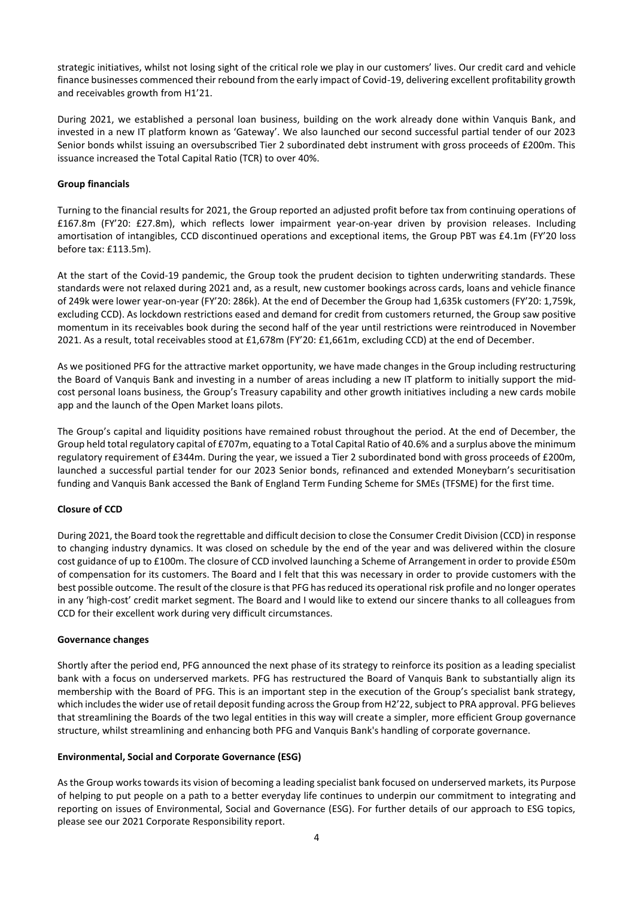strategic initiatives, whilst not losing sight of the critical role we play in our customers' lives. Our credit card and vehicle finance businesses commenced their rebound from the early impact of Covid-19, delivering excellent profitability growth and receivables growth from H1'21.

During 2021, we established a personal loan business, building on the work already done within Vanquis Bank, and invested in a new IT platform known as 'Gateway'. We also launched our second successful partial tender of our 2023 Senior bonds whilst issuing an oversubscribed Tier 2 subordinated debt instrument with gross proceeds of £200m. This issuance increased the Total Capital Ratio (TCR) to over 40%.

**Group financials**

Turning to the financial results for 2021, the Group reported an adjusted profit before tax from continuing operations of £167.8m (FY'20: £27.8m), which reflects lower impairment year-on-year driven by provision releases. Including amortisation of intangibles, CCD discontinued operations and exceptional items, the Group PBT was £4.1m (FY'20 loss before tax: £113.5m).

At the start of the Covid-19 pandemic, the Group took the prudent decision to tighten underwriting standards. These standards were not relaxed during 2021 and, as a result, new customer bookings across cards, loans and vehicle finance of 249k were lower year-on-year (FY'20: 286k). At the end of December the Group had 1,635k customers (FY'20: 1,759k, excluding CCD). As lockdown restrictions eased and demand for credit from customers returned, the Group saw positive momentum in its receivables book during the second half of the year until restrictions were reintroduced in November 2021. As a result, total receivables stood at £1,678m (FY'20: £1,661m, excluding CCD) at the end of December.

As we positioned PFG for the attractive market opportunity, we have made changes in the Group including restructuring the Board of Vanquis Bank and investing in a number of areas including a new IT platform to initially support the mid-cost personal loans business, the Group's Treasury capability and other growth initiatives including a new cards mobile app and the launch of the Open Market loans pilots.

The Group's capital and liquidity positions have remained robust throughout the period. At the end of December, the Group held total regulatory capital of £707m, equating to a Total Capital Ratio of 40.6% and a surplus above the minimum regulatory requirement of £344m. During the year, we issued a Tier 2 subordinated bond with gross proceeds of £200m, launched a successful partial tender for our 2023 Senior bonds, refinanced and extended Moneybarn's securitisation funding and Vanquis Bank accessed the Bank of England Term Funding Scheme for SMEs (TFSME) for the first time.

**Closure of CCD**

During 2021, the Board took the regrettable and difficult decision to close the Consumer Credit Division (CCD) in response to changing industry dynamics. It was closed on schedule by the end of the year and was delivered within the closure cost guidance of up to £100m. The closure of CCD involved launching a Scheme of Arrangement in order to provide £50m of compensation for its customers. The Board and I felt that this was necessary in order to provide customers with the best possible outcome. The result of the closure is that PFG has reduced its operational risk profile and no longer operates in any 'high-cost' credit market segment. The Board and I would like to extend our sincere thanks to all colleagues from CCD for their excellent work during very difficult circumstances.

**Governance changes**

Shortly after the period end, PFG announced the next phase of its strategy to reinforce its position as a leading specialist bank with a focus on underserved markets. PFG has restructured the Board of Vanquis Bank to substantially align its membership with the Board of PFG. This is an important step in the execution of the Group's specialist bank strategy, which includes the wider use of retail deposit funding across the Group from H2'22, subject to PRA approval. PFG believes that streamlining the Boards of the two legal entities in this way will create a simpler, more efficient Group governance structure, whilst streamlining and enhancing both PFG and Vanquis Bank's handling of corporate governance.

**Environmental, Social and Corporate Governance (ESG)**

As the Group works towards its vision of becoming a leading specialist bank focused on underserved markets, its Purpose of helping to put people on a path to a better everyday life continues to underpin our commitment to integrating and reporting on issues of Environmental, Social and Governance (ESG). For further details of our approach to ESG topics, please see our 2021 Corporate Responsibility report.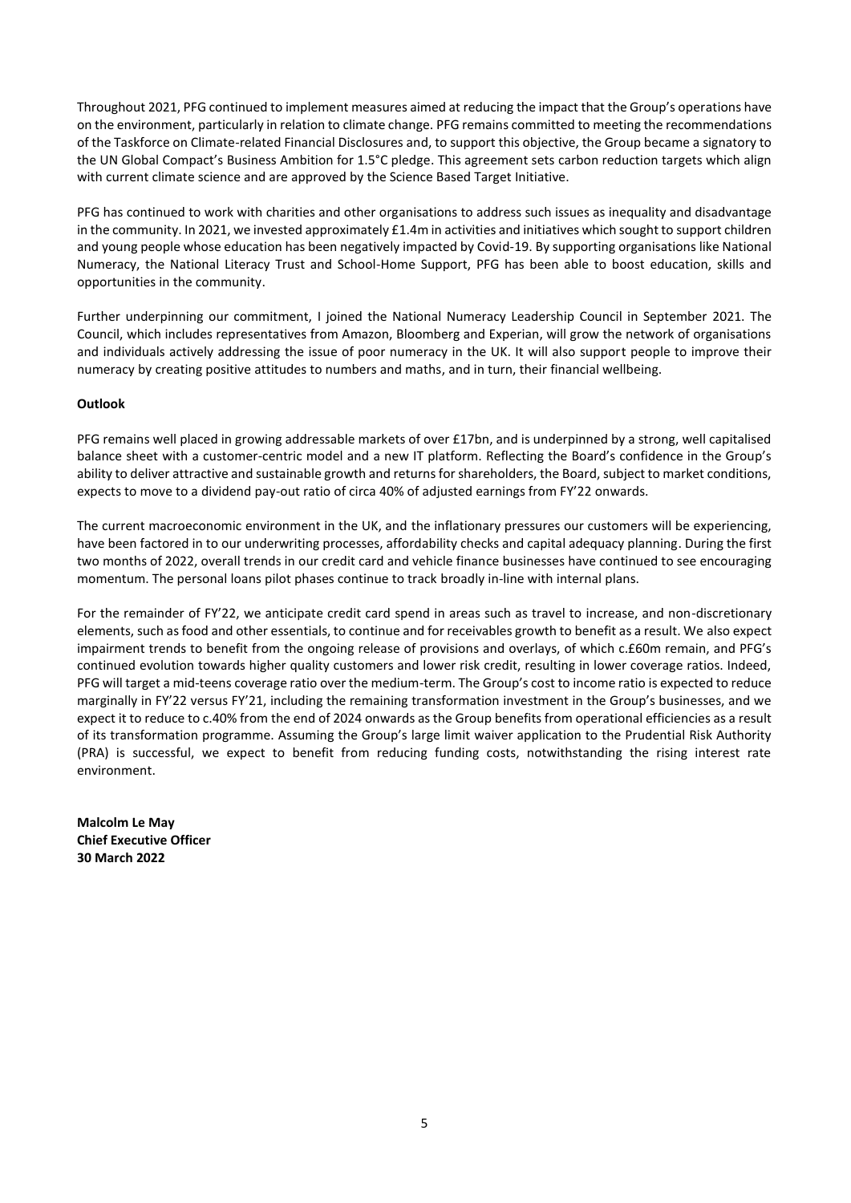Throughout 2021, PFG continued to implement measures aimed at reducing the impact that the Group's operations have on the environment, particularly in relation to climate change. PFG remains committed to meeting the recommendations of the Taskforce on Climate-related Financial Disclosures and, to support this objective, the Group became a signatory to the UN Global Compact's Business Ambition for 1.5°C pledge. This agreement sets carbon reduction targets which align with current climate science and are approved by the Science Based Target Initiative.

PFG has continued to work with charities and other organisations to address such issues as inequality and disadvantage in the community. In 2021, we invested approximately £1.4m in activities and initiatives which sought to support children and young people whose education has been negatively impacted by Covid-19. By supporting organisations like National Numeracy, the National Literacy Trust and School-Home Support, PFG has been able to boost education, skills and opportunities in the community.

Further underpinning our commitment, I joined the National Numeracy Leadership Council in September 2021. The Council, which includes representatives from Amazon, Bloomberg and Experian, will grow the network of organisations and individuals actively addressing the issue of poor numeracy in the UK. It will also support people to improve their numeracy by creating positive attitudes to numbers and maths, and in turn, their financial wellbeing.

**Outlook**

PFG remains well placed in growing addressable markets of over £17bn, and is underpinned by a strong, well capitalised balance sheet with a customer-centric model and a new IT platform. Reflecting the Board's confidence in the Group's ability to deliver attractive and sustainable growth and returns for shareholders, the Board, subject to market conditions, expects to move to a dividend pay-out ratio of circa 40% of adjusted earnings from FY'22 onwards.

The current macroeconomic environment in the UK, and the inflationary pressures our customers will be experiencing, have been factored in to our underwriting processes, affordability checks and capital adequacy planning. During the first two months of 2022, overall trends in our credit card and vehicle finance businesses have continued to see encouraging momentum. The personal loans pilot phases continue to track broadly in-line with internal plans.

For the remainder of FY'22, we anticipate credit card spend in areas such as travel to increase, and non-discretionary elements, such as food and other essentials, to continue and for receivables growth to benefit as a result. We also expect impairment trends to benefit from the ongoing release of provisions and overlays, of which c.£60m remain, and PFG's continued evolution towards higher quality customers and lower risk credit, resulting in lower coverage ratios. Indeed, PFG will target a mid-teens coverage ratio over the medium-term. The Group's cost to income ratio is expected to reduce marginally in FY'22 versus FY'21, including the remaining transformation investment in the Group's businesses, and we expect it to reduce to c.40% from the end of 2024 onwards as the Group benefits from operational efficiencies as a result of its transformation programme. Assuming the Group's large limit waiver application to the Prudential Risk Authority (PRA) is successful, we expect to benefit from reducing funding costs, notwithstanding the rising interest rate environment.

**Malcolm Le May**
**Chief Executive Officer**
**30 March 2022**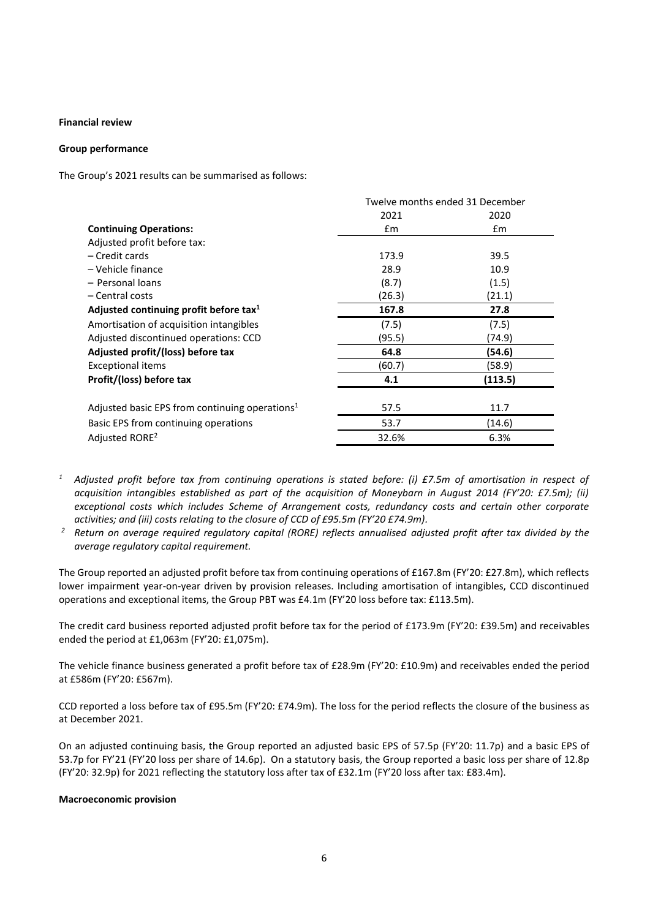**Financial review**

**Group performance**

The Group's 2021 results can be summarised as follows:

| | Twelve months ended 31 December | |
|---|---|---|
| | 2021 | 2020 |
| **Continuing Operations:** | £m | £m |
| Adjusted profit before tax: | | |
| – Credit cards | 173.9 | 39.5 |
| – Vehicle finance | 28.9 | 10.9 |
| – Personal loans | (8.7) | (1.5) |
| – Central costs | (26.3) | (21.1) |
| **Adjusted continuing profit before tax[1]** | **167.8** | **27.8** |
| Amortisation of acquisition intangibles | (7.5) | (7.5) |
| Adjusted discontinued operations: CCD | (95.5) | (74.9) |
| **Adjusted profit/(loss) before tax** | **64.8** | **(54.6)** |
| Exceptional items | (60.7) | (58.9) |
| **Profit/(loss) before tax** | **4.1** | **(113.5)** |
| | | |
| Adjusted basic EPS from continuing operations[1] | 57.5 | 11.7 |
| Basic EPS from continuing operations | 53.7 | (14.6) |
| Adjusted RORE[2] | 32.6% | 6.3% |

[1] *Adjusted profit before tax from continuing operations is stated before: (i) £7.5m of amortisation in respect of acquisition intangibles established as part of the acquisition of Moneybarn in August 2014 (FY'20: £7.5m); (ii) exceptional costs which includes Scheme of Arrangement costs, redundancy costs and certain other corporate activities; and (iii) costs relating to the closure of CCD of £95.5m (FY'20 £74.9m).*

[2] *Return on average required regulatory capital (RORE) reflects annualised adjusted profit after tax divided by the average regulatory capital requirement.*

The Group reported an adjusted profit before tax from continuing operations of £167.8m (FY'20: £27.8m), which reflects lower impairment year-on-year driven by provision releases. Including amortisation of intangibles, CCD discontinued operations and exceptional items, the Group PBT was £4.1m (FY'20 loss before tax: £113.5m).

The credit card business reported adjusted profit before tax for the period of £173.9m (FY'20: £39.5m) and receivables ended the period at £1,063m (FY'20: £1,075m).

The vehicle finance business generated a profit before tax of £28.9m (FY'20: £10.9m) and receivables ended the period at £586m (FY'20: £567m).

CCD reported a loss before tax of £95.5m (FY'20: £74.9m). The loss for the period reflects the closure of the business as at December 2021.

On an adjusted continuing basis, the Group reported an adjusted basic EPS of 57.5p (FY'20: 11.7p) and a basic EPS of 53.7p for FY'21 (FY'20 loss per share of 14.6p). On a statutory basis, the Group reported a basic loss per share of 12.8p (FY'20: 32.9p) for 2021 reflecting the statutory loss after tax of £32.1m (FY'20 loss after tax: £83.4m).

**Macroeconomic provision**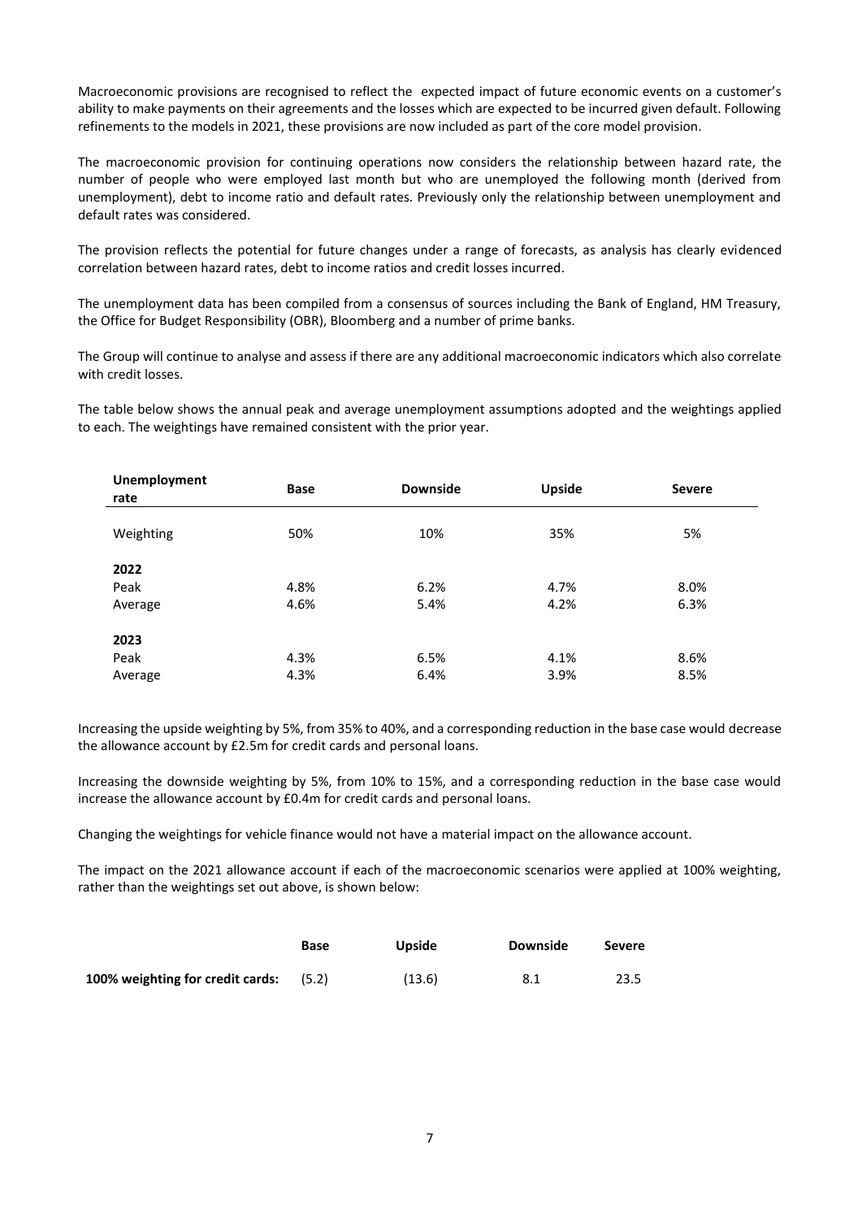Macroeconomic provisions are recognised to reflect the expected impact of future economic events on a customer's ability to make payments on their agreements and the losses which are expected to be incurred given default. Following refinements to the models in 2021, these provisions are now included as part of the core model provision.

The macroeconomic provision for continuing operations now considers the relationship between hazard rate, the number of people who were employed last month but who are unemployed the following month (derived from unemployment), debt to income ratio and default rates. Previously only the relationship between unemployment and default rates was considered.

The provision reflects the potential for future changes under a range of forecasts, as analysis has clearly evidenced correlation between hazard rates, debt to income ratios and credit losses incurred.

The unemployment data has been compiled from a consensus of sources including the Bank of England, HM Treasury, the Office for Budget Responsibility (OBR), Bloomberg and a number of prime banks.

The Group will continue to analyse and assess if there are any additional macroeconomic indicators which also correlate with credit losses.

The table below shows the annual peak and average unemployment assumptions adopted and the weightings applied to each. The weightings have remained consistent with the prior year.

| **Unemployment rate** | **Base** | **Downside** | **Upside** | **Severe** |
|---|---|---|---|---|
| Weighting | 50% | 10% | 35% | 5% |
| **2022** | | | | |
| Peak | 4.8% | 6.2% | 4.7% | 8.0% |
| Average | 4.6% | 5.4% | 4.2% | 6.3% |
| **2023** | | | | |
| Peak | 4.3% | 6.5% | 4.1% | 8.6% |
| Average | 4.3% | 6.4% | 3.9% | 8.5% |

Increasing the upside weighting by 5%, from 35% to 40%, and a corresponding reduction in the base case would decrease the allowance account by £2.5m for credit cards and personal loans.

Increasing the downside weighting by 5%, from 10% to 15%, and a corresponding reduction in the base case would increase the allowance account by £0.4m for credit cards and personal loans.

Changing the weightings for vehicle finance would not have a material impact on the allowance account.

The impact on the 2021 allowance account if each of the macroeconomic scenarios were applied at 100% weighting, rather than the weightings set out above, is shown below:

| | **Base** | **Upside** | **Downside** | **Severe** |
|---|---|---|---|---|
| **100% weighting for credit cards:** | (5.2) | (13.6) | 8.1 | 23.5 |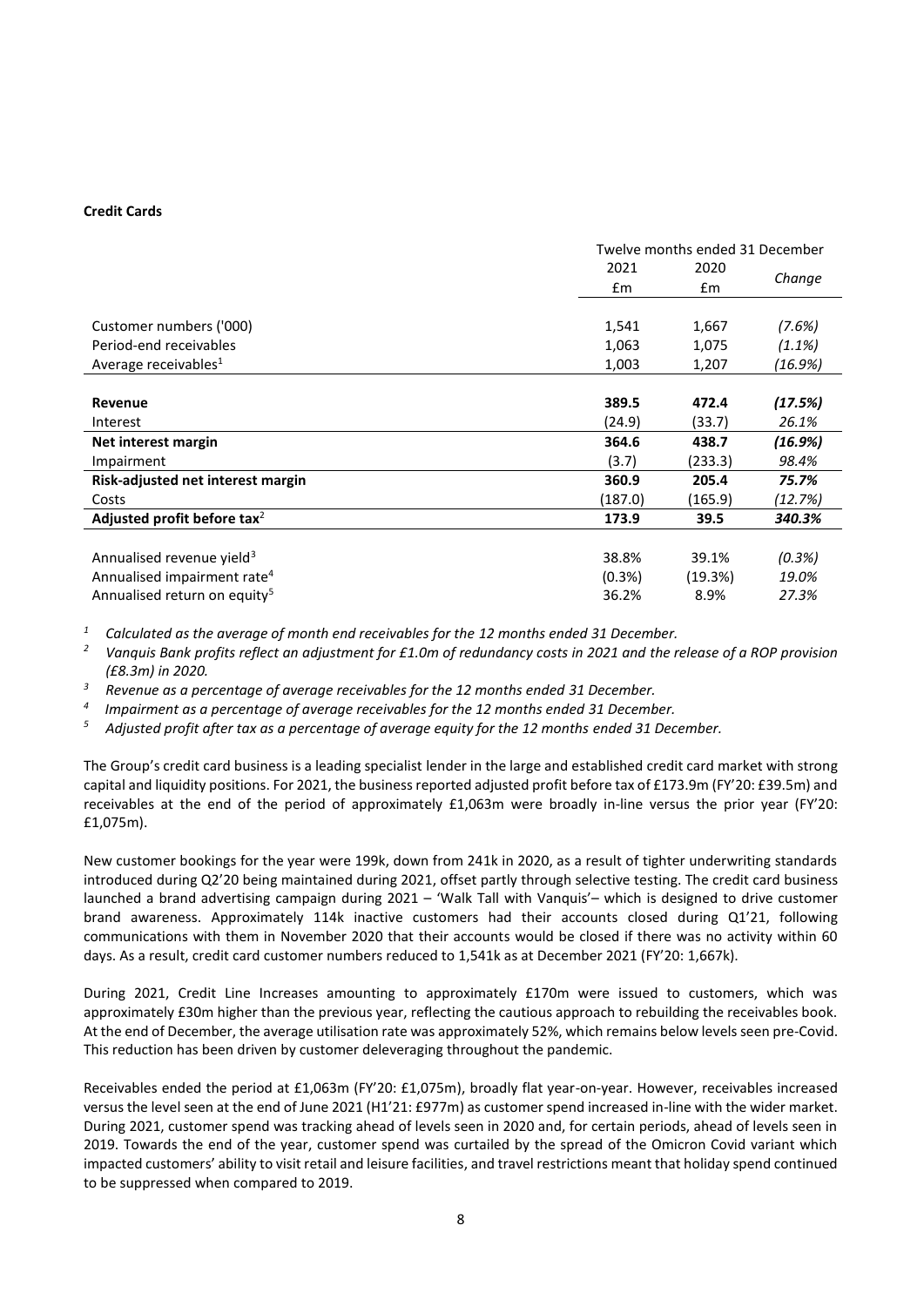**Credit Cards**

| | Twelve months ended 31 December | | |
|---|---|---|---|
| | 2021 £m | 2020 £m | Change |
| Customer numbers ('000) | 1,541 | 1,667 | *(7.6%)* |
| Period-end receivables | 1,063 | 1,075 | *(1.1%)* |
| Average receivables[1] | 1,003 | 1,207 | *(16.9%)* |
| **Revenue** | **389.5** | **472.4** | ***(17.5%)*** |
| Interest | (24.9) | (33.7) | *26.1%* |
| **Net interest margin** | **364.6** | **438.7** | ***(16.9%)*** |
| Impairment | (3.7) | (233.3) | *98.4%* |
| **Risk-adjusted net interest margin** | **360.9** | **205.4** | ***75.7%*** |
| Costs | (187.0) | (165.9) | *(12.7%)* |
| **Adjusted profit before tax**[2] | **173.9** | **39.5** | ***340.3%*** |
| Annualised revenue yield[3] | 38.8% | 39.1% | *(0.3%)* |
| Annualised impairment rate[4] | (0.3%) | (19.3%) | *19.0%* |
| Annualised return on equity[5] | 36.2% | 8.9% | *27.3%* |

*[1] Calculated as the average of month end receivables for the 12 months ended 31 December.*
*[2] Vanquis Bank profits reflect an adjustment for £1.0m of redundancy costs in 2021 and the release of a ROP provision (£8.3m) in 2020.*
*[3] Revenue as a percentage of average receivables for the 12 months ended 31 December.*
*[4] Impairment as a percentage of average receivables for the 12 months ended 31 December.*
*[5] Adjusted profit after tax as a percentage of average equity for the 12 months ended 31 December.*

The Group's credit card business is a leading specialist lender in the large and established credit card market with strong capital and liquidity positions. For 2021, the business reported adjusted profit before tax of £173.9m (FY'20: £39.5m) and receivables at the end of the period of approximately £1,063m were broadly in-line versus the prior year (FY'20: £1,075m).

New customer bookings for the year were 199k, down from 241k in 2020, as a result of tighter underwriting standards introduced during Q2'20 being maintained during 2021, offset partly through selective testing. The credit card business launched a brand advertising campaign during 2021 – 'Walk Tall with Vanquis'– which is designed to drive customer brand awareness. Approximately 114k inactive customers had their accounts closed during Q1'21, following communications with them in November 2020 that their accounts would be closed if there was no activity within 60 days. As a result, credit card customer numbers reduced to 1,541k as at December 2021 (FY'20: 1,667k).

During 2021, Credit Line Increases amounting to approximately £170m were issued to customers, which was approximately £30m higher than the previous year, reflecting the cautious approach to rebuilding the receivables book. At the end of December, the average utilisation rate was approximately 52%, which remains below levels seen pre-Covid. This reduction has been driven by customer deleveraging throughout the pandemic.

Receivables ended the period at £1,063m (FY'20: £1,075m), broadly flat year-on-year. However, receivables increased versus the level seen at the end of June 2021 (H1'21: £977m) as customer spend increased in-line with the wider market. During 2021, customer spend was tracking ahead of levels seen in 2020 and, for certain periods, ahead of levels seen in 2019. Towards the end of the year, customer spend was curtailed by the spread of the Omicron Covid variant which impacted customers' ability to visit retail and leisure facilities, and travel restrictions meant that holiday spend continued to be suppressed when compared to 2019.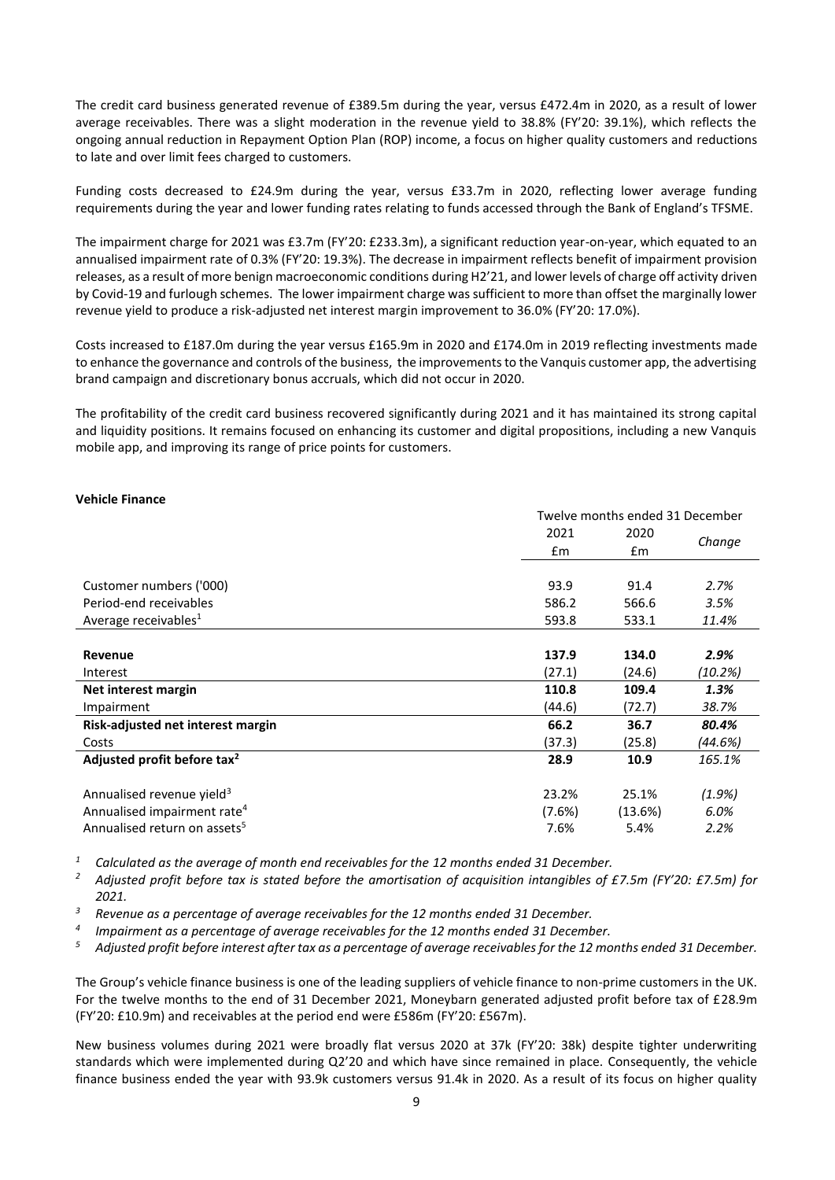The credit card business generated revenue of £389.5m during the year, versus £472.4m in 2020, as a result of lower average receivables. There was a slight moderation in the revenue yield to 38.8% (FY'20: 39.1%), which reflects the ongoing annual reduction in Repayment Option Plan (ROP) income, a focus on higher quality customers and reductions to late and over limit fees charged to customers.

Funding costs decreased to £24.9m during the year, versus £33.7m in 2020, reflecting lower average funding requirements during the year and lower funding rates relating to funds accessed through the Bank of England's TFSME.

The impairment charge for 2021 was £3.7m (FY'20: £233.3m), a significant reduction year-on-year, which equated to an annualised impairment rate of 0.3% (FY'20: 19.3%). The decrease in impairment reflects benefit of impairment provision releases, as a result of more benign macroeconomic conditions during H2'21, and lower levels of charge off activity driven by Covid-19 and furlough schemes. The lower impairment charge was sufficient to more than offset the marginally lower revenue yield to produce a risk-adjusted net interest margin improvement to 36.0% (FY'20: 17.0%).

Costs increased to £187.0m during the year versus £165.9m in 2020 and £174.0m in 2019 reflecting investments made to enhance the governance and controls of the business, the improvements to the Vanquis customer app, the advertising brand campaign and discretionary bonus accruals, which did not occur in 2020.

The profitability of the credit card business recovered significantly during 2021 and it has maintained its strong capital and liquidity positions. It remains focused on enhancing its customer and digital propositions, including a new Vanquis mobile app, and improving its range of price points for customers.

**Vehicle Finance**

| | Twelve months ended 31 December | | |
|---|---|---|---|
| | 2021 £m | 2020 £m | *Change* |
| Customer numbers ('000) | 93.9 | 91.4 | *2.7%* |
| Period-end receivables | 586.2 | 566.6 | *3.5%* |
| Average receivables[1] | 593.8 | 533.1 | *11.4%* |
| **Revenue** | **137.9** | **134.0** | ***2.9%*** |
| Interest | (27.1) | (24.6) | *(10.2%)* |
| **Net interest margin** | **110.8** | **109.4** | ***1.3%*** |
| Impairment | (44.6) | (72.7) | *38.7%* |
| **Risk-adjusted net interest margin** | **66.2** | **36.7** | ***80.4%*** |
| Costs | (37.3) | (25.8) | *(44.6%)* |
| **Adjusted profit before tax[2]** | **28.9** | **10.9** | *165.1%* |
| Annualised revenue yield[3] | 23.2% | 25.1% | *(1.9%)* |
| Annualised impairment rate[4] | (7.6%) | (13.6%) | *6.0%* |
| Annualised return on assets[5] | 7.6% | 5.4% | *2.2%* |

*[1] Calculated as the average of month end receivables for the 12 months ended 31 December.*

*[2] Adjusted profit before tax is stated before the amortisation of acquisition intangibles of £7.5m (FY'20: £7.5m) for 2021.*

*[3] Revenue as a percentage of average receivables for the 12 months ended 31 December.*

*[4] Impairment as a percentage of average receivables for the 12 months ended 31 December.*

*[5] Adjusted profit before interest after tax as a percentage of average receivables for the 12 months ended 31 December.*

The Group's vehicle finance business is one of the leading suppliers of vehicle finance to non-prime customers in the UK. For the twelve months to the end of 31 December 2021, Moneybarn generated adjusted profit before tax of £28.9m (FY'20: £10.9m) and receivables at the period end were £586m (FY'20: £567m).

New business volumes during 2021 were broadly flat versus 2020 at 37k (FY'20: 38k) despite tighter underwriting standards which were implemented during Q2'20 and which have since remained in place. Consequently, the vehicle finance business ended the year with 93.9k customers versus 91.4k in 2020. As a result of its focus on higher quality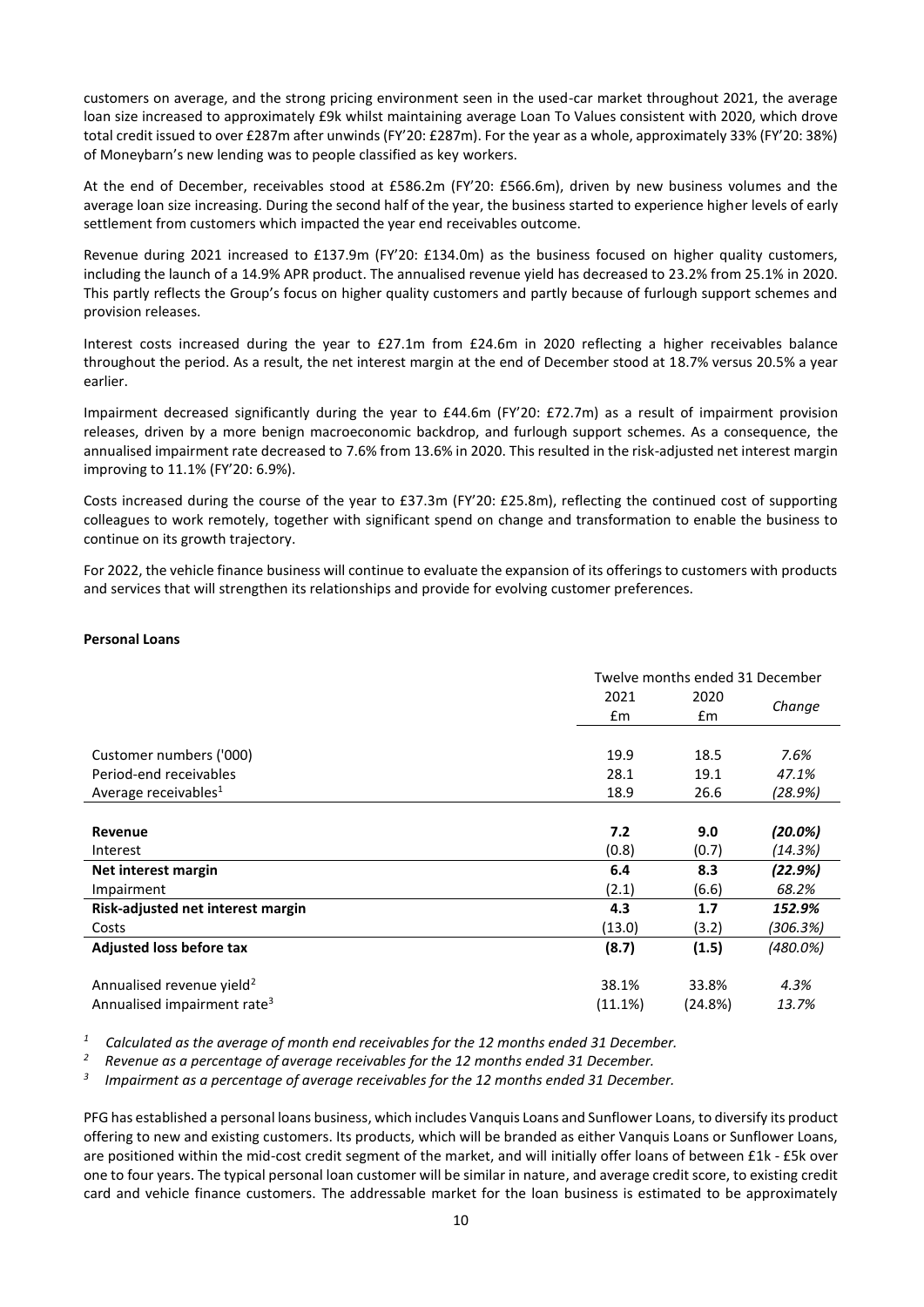customers on average, and the strong pricing environment seen in the used-car market throughout 2021, the average loan size increased to approximately £9k whilst maintaining average Loan To Values consistent with 2020, which drove total credit issued to over £287m after unwinds (FY'20: £287m). For the year as a whole, approximately 33% (FY'20: 38%) of Moneybarn's new lending was to people classified as key workers.

At the end of December, receivables stood at £586.2m (FY'20: £566.6m), driven by new business volumes and the average loan size increasing. During the second half of the year, the business started to experience higher levels of early settlement from customers which impacted the year end receivables outcome.

Revenue during 2021 increased to £137.9m (FY'20: £134.0m) as the business focused on higher quality customers, including the launch of a 14.9% APR product. The annualised revenue yield has decreased to 23.2% from 25.1% in 2020. This partly reflects the Group's focus on higher quality customers and partly because of furlough support schemes and provision releases.

Interest costs increased during the year to £27.1m from £24.6m in 2020 reflecting a higher receivables balance throughout the period. As a result, the net interest margin at the end of December stood at 18.7% versus 20.5% a year earlier.

Impairment decreased significantly during the year to £44.6m (FY'20: £72.7m) as a result of impairment provision releases, driven by a more benign macroeconomic backdrop, and furlough support schemes. As a consequence, the annualised impairment rate decreased to 7.6% from 13.6% in 2020. This resulted in the risk-adjusted net interest margin improving to 11.1% (FY'20: 6.9%).

Costs increased during the course of the year to £37.3m (FY'20: £25.8m), reflecting the continued cost of supporting colleagues to work remotely, together with significant spend on change and transformation to enable the business to continue on its growth trajectory.

For 2022, the vehicle finance business will continue to evaluate the expansion of its offerings to customers with products and services that will strengthen its relationships and provide for evolving customer preferences.

**Personal Loans**

| | Twelve months ended 31 December | | |
|---|---|---|---|
| | 2021 £m | 2020 £m | *Change* |
| Customer numbers ('000) | 19.9 | 18.5 | *7.6%* |
| Period-end receivables | 28.1 | 19.1 | *47.1%* |
| Average receivables[1] | 18.9 | 26.6 | *(28.9%)* |
| **Revenue** | **7.2** | **9.0** | ***(20.0%)*** |
| Interest | (0.8) | (0.7) | *(14.3%)* |
| **Net interest margin** | **6.4** | **8.3** | ***(22.9%)*** |
| Impairment | (2.1) | (6.6) | *68.2%* |
| **Risk-adjusted net interest margin** | **4.3** | **1.7** | ***152.9%*** |
| Costs | (13.0) | (3.2) | *(306.3%)* |
| **Adjusted loss before tax** | **(8.7)** | **(1.5)** | *(480.0%)* |
| Annualised revenue yield[2] | 38.1% | 33.8% | *4.3%* |
| Annualised impairment rate[3] | (11.1%) | (24.8%) | *13.7%* |

[1] *Calculated as the average of month end receivables for the 12 months ended 31 December.*
[2] *Revenue as a percentage of average receivables for the 12 months ended 31 December.*
[3] *Impairment as a percentage of average receivables for the 12 months ended 31 December.*

PFG has established a personal loans business, which includes Vanquis Loans and Sunflower Loans, to diversify its product offering to new and existing customers. Its products, which will be branded as either Vanquis Loans or Sunflower Loans, are positioned within the mid-cost credit segment of the market, and will initially offer loans of between £1k - £5k over one to four years. The typical personal loan customer will be similar in nature, and average credit score, to existing credit card and vehicle finance customers. The addressable market for the loan business is estimated to be approximately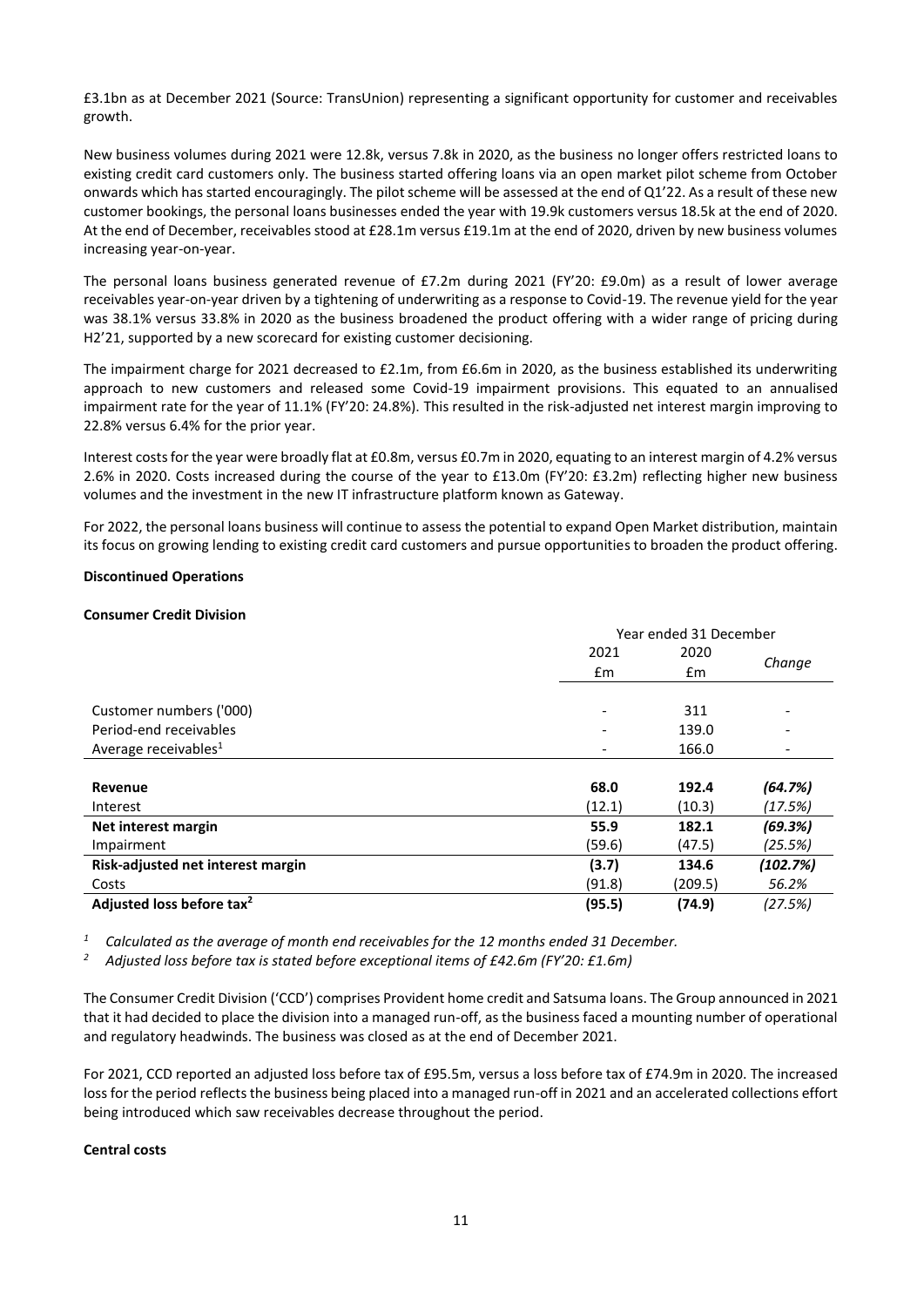£3.1bn as at December 2021 (Source: TransUnion) representing a significant opportunity for customer and receivables growth.

New business volumes during 2021 were 12.8k, versus 7.8k in 2020, as the business no longer offers restricted loans to existing credit card customers only. The business started offering loans via an open market pilot scheme from October onwards which has started encouragingly. The pilot scheme will be assessed at the end of Q1'22. As a result of these new customer bookings, the personal loans businesses ended the year with 19.9k customers versus 18.5k at the end of 2020. At the end of December, receivables stood at £28.1m versus £19.1m at the end of 2020, driven by new business volumes increasing year-on-year.

The personal loans business generated revenue of £7.2m during 2021 (FY'20: £9.0m) as a result of lower average receivables year-on-year driven by a tightening of underwriting as a response to Covid-19. The revenue yield for the year was 38.1% versus 33.8% in 2020 as the business broadened the product offering with a wider range of pricing during H2'21, supported by a new scorecard for existing customer decisioning.

The impairment charge for 2021 decreased to £2.1m, from £6.6m in 2020, as the business established its underwriting approach to new customers and released some Covid-19 impairment provisions. This equated to an annualised impairment rate for the year of 11.1% (FY'20: 24.8%). This resulted in the risk-adjusted net interest margin improving to 22.8% versus 6.4% for the prior year.

Interest costs for the year were broadly flat at £0.8m, versus £0.7m in 2020, equating to an interest margin of 4.2% versus 2.6% in 2020. Costs increased during the course of the year to £13.0m (FY'20: £3.2m) reflecting higher new business volumes and the investment in the new IT infrastructure platform known as Gateway.

For 2022, the personal loans business will continue to assess the potential to expand Open Market distribution, maintain its focus on growing lending to existing credit card customers and pursue opportunities to broaden the product offering.

**Discontinued Operations**

**Consumer Credit Division**

| | Year ended 31 December | | |
|---|---|---|---|
| | 2021<br>£m | 2020<br>£m | *Change* |
| Customer numbers ('000) | - | 311 | - |
| Period-end receivables | - | 139.0 | - |
| Average receivables[1] | - | 166.0 | - |
| **Revenue** | **68.0** | **192.4** | ***(64.7%)*** |
| Interest | (12.1) | (10.3) | *(17.5%)* |
| **Net interest margin** | **55.9** | **182.1** | ***(69.3%)*** |
| Impairment | (59.6) | (47.5) | *(25.5%)* |
| **Risk-adjusted net interest margin** | **(3.7)** | **134.6** | ***(102.7%)*** |
| Costs | (91.8) | (209.5) | *56.2%* |
| **Adjusted loss before tax[2]** | **(95.5)** | **(74.9)** | *(27.5%)* |

[1] *Calculated as the average of month end receivables for the 12 months ended 31 December.*

[2] *Adjusted loss before tax is stated before exceptional items of £42.6m (FY'20: £1.6m)*

The Consumer Credit Division ('CCD') comprises Provident home credit and Satsuma loans. The Group announced in 2021 that it had decided to place the division into a managed run-off, as the business faced a mounting number of operational and regulatory headwinds. The business was closed as at the end of December 2021.

For 2021, CCD reported an adjusted loss before tax of £95.5m, versus a loss before tax of £74.9m in 2020. The increased loss for the period reflects the business being placed into a managed run-off in 2021 and an accelerated collections effort being introduced which saw receivables decrease throughout the period.

**Central costs**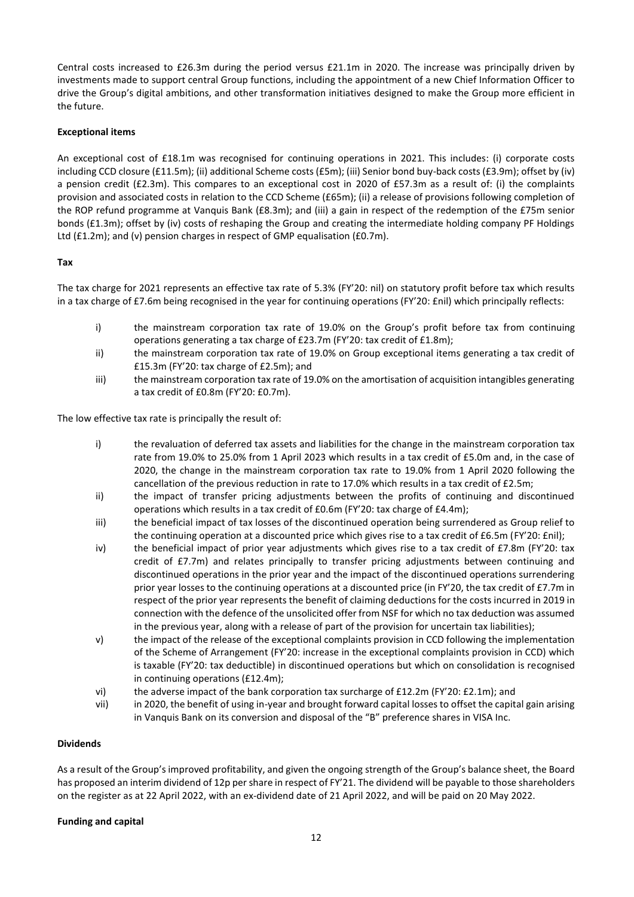Central costs increased to £26.3m during the period versus £21.1m in 2020. The increase was principally driven by investments made to support central Group functions, including the appointment of a new Chief Information Officer to drive the Group's digital ambitions, and other transformation initiatives designed to make the Group more efficient in the future.

**Exceptional items**

An exceptional cost of £18.1m was recognised for continuing operations in 2021. This includes: (i) corporate costs including CCD closure (£11.5m); (ii) additional Scheme costs (£5m); (iii) Senior bond buy-back costs (£3.9m); offset by (iv) a pension credit (£2.3m). This compares to an exceptional cost in 2020 of £57.3m as a result of: (i) the complaints provision and associated costs in relation to the CCD Scheme (£65m); (ii) a release of provisions following completion of the ROP refund programme at Vanquis Bank (£8.3m); and (iii) a gain in respect of the redemption of the £75m senior bonds (£1.3m); offset by (iv) costs of reshaping the Group and creating the intermediate holding company PF Holdings Ltd (£1.2m); and (v) pension charges in respect of GMP equalisation (£0.7m).

**Tax**

The tax charge for 2021 represents an effective tax rate of 5.3% (FY'20: nil) on statutory profit before tax which results in a tax charge of £7.6m being recognised in the year for continuing operations (FY'20: £nil) which principally reflects:

i) the mainstream corporation tax rate of 19.0% on the Group's profit before tax from continuing operations generating a tax charge of £23.7m (FY'20: tax credit of £1.8m);
ii) the mainstream corporation tax rate of 19.0% on Group exceptional items generating a tax credit of £15.3m (FY'20: tax charge of £2.5m); and
iii) the mainstream corporation tax rate of 19.0% on the amortisation of acquisition intangibles generating a tax credit of £0.8m (FY'20: £0.7m).

The low effective tax rate is principally the result of:

i) the revaluation of deferred tax assets and liabilities for the change in the mainstream corporation tax rate from 19.0% to 25.0% from 1 April 2023 which results in a tax credit of £5.0m and, in the case of 2020, the change in the mainstream corporation tax rate to 19.0% from 1 April 2020 following the cancellation of the previous reduction in rate to 17.0% which results in a tax credit of £2.5m;
ii) the impact of transfer pricing adjustments between the profits of continuing and discontinued operations which results in a tax credit of £0.6m (FY'20: tax charge of £4.4m);
iii) the beneficial impact of tax losses of the discontinued operation being surrendered as Group relief to the continuing operation at a discounted price which gives rise to a tax credit of £6.5m (FY'20: £nil);
iv) the beneficial impact of prior year adjustments which gives rise to a tax credit of £7.8m (FY'20: tax credit of £7.7m) and relates principally to transfer pricing adjustments between continuing and discontinued operations in the prior year and the impact of the discontinued operations surrendering prior year losses to the continuing operations at a discounted price (in FY'20, the tax credit of £7.7m in respect of the prior year represents the benefit of claiming deductions for the costs incurred in 2019 in connection with the defence of the unsolicited offer from NSF for which no tax deduction was assumed in the previous year, along with a release of part of the provision for uncertain tax liabilities);
v) the impact of the release of the exceptional complaints provision in CCD following the implementation of the Scheme of Arrangement (FY'20: increase in the exceptional complaints provision in CCD) which is taxable (FY'20: tax deductible) in discontinued operations but which on consolidation is recognised in continuing operations (£12.4m);
vi) the adverse impact of the bank corporation tax surcharge of £12.2m (FY'20: £2.1m); and
vii) in 2020, the benefit of using in-year and brought forward capital losses to offset the capital gain arising in Vanquis Bank on its conversion and disposal of the "B" preference shares in VISA Inc.

**Dividends**

As a result of the Group's improved profitability, and given the ongoing strength of the Group's balance sheet, the Board has proposed an interim dividend of 12p per share in respect of FY'21. The dividend will be payable to those shareholders on the register as at 22 April 2022, with an ex-dividend date of 21 April 2022, and will be paid on 20 May 2022.

**Funding and capital**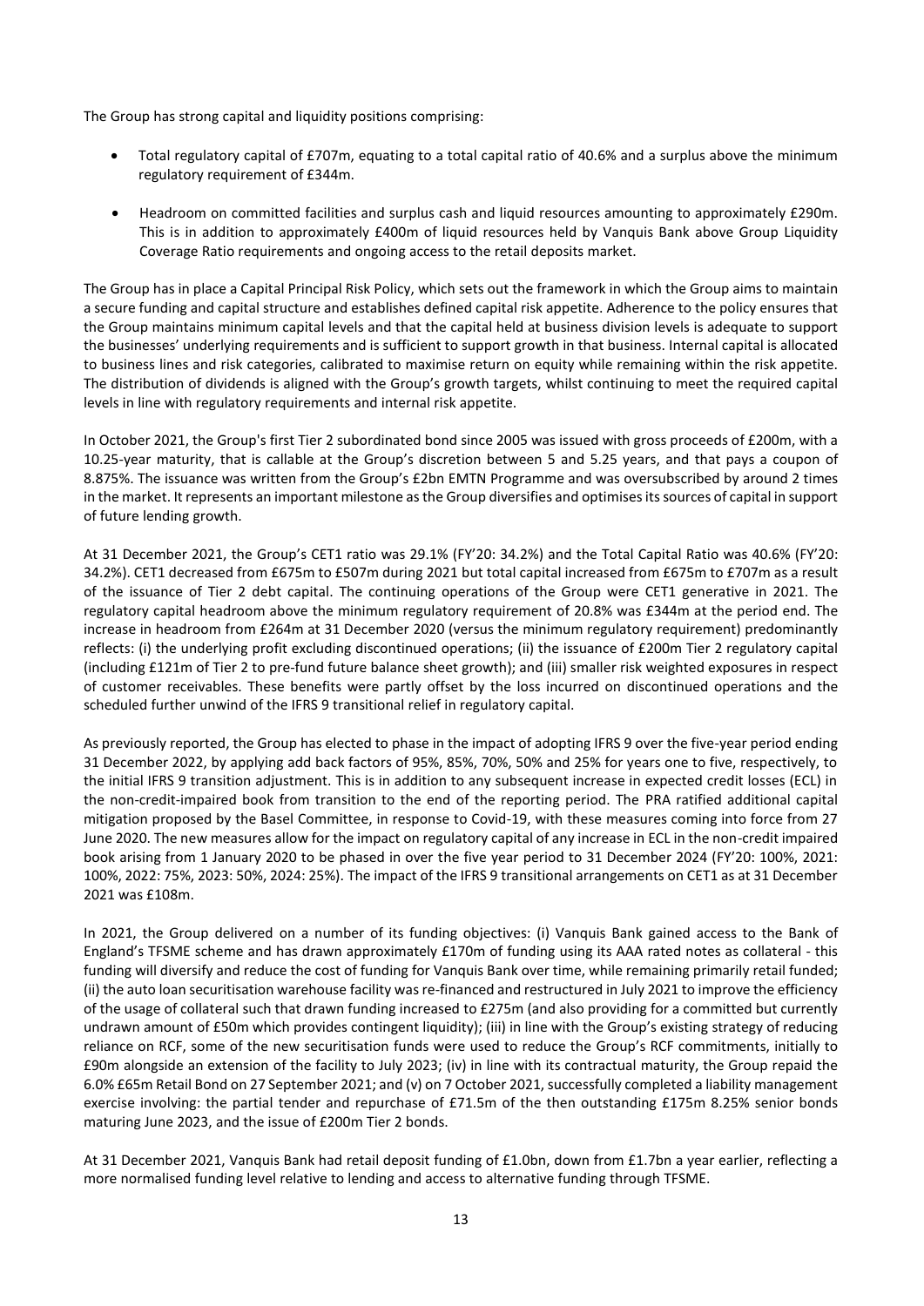The Group has strong capital and liquidity positions comprising:

- Total regulatory capital of £707m, equating to a total capital ratio of 40.6% and a surplus above the minimum regulatory requirement of £344m.
- Headroom on committed facilities and surplus cash and liquid resources amounting to approximately £290m. This is in addition to approximately £400m of liquid resources held by Vanquis Bank above Group Liquidity Coverage Ratio requirements and ongoing access to the retail deposits market.

The Group has in place a Capital Principal Risk Policy, which sets out the framework in which the Group aims to maintain a secure funding and capital structure and establishes defined capital risk appetite. Adherence to the policy ensures that the Group maintains minimum capital levels and that the capital held at business division levels is adequate to support the businesses' underlying requirements and is sufficient to support growth in that business. Internal capital is allocated to business lines and risk categories, calibrated to maximise return on equity while remaining within the risk appetite. The distribution of dividends is aligned with the Group's growth targets, whilst continuing to meet the required capital levels in line with regulatory requirements and internal risk appetite.

In October 2021, the Group's first Tier 2 subordinated bond since 2005 was issued with gross proceeds of £200m, with a 10.25-year maturity, that is callable at the Group's discretion between 5 and 5.25 years, and that pays a coupon of 8.875%. The issuance was written from the Group's £2bn EMTN Programme and was oversubscribed by around 2 times in the market. It represents an important milestone as the Group diversifies and optimises its sources of capital in support of future lending growth.

At 31 December 2021, the Group's CET1 ratio was 29.1% (FY'20: 34.2%) and the Total Capital Ratio was 40.6% (FY'20: 34.2%). CET1 decreased from £675m to £507m during 2021 but total capital increased from £675m to £707m as a result of the issuance of Tier 2 debt capital. The continuing operations of the Group were CET1 generative in 2021. The regulatory capital headroom above the minimum regulatory requirement of 20.8% was £344m at the period end. The increase in headroom from £264m at 31 December 2020 (versus the minimum regulatory requirement) predominantly reflects: (i) the underlying profit excluding discontinued operations; (ii) the issuance of £200m Tier 2 regulatory capital (including £121m of Tier 2 to pre-fund future balance sheet growth); and (iii) smaller risk weighted exposures in respect of customer receivables. These benefits were partly offset by the loss incurred on discontinued operations and the scheduled further unwind of the IFRS 9 transitional relief in regulatory capital.

As previously reported, the Group has elected to phase in the impact of adopting IFRS 9 over the five-year period ending 31 December 2022, by applying add back factors of 95%, 85%, 70%, 50% and 25% for years one to five, respectively, to the initial IFRS 9 transition adjustment. This is in addition to any subsequent increase in expected credit losses (ECL) in the non-credit-impaired book from transition to the end of the reporting period. The PRA ratified additional capital mitigation proposed by the Basel Committee, in response to Covid-19, with these measures coming into force from 27 June 2020. The new measures allow for the impact on regulatory capital of any increase in ECL in the non-credit impaired book arising from 1 January 2020 to be phased in over the five year period to 31 December 2024 (FY'20: 100%, 2021: 100%, 2022: 75%, 2023: 50%, 2024: 25%). The impact of the IFRS 9 transitional arrangements on CET1 as at 31 December 2021 was £108m.

In 2021, the Group delivered on a number of its funding objectives: (i) Vanquis Bank gained access to the Bank of England's TFSME scheme and has drawn approximately £170m of funding using its AAA rated notes as collateral - this funding will diversify and reduce the cost of funding for Vanquis Bank over time, while remaining primarily retail funded; (ii) the auto loan securitisation warehouse facility was re-financed and restructured in July 2021 to improve the efficiency of the usage of collateral such that drawn funding increased to £275m (and also providing for a committed but currently undrawn amount of £50m which provides contingent liquidity); (iii) in line with the Group's existing strategy of reducing reliance on RCF, some of the new securitisation funds were used to reduce the Group's RCF commitments, initially to £90m alongside an extension of the facility to July 2023; (iv) in line with its contractual maturity, the Group repaid the 6.0% £65m Retail Bond on 27 September 2021; and (v) on 7 October 2021, successfully completed a liability management exercise involving: the partial tender and repurchase of £71.5m of the then outstanding £175m 8.25% senior bonds maturing June 2023, and the issue of £200m Tier 2 bonds.

At 31 December 2021, Vanquis Bank had retail deposit funding of £1.0bn, down from £1.7bn a year earlier, reflecting a more normalised funding level relative to lending and access to alternative funding through TFSME.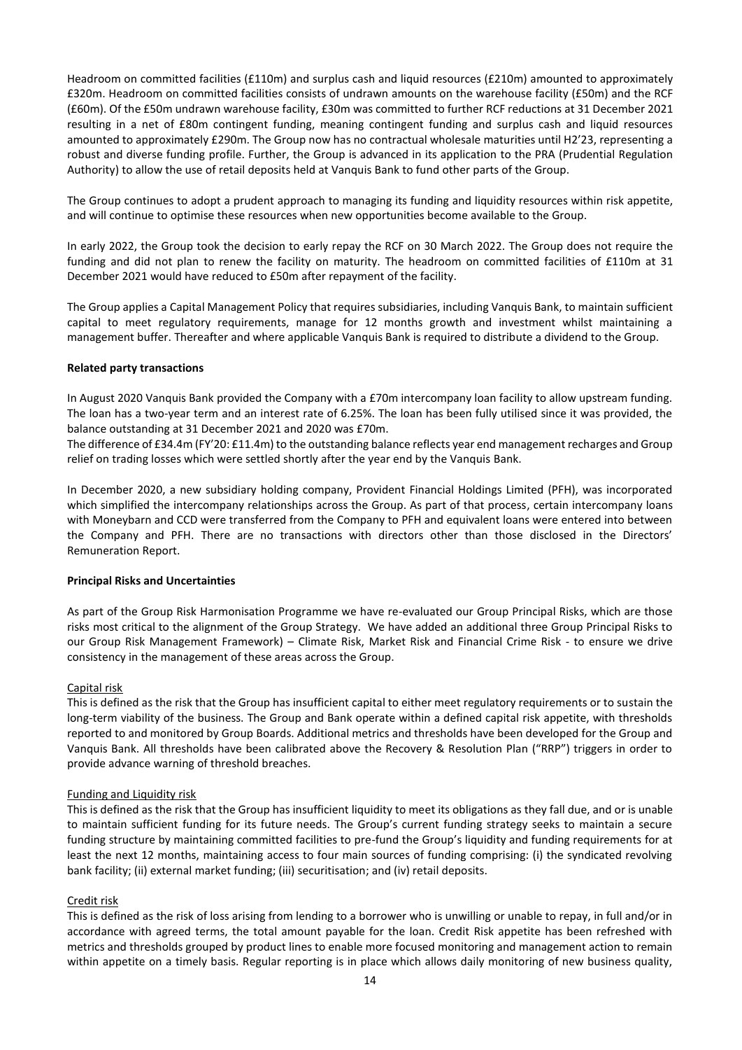Headroom on committed facilities (£110m) and surplus cash and liquid resources (£210m) amounted to approximately £320m. Headroom on committed facilities consists of undrawn amounts on the warehouse facility (£50m) and the RCF (£60m). Of the £50m undrawn warehouse facility, £30m was committed to further RCF reductions at 31 December 2021 resulting in a net of £80m contingent funding, meaning contingent funding and surplus cash and liquid resources amounted to approximately £290m. The Group now has no contractual wholesale maturities until H2'23, representing a robust and diverse funding profile. Further, the Group is advanced in its application to the PRA (Prudential Regulation Authority) to allow the use of retail deposits held at Vanquis Bank to fund other parts of the Group.

The Group continues to adopt a prudent approach to managing its funding and liquidity resources within risk appetite, and will continue to optimise these resources when new opportunities become available to the Group.

In early 2022, the Group took the decision to early repay the RCF on 30 March 2022. The Group does not require the funding and did not plan to renew the facility on maturity. The headroom on committed facilities of £110m at 31 December 2021 would have reduced to £50m after repayment of the facility.

The Group applies a Capital Management Policy that requires subsidiaries, including Vanquis Bank, to maintain sufficient capital to meet regulatory requirements, manage for 12 months growth and investment whilst maintaining a management buffer. Thereafter and where applicable Vanquis Bank is required to distribute a dividend to the Group.

**Related party transactions**

In August 2020 Vanquis Bank provided the Company with a £70m intercompany loan facility to allow upstream funding. The loan has a two-year term and an interest rate of 6.25%. The loan has been fully utilised since it was provided, the balance outstanding at 31 December 2021 and 2020 was £70m.
The difference of £34.4m (FY'20: £11.4m) to the outstanding balance reflects year end management recharges and Group relief on trading losses which were settled shortly after the year end by the Vanquis Bank.

In December 2020, a new subsidiary holding company, Provident Financial Holdings Limited (PFH), was incorporated which simplified the intercompany relationships across the Group. As part of that process, certain intercompany loans with Moneybarn and CCD were transferred from the Company to PFH and equivalent loans were entered into between the Company and PFH. There are no transactions with directors other than those disclosed in the Directors' Remuneration Report.

**Principal Risks and Uncertainties**

As part of the Group Risk Harmonisation Programme we have re-evaluated our Group Principal Risks, which are those risks most critical to the alignment of the Group Strategy. We have added an additional three Group Principal Risks to our Group Risk Management Framework) – Climate Risk, Market Risk and Financial Crime Risk - to ensure we drive consistency in the management of these areas across the Group.

Capital risk

This is defined as the risk that the Group has insufficient capital to either meet regulatory requirements or to sustain the long-term viability of the business. The Group and Bank operate within a defined capital risk appetite, with thresholds reported to and monitored by Group Boards. Additional metrics and thresholds have been developed for the Group and Vanquis Bank. All thresholds have been calibrated above the Recovery & Resolution Plan ("RRP") triggers in order to provide advance warning of threshold breaches.

Funding and Liquidity risk

This is defined as the risk that the Group has insufficient liquidity to meet its obligations as they fall due, and or is unable to maintain sufficient funding for its future needs. The Group's current funding strategy seeks to maintain a secure funding structure by maintaining committed facilities to pre-fund the Group's liquidity and funding requirements for at least the next 12 months, maintaining access to four main sources of funding comprising: (i) the syndicated revolving bank facility; (ii) external market funding; (iii) securitisation; and (iv) retail deposits.

Credit risk

This is defined as the risk of loss arising from lending to a borrower who is unwilling or unable to repay, in full and/or in accordance with agreed terms, the total amount payable for the loan. Credit Risk appetite has been refreshed with metrics and thresholds grouped by product lines to enable more focused monitoring and management action to remain within appetite on a timely basis. Regular reporting is in place which allows daily monitoring of new business quality,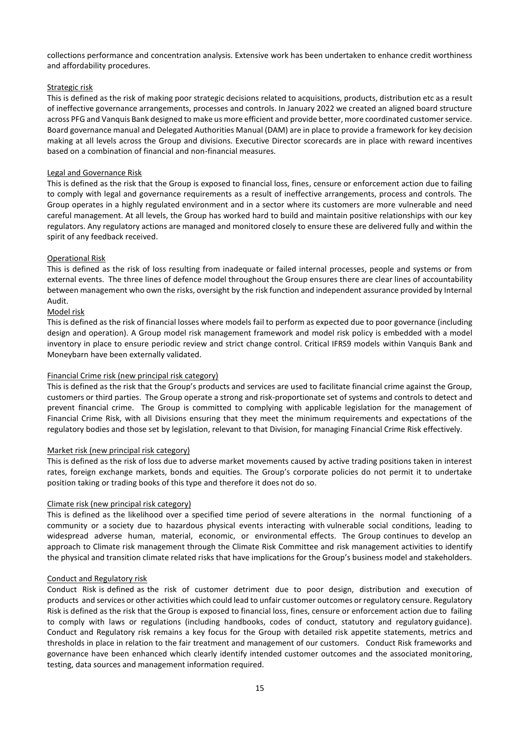collections performance and concentration analysis. Extensive work has been undertaken to enhance credit worthiness and affordability procedures.

Strategic risk

This is defined as the risk of making poor strategic decisions related to acquisitions, products, distribution etc as a result of ineffective governance arrangements, processes and controls. In January 2022 we created an aligned board structure across PFG and Vanquis Bank designed to make us more efficient and provide better, more coordinated customer service. Board governance manual and Delegated Authorities Manual (DAM) are in place to provide a framework for key decision making at all levels across the Group and divisions. Executive Director scorecards are in place with reward incentives based on a combination of financial and non-financial measures.

Legal and Governance Risk

This is defined as the risk that the Group is exposed to financial loss, fines, censure or enforcement action due to failing to comply with legal and governance requirements as a result of ineffective arrangements, process and controls. The Group operates in a highly regulated environment and in a sector where its customers are more vulnerable and need careful management. At all levels, the Group has worked hard to build and maintain positive relationships with our key regulators. Any regulatory actions are managed and monitored closely to ensure these are delivered fully and within the spirit of any feedback received.

Operational Risk

This is defined as the risk of loss resulting from inadequate or failed internal processes, people and systems or from external events. The three lines of defence model throughout the Group ensures there are clear lines of accountability between management who own the risks, oversight by the risk function and independent assurance provided by Internal Audit.

Model risk

This is defined as the risk of financial losses where models fail to perform as expected due to poor governance (including design and operation). A Group model risk management framework and model risk policy is embedded with a model inventory in place to ensure periodic review and strict change control. Critical IFRS9 models within Vanquis Bank and Moneybarn have been externally validated.

Financial Crime risk (new principal risk category)

This is defined as the risk that the Group's products and services are used to facilitate financial crime against the Group, customers or third parties. The Group operate a strong and risk-proportionate set of systems and controls to detect and prevent financial crime. The Group is committed to complying with applicable legislation for the management of Financial Crime Risk, with all Divisions ensuring that they meet the minimum requirements and expectations of the regulatory bodies and those set by legislation, relevant to that Division, for managing Financial Crime Risk effectively.

Market risk (new principal risk category)

This is defined as the risk of loss due to adverse market movements caused by active trading positions taken in interest rates, foreign exchange markets, bonds and equities. The Group's corporate policies do not permit it to undertake position taking or trading books of this type and therefore it does not do so.

Climate risk (new principal risk category)

This is defined as the likelihood over a specified time period of severe alterations in the normal functioning of a community or a society due to hazardous physical events interacting with vulnerable social conditions, leading to widespread adverse human, material, economic, or environmental effects. The Group continues to develop an approach to Climate risk management through the Climate Risk Committee and risk management activities to identify the physical and transition climate related risks that have implications for the Group's business model and stakeholders.

Conduct and Regulatory risk

Conduct Risk is defined as the risk of customer detriment due to poor design, distribution and execution of products and services or other activities which could lead to unfair customer outcomes or regulatory censure. Regulatory Risk is defined as the risk that the Group is exposed to financial loss, fines, censure or enforcement action due to failing to comply with laws or regulations (including handbooks, codes of conduct, statutory and regulatory guidance). Conduct and Regulatory risk remains a key focus for the Group with detailed risk appetite statements, metrics and thresholds in place in relation to the fair treatment and management of our customers. Conduct Risk frameworks and governance have been enhanced which clearly identify intended customer outcomes and the associated monitoring, testing, data sources and management information required.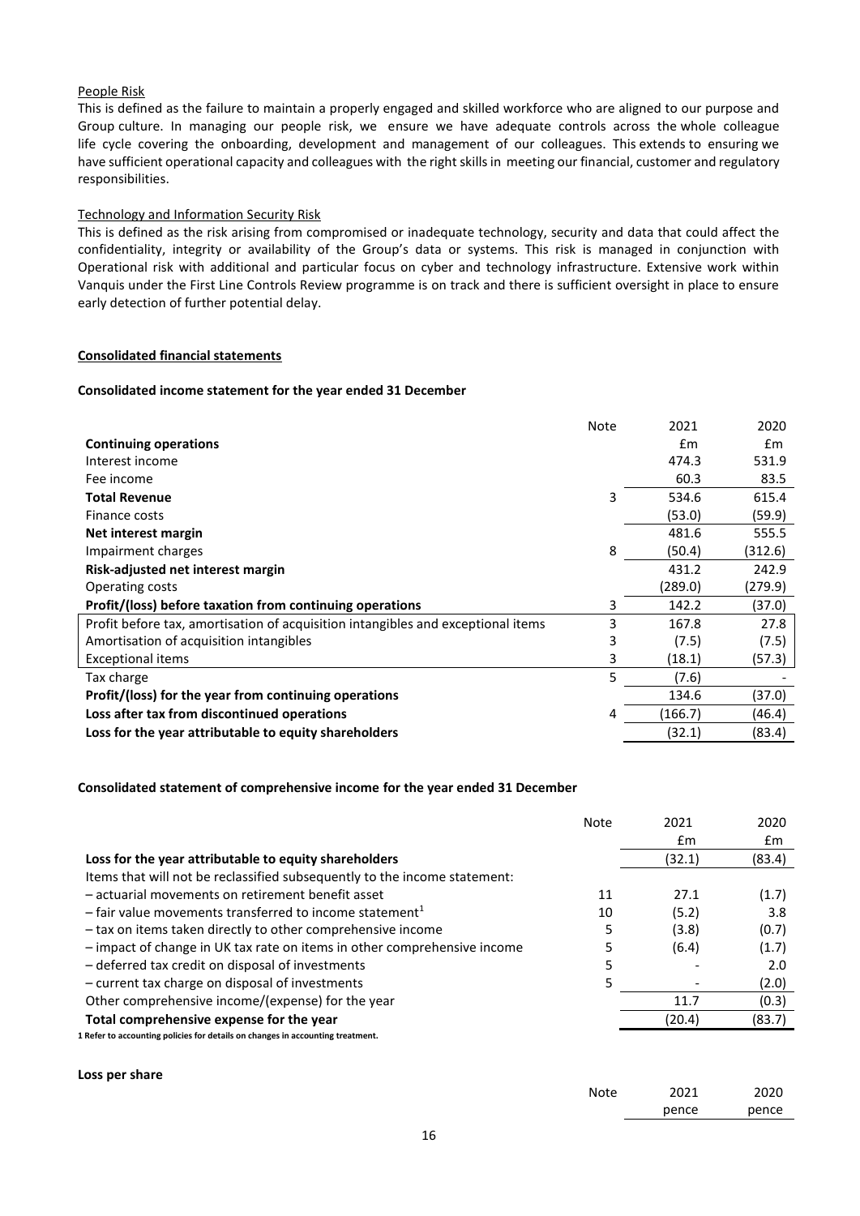People Risk

This is defined as the failure to maintain a properly engaged and skilled workforce who are aligned to our purpose and Group culture. In managing our people risk, we ensure we have adequate controls across the whole colleague life cycle covering the onboarding, development and management of our colleagues. This extends to ensuring we have sufficient operational capacity and colleagues with the right skills in meeting our financial, customer and regulatory responsibilities.

Technology and Information Security Risk

This is defined as the risk arising from compromised or inadequate technology, security and data that could affect the confidentiality, integrity or availability of the Group's data or systems. This risk is managed in conjunction with Operational risk with additional and particular focus on cyber and technology infrastructure. Extensive work within Vanquis under the First Line Controls Review programme is on track and there is sufficient oversight in place to ensure early detection of further potential delay.

## Consolidated financial statements

### Consolidated income statement for the year ended 31 December

| | Note | 2021 | 2020 |
|---|---|---|---|
| **Continuing operations** | | £m | £m |
| Interest income | | 474.3 | 531.9 |
| Fee income | | 60.3 | 83.5 |
| **Total Revenue** | 3 | 534.6 | 615.4 |
| Finance costs | | (53.0) | (59.9) |
| **Net interest margin** | | 481.6 | 555.5 |
| Impairment charges | 8 | (50.4) | (312.6) |
| **Risk-adjusted net interest margin** | | 431.2 | 242.9 |
| Operating costs | | (289.0) | (279.9) |
| **Profit/(loss) before taxation from continuing operations** | 3 | 142.2 | (37.0) |
| Profit before tax, amortisation of acquisition intangibles and exceptional items | 3 | 167.8 | 27.8 |
| Amortisation of acquisition intangibles | 3 | (7.5) | (7.5) |
| Exceptional items | 3 | (18.1) | (57.3) |
| Tax charge | 5 | (7.6) | - |
| **Profit/(loss) for the year from continuing operations** | | 134.6 | (37.0) |
| **Loss after tax from discontinued operations** | 4 | (166.7) | (46.4) |
| **Loss for the year attributable to equity shareholders** | | (32.1) | (83.4) |

### Consolidated statement of comprehensive income for the year ended 31 December

| | Note | 2021 | 2020 |
|---|---|---|---|
| | | £m | £m |
| **Loss for the year attributable to equity shareholders** | | (32.1) | (83.4) |
| Items that will not be reclassified subsequently to the income statement: | | | |
| – actuarial movements on retirement benefit asset | 11 | 27.1 | (1.7) |
| – fair value movements transferred to income statement[1] | 10 | (5.2) | 3.8 |
| – tax on items taken directly to other comprehensive income | 5 | (3.8) | (0.7) |
| – impact of change in UK tax rate on items in other comprehensive income | 5 | (6.4) | (1.7) |
| – deferred tax credit on disposal of investments | 5 | - | 2.0 |
| – current tax charge on disposal of investments | 5 | - | (2.0) |
| Other comprehensive income/(expense) for the year | | 11.7 | (0.3) |
| **Total comprehensive expense for the year** | | (20.4) | (83.7) |

**1 Refer to accounting policies for details on changes in accounting treatment.**

**Loss per share**

| | Note | 2021 | 2020 |
|---|---|---|---|
| | | pence | pence |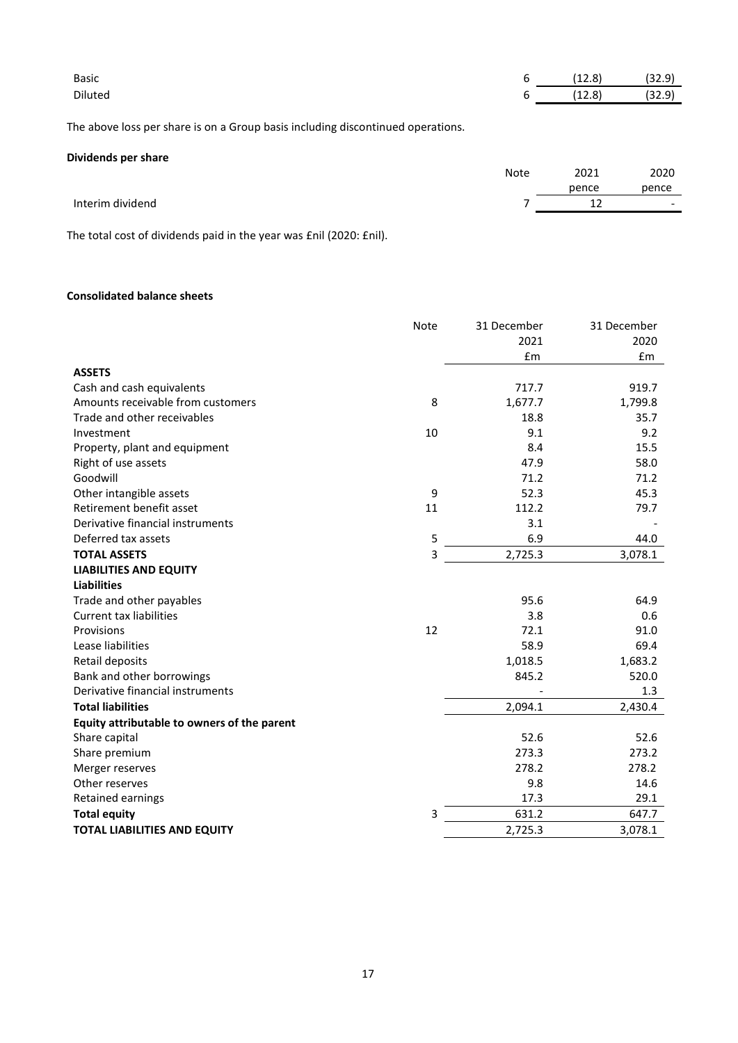| | | | |
|---|---|---|---|
| Basic | 6 | (12.8) | (32.9) |
| Diluted | 6 | (12.8) | (32.9) |

The above loss per share is on a Group basis including discontinued operations.

**Dividends per share**

| | Note | 2021 pence | 2020 pence |
|---|---|---|---|
| Interim dividend | 7 | 12 | - |

The total cost of dividends paid in the year was £nil (2020: £nil).

**Consolidated balance sheets**

| | Note | 31 December 2021 £m | 31 December 2020 £m |
|---|---|---|---|
| **ASSETS** | | | |
| Cash and cash equivalents | | 717.7 | 919.7 |
| Amounts receivable from customers | 8 | 1,677.7 | 1,799.8 |
| Trade and other receivables | | 18.8 | 35.7 |
| Investment | 10 | 9.1 | 9.2 |
| Property, plant and equipment | | 8.4 | 15.5 |
| Right of use assets | | 47.9 | 58.0 |
| Goodwill | | 71.2 | 71.2 |
| Other intangible assets | 9 | 52.3 | 45.3 |
| Retirement benefit asset | 11 | 112.2 | 79.7 |
| Derivative financial instruments | | 3.1 | - |
| Deferred tax assets | 5 | 6.9 | 44.0 |
| **TOTAL ASSETS** | 3 | 2,725.3 | 3,078.1 |
| **LIABILITIES AND EQUITY** | | | |
| **Liabilities** | | | |
| Trade and other payables | | 95.6 | 64.9 |
| Current tax liabilities | | 3.8 | 0.6 |
| Provisions | 12 | 72.1 | 91.0 |
| Lease liabilities | | 58.9 | 69.4 |
| Retail deposits | | 1,018.5 | 1,683.2 |
| Bank and other borrowings | | 845.2 | 520.0 |
| Derivative financial instruments | | - | 1.3 |
| **Total liabilities** | | 2,094.1 | 2,430.4 |
| **Equity attributable to owners of the parent** | | | |
| Share capital | | 52.6 | 52.6 |
| Share premium | | 273.3 | 273.2 |
| Merger reserves | | 278.2 | 278.2 |
| Other reserves | | 9.8 | 14.6 |
| Retained earnings | | 17.3 | 29.1 |
| **Total equity** | 3 | 631.2 | 647.7 |
| **TOTAL LIABILITIES AND EQUITY** | | 2,725.3 | 3,078.1 |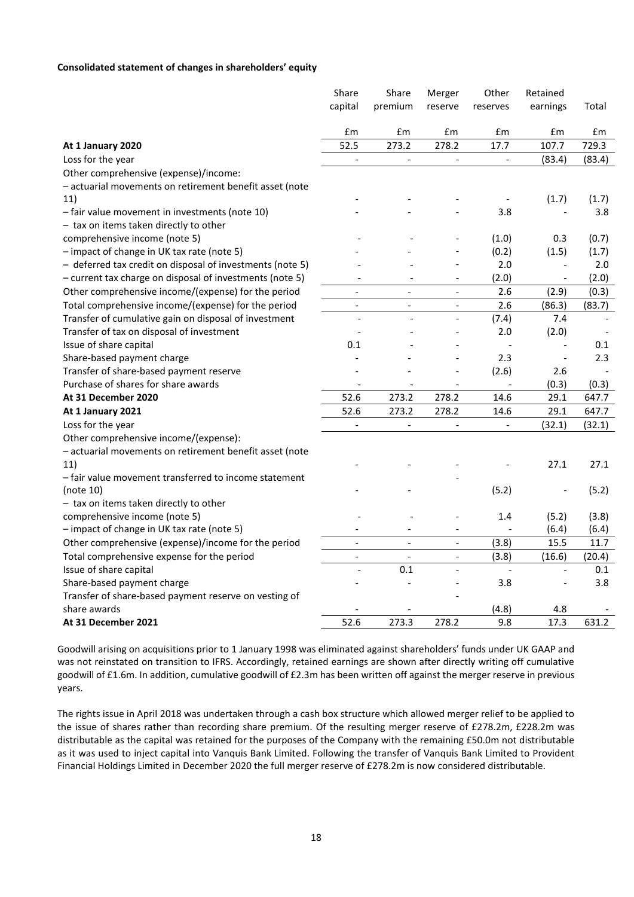**Consolidated statement of changes in shareholders' equity**

| | Share capital | Share premium | Merger reserve | Other reserves | Retained earnings | Total |
|---|---|---|---|---|---|---|
| | £m | £m | £m | £m | £m | £m |
| **At 1 January 2020** | 52.5 | 273.2 | 278.2 | 17.7 | 107.7 | 729.3 |
| Loss for the year | - | - | - | - | (83.4) | (83.4) |
| Other comprehensive (expense)/income: | | | | | | |
| – actuarial movements on retirement benefit asset (note 11) | - | - | - | - | (1.7) | (1.7) |
| – fair value movement in investments (note 10) | - | - | - | 3.8 | - | 3.8 |
| – tax on items taken directly to other comprehensive income (note 5) | - | - | - | (1.0) | 0.3 | (0.7) |
| – impact of change in UK tax rate (note 5) | - | - | - | (0.2) | (1.5) | (1.7) |
| – deferred tax credit on disposal of investments (note 5) | - | - | - | 2.0 | - | 2.0 |
| – current tax charge on disposal of investments (note 5) | - | - | - | (2.0) | - | (2.0) |
| Other comprehensive income/(expense) for the period | - | - | - | 2.6 | (2.9) | (0.3) |
| Total comprehensive income/(expense) for the period | - | - | - | 2.6 | (86.3) | (83.7) |
| Transfer of cumulative gain on disposal of investment | - | - | - | (7.4) | 7.4 | - |
| Transfer of tax on disposal of investment | - | - | - | 2.0 | (2.0) | - |
| Issue of share capital | 0.1 | - | - | - | - | 0.1 |
| Share-based payment charge | - | - | - | 2.3 | - | 2.3 |
| Transfer of share-based payment reserve | - | - | - | (2.6) | 2.6 | - |
| Purchase of shares for share awards | - | - | - | - | (0.3) | (0.3) |
| **At 31 December 2020** | 52.6 | 273.2 | 278.2 | 14.6 | 29.1 | 647.7 |
| **At 1 January 2021** | 52.6 | 273.2 | 278.2 | 14.6 | 29.1 | 647.7 |
| Loss for the year | - | - | - | - | (32.1) | (32.1) |
| Other comprehensive income/(expense): | | | | | | |
| – actuarial movements on retirement benefit asset (note 11) | - | - | - | - | 27.1 | 27.1 |
| – fair value movement transferred to income statement (note 10) | - | - | - | (5.2) | - | (5.2) |
| – tax on items taken directly to other comprehensive income (note 5) | - | - | - | 1.4 | (5.2) | (3.8) |
| – impact of change in UK tax rate (note 5) | - | - | - | - | (6.4) | (6.4) |
| Other comprehensive (expense)/income for the period | - | - | - | (3.8) | 15.5 | 11.7 |
| Total comprehensive expense for the period | - | - | - | (3.8) | (16.6) | (20.4) |
| Issue of share capital | - | 0.1 | - | - | - | 0.1 |
| Share-based payment charge | - | - | - | 3.8 | - | 3.8 |
| Transfer of share-based payment reserve on vesting of share awards | - | - | - | (4.8) | 4.8 | - |
| **At 31 December 2021** | 52.6 | 273.3 | 278.2 | 9.8 | 17.3 | 631.2 |

Goodwill arising on acquisitions prior to 1 January 1998 was eliminated against shareholders' funds under UK GAAP and was not reinstated on transition to IFRS. Accordingly, retained earnings are shown after directly writing off cumulative goodwill of £1.6m. In addition, cumulative goodwill of £2.3m has been written off against the merger reserve in previous years.

The rights issue in April 2018 was undertaken through a cash box structure which allowed merger relief to be applied to the issue of shares rather than recording share premium. Of the resulting merger reserve of £278.2m, £228.2m was distributable as the capital was retained for the purposes of the Company with the remaining £50.0m not distributable as it was used to inject capital into Vanquis Bank Limited. Following the transfer of Vanquis Bank Limited to Provident Financial Holdings Limited in December 2020 the full merger reserve of £278.2m is now considered distributable.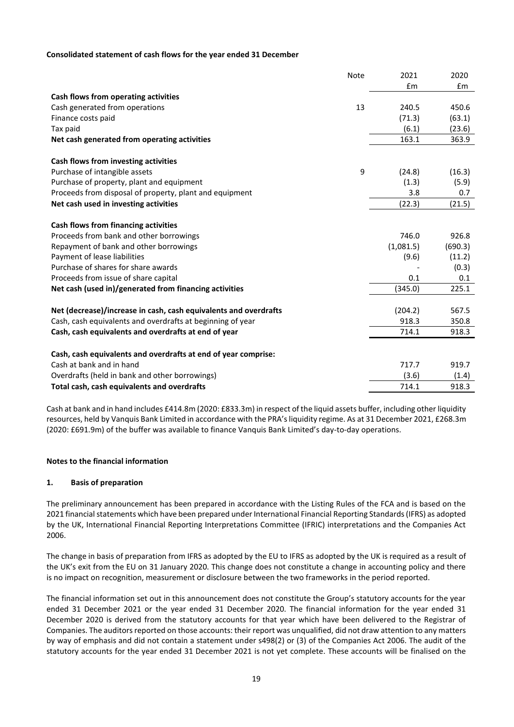**Consolidated statement of cash flows for the year ended 31 December**

| | Note | 2021 | 2020 |
|---|---|---|---|
| | | £m | £m |
| **Cash flows from operating activities** | | | |
| Cash generated from operations | 13 | 240.5 | 450.6 |
| Finance costs paid | | (71.3) | (63.1) |
| Tax paid | | (6.1) | (23.6) |
| **Net cash generated from operating activities** | | 163.1 | 363.9 |
| | | | |
| **Cash flows from investing activities** | | | |
| Purchase of intangible assets | 9 | (24.8) | (16.3) |
| Purchase of property, plant and equipment | | (1.3) | (5.9) |
| Proceeds from disposal of property, plant and equipment | | 3.8 | 0.7 |
| **Net cash used in investing activities** | | (22.3) | (21.5) |
| | | | |
| **Cash flows from financing activities** | | | |
| Proceeds from bank and other borrowings | | 746.0 | 926.8 |
| Repayment of bank and other borrowings | | (1,081.5) | (690.3) |
| Payment of lease liabilities | | (9.6) | (11.2) |
| Purchase of shares for share awards | | - | (0.3) |
| Proceeds from issue of share capital | | 0.1 | 0.1 |
| **Net cash (used in)/generated from financing activities** | | (345.0) | 225.1 |
| | | | |
| **Net (decrease)/increase in cash, cash equivalents and overdrafts** | | (204.2) | 567.5 |
| Cash, cash equivalents and overdrafts at beginning of year | | 918.3 | 350.8 |
| **Cash, cash equivalents and overdrafts at end of year** | | 714.1 | 918.3 |
| | | | |
| **Cash, cash equivalents and overdrafts at end of year comprise:** | | | |
| Cash at bank and in hand | | 717.7 | 919.7 |
| Overdrafts (held in bank and other borrowings) | | (3.6) | (1.4) |
| **Total cash, cash equivalents and overdrafts** | | 714.1 | 918.3 |

Cash at bank and in hand includes £414.8m (2020: £833.3m) in respect of the liquid assets buffer, including other liquidity resources, held by Vanquis Bank Limited in accordance with the PRA's liquidity regime. As at 31 December 2021, £268.3m (2020: £691.9m) of the buffer was available to finance Vanquis Bank Limited's day-to-day operations.

**Notes to the financial information**

**1. Basis of preparation**

The preliminary announcement has been prepared in accordance with the Listing Rules of the FCA and is based on the 2021 financial statements which have been prepared under International Financial Reporting Standards (IFRS) as adopted by the UK, International Financial Reporting Interpretations Committee (IFRIC) interpretations and the Companies Act 2006.

The change in basis of preparation from IFRS as adopted by the EU to IFRS as adopted by the UK is required as a result of the UK's exit from the EU on 31 January 2020. This change does not constitute a change in accounting policy and there is no impact on recognition, measurement or disclosure between the two frameworks in the period reported.

The financial information set out in this announcement does not constitute the Group's statutory accounts for the year ended 31 December 2021 or the year ended 31 December 2020. The financial information for the year ended 31 December 2020 is derived from the statutory accounts for that year which have been delivered to the Registrar of Companies. The auditors reported on those accounts: their report was unqualified, did not draw attention to any matters by way of emphasis and did not contain a statement under s498(2) or (3) of the Companies Act 2006. The audit of the statutory accounts for the year ended 31 December 2021 is not yet complete. These accounts will be finalised on the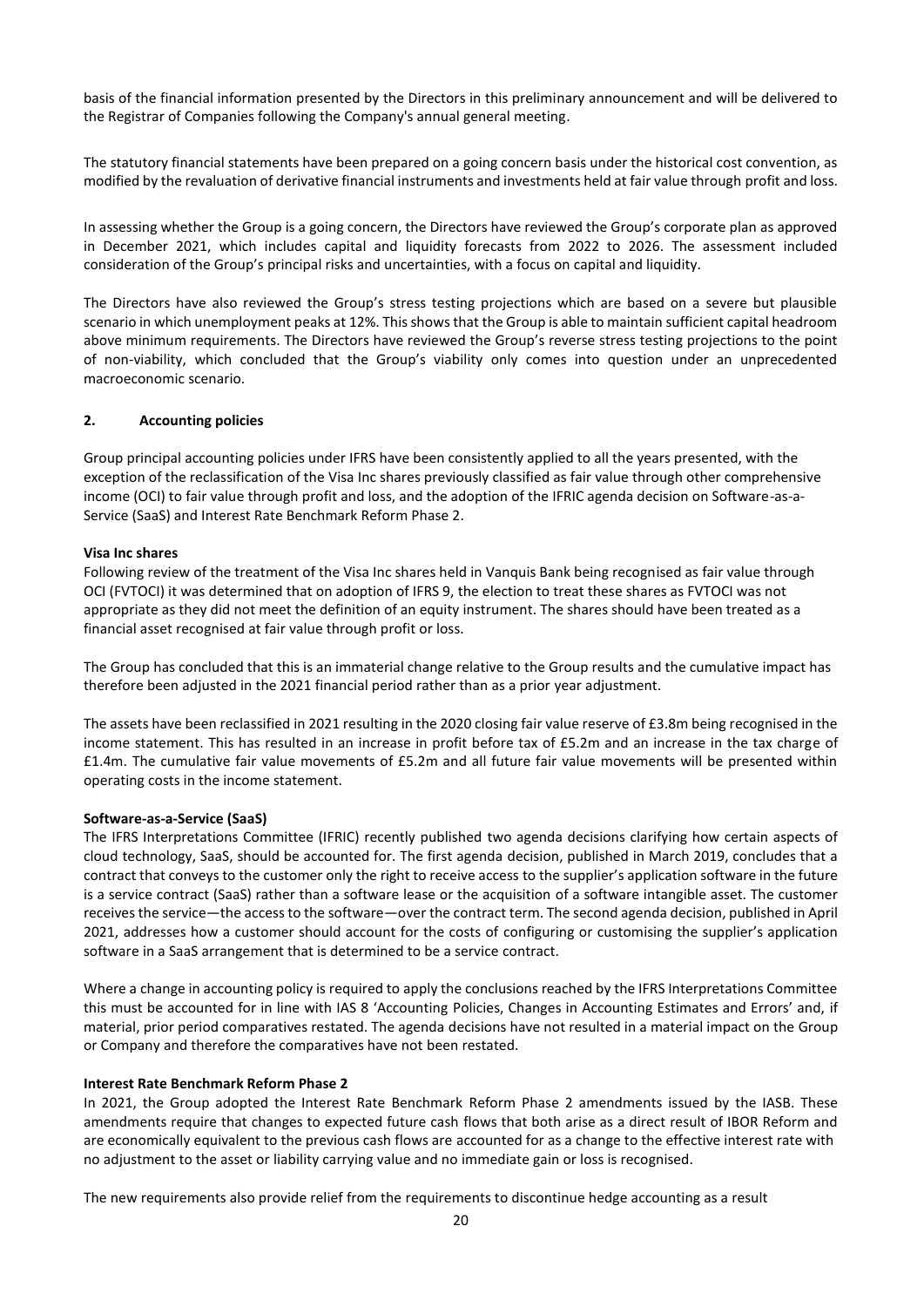basis of the financial information presented by the Directors in this preliminary announcement and will be delivered to the Registrar of Companies following the Company's annual general meeting.

The statutory financial statements have been prepared on a going concern basis under the historical cost convention, as modified by the revaluation of derivative financial instruments and investments held at fair value through profit and loss.

In assessing whether the Group is a going concern, the Directors have reviewed the Group's corporate plan as approved in December 2021, which includes capital and liquidity forecasts from 2022 to 2026. The assessment included consideration of the Group's principal risks and uncertainties, with a focus on capital and liquidity.

The Directors have also reviewed the Group's stress testing projections which are based on a severe but plausible scenario in which unemployment peaks at 12%. This shows that the Group is able to maintain sufficient capital headroom above minimum requirements. The Directors have reviewed the Group's reverse stress testing projections to the point of non-viability, which concluded that the Group's viability only comes into question under an unprecedented macroeconomic scenario.

## 2. Accounting policies

Group principal accounting policies under IFRS have been consistently applied to all the years presented, with the exception of the reclassification of the Visa Inc shares previously classified as fair value through other comprehensive income (OCI) to fair value through profit and loss, and the adoption of the IFRIC agenda decision on Software-as-a-Service (SaaS) and Interest Rate Benchmark Reform Phase 2.

**Visa Inc shares**

Following review of the treatment of the Visa Inc shares held in Vanquis Bank being recognised as fair value through OCI (FVTOCI) it was determined that on adoption of IFRS 9, the election to treat these shares as FVTOCI was not appropriate as they did not meet the definition of an equity instrument. The shares should have been treated as a financial asset recognised at fair value through profit or loss.

The Group has concluded that this is an immaterial change relative to the Group results and the cumulative impact has therefore been adjusted in the 2021 financial period rather than as a prior year adjustment.

The assets have been reclassified in 2021 resulting in the 2020 closing fair value reserve of £3.8m being recognised in the income statement. This has resulted in an increase in profit before tax of £5.2m and an increase in the tax charge of £1.4m. The cumulative fair value movements of £5.2m and all future fair value movements will be presented within operating costs in the income statement.

**Software-as-a-Service (SaaS)**

The IFRS Interpretations Committee (IFRIC) recently published two agenda decisions clarifying how certain aspects of cloud technology, SaaS, should be accounted for. The first agenda decision, published in March 2019, concludes that a contract that conveys to the customer only the right to receive access to the supplier's application software in the future is a service contract (SaaS) rather than a software lease or the acquisition of a software intangible asset. The customer receives the service—the access to the software—over the contract term. The second agenda decision, published in April 2021, addresses how a customer should account for the costs of configuring or customising the supplier's application software in a SaaS arrangement that is determined to be a service contract.

Where a change in accounting policy is required to apply the conclusions reached by the IFRS Interpretations Committee this must be accounted for in line with IAS 8 'Accounting Policies, Changes in Accounting Estimates and Errors' and, if material, prior period comparatives restated. The agenda decisions have not resulted in a material impact on the Group or Company and therefore the comparatives have not been restated.

**Interest Rate Benchmark Reform Phase 2**

In 2021, the Group adopted the Interest Rate Benchmark Reform Phase 2 amendments issued by the IASB. These amendments require that changes to expected future cash flows that both arise as a direct result of IBOR Reform and are economically equivalent to the previous cash flows are accounted for as a change to the effective interest rate with no adjustment to the asset or liability carrying value and no immediate gain or loss is recognised.

The new requirements also provide relief from the requirements to discontinue hedge accounting as a result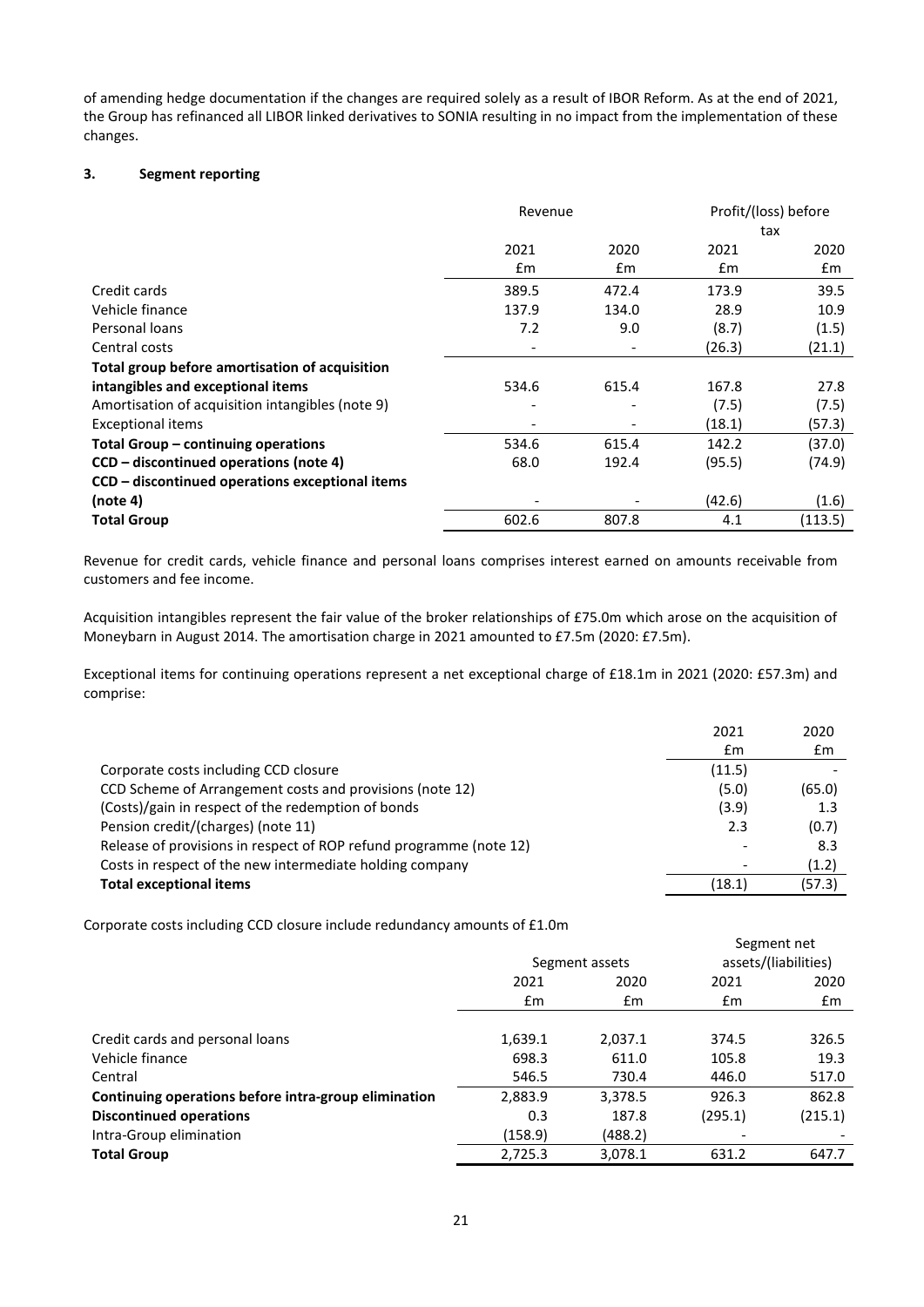of amending hedge documentation if the changes are required solely as a result of IBOR Reform. As at the end of 2021, the Group has refinanced all LIBOR linked derivatives to SONIA resulting in no impact from the implementation of these changes.

### 3. Segment reporting

| | Revenue | | Profit/(loss) before tax | |
|---|---|---|---|---|
| | 2021 £m | 2020 £m | 2021 £m | 2020 £m |
| Credit cards | 389.5 | 472.4 | 173.9 | 39.5 |
| Vehicle finance | 137.9 | 134.0 | 28.9 | 10.9 |
| Personal loans | 7.2 | 9.0 | (8.7) | (1.5) |
| Central costs | - | - | (26.3) | (21.1) |
| **Total group before amortisation of acquisition intangibles and exceptional items** | 534.6 | 615.4 | 167.8 | 27.8 |
| Amortisation of acquisition intangibles (note 9) | - | - | (7.5) | (7.5) |
| Exceptional items | - | - | (18.1) | (57.3) |
| **Total Group – continuing operations** | 534.6 | 615.4 | 142.2 | (37.0) |
| **CCD – discontinued operations (note 4)** | 68.0 | 192.4 | (95.5) | (74.9) |
| **CCD – discontinued operations exceptional items (note 4)** | - | - | (42.6) | (1.6) |
| **Total Group** | 602.6 | 807.8 | 4.1 | (113.5) |

Revenue for credit cards, vehicle finance and personal loans comprises interest earned on amounts receivable from customers and fee income.

Acquisition intangibles represent the fair value of the broker relationships of £75.0m which arose on the acquisition of Moneybarn in August 2014. The amortisation charge in 2021 amounted to £7.5m (2020: £7.5m).

Exceptional items for continuing operations represent a net exceptional charge of £18.1m in 2021 (2020: £57.3m) and comprise:

| | 2021 £m | 2020 £m |
|---|---|---|
| Corporate costs including CCD closure | (11.5) | - |
| CCD Scheme of Arrangement costs and provisions (note 12) | (5.0) | (65.0) |
| (Costs)/gain in respect of the redemption of bonds | (3.9) | 1.3 |
| Pension credit/(charges) (note 11) | 2.3 | (0.7) |
| Release of provisions in respect of ROP refund programme (note 12) | - | 8.3 |
| Costs in respect of the new intermediate holding company | - | (1.2) |
| **Total exceptional items** | (18.1) | (57.3) |

Corporate costs including CCD closure include redundancy amounts of £1.0m

| | Segment assets | | Segment net assets/(liabilities) | |
|---|---|---|---|---|
| | 2021 £m | 2020 £m | 2021 £m | 2020 £m |
| Credit cards and personal loans | 1,639.1 | 2,037.1 | 374.5 | 326.5 |
| Vehicle finance | 698.3 | 611.0 | 105.8 | 19.3 |
| Central | 546.5 | 730.4 | 446.0 | 517.0 |
| **Continuing operations before intra-group elimination** | 2,883.9 | 3,378.5 | 926.3 | 862.8 |
| **Discontinued operations** | 0.3 | 187.8 | (295.1) | (215.1) |
| Intra-Group elimination | (158.9) | (488.2) | - | - |
| **Total Group** | 2,725.3 | 3,078.1 | 631.2 | 647.7 |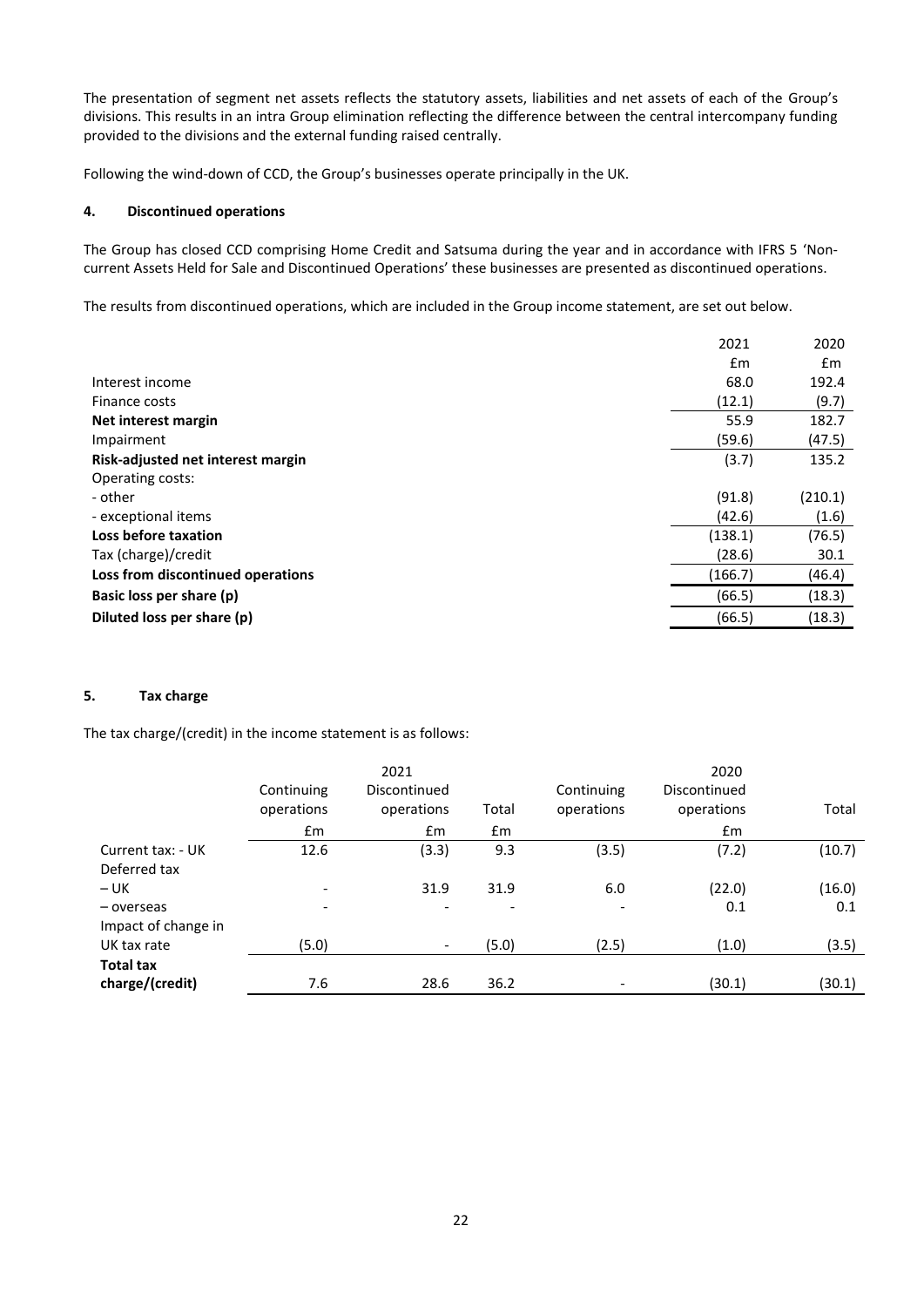The presentation of segment net assets reflects the statutory assets, liabilities and net assets of each of the Group's divisions. This results in an intra Group elimination reflecting the difference between the central intercompany funding provided to the divisions and the external funding raised centrally.

Following the wind-down of CCD, the Group's businesses operate principally in the UK.

## 4. Discontinued operations

The Group has closed CCD comprising Home Credit and Satsuma during the year and in accordance with IFRS 5 'Non-current Assets Held for Sale and Discontinued Operations' these businesses are presented as discontinued operations.

The results from discontinued operations, which are included in the Group income statement, are set out below.

| | 2021 | 2020 |
|---|---|---|
| | £m | £m |
| Interest income | 68.0 | 192.4 |
| Finance costs | (12.1) | (9.7) |
| **Net interest margin** | 55.9 | 182.7 |
| Impairment | (59.6) | (47.5) |
| **Risk-adjusted net interest margin** | (3.7) | 135.2 |
| Operating costs: | | |
| - other | (91.8) | (210.1) |
| - exceptional items | (42.6) | (1.6) |
| **Loss before taxation** | (138.1) | (76.5) |
| Tax (charge)/credit | (28.6) | 30.1 |
| **Loss from discontinued operations** | (166.7) | (46.4) |
| **Basic loss per share (p)** | (66.5) | (18.3) |
| **Diluted loss per share (p)** | (66.5) | (18.3) |

## 5. Tax charge

The tax charge/(credit) in the income statement is as follows:

| | 2021 | | | 2020 | | |
|---|---|---|---|---|---|---|
| | Continuing operations | Discontinued operations | Total | Continuing operations | Discontinued operations | Total |
| | £m | £m | £m | | £m | |
| Current tax: - UK | 12.6 | (3.3) | 9.3 | (3.5) | (7.2) | (10.7) |
| Deferred tax | | | | | | |
| – UK | - | 31.9 | 31.9 | 6.0 | (22.0) | (16.0) |
| – overseas | - | - | - | - | 0.1 | 0.1 |
| Impact of change in UK tax rate | (5.0) | - | (5.0) | (2.5) | (1.0) | (3.5) |
| **Total tax charge/(credit)** | 7.6 | 28.6 | 36.2 | - | (30.1) | (30.1) |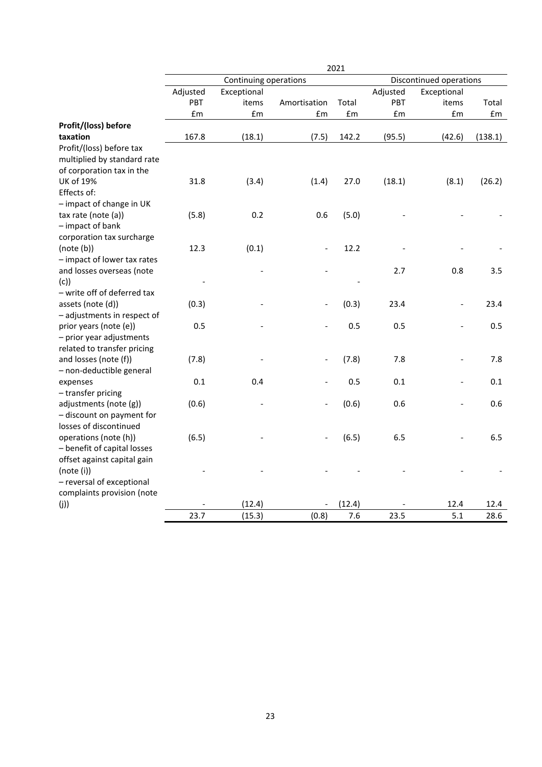| | 2021 | | | | | | |
|---|---|---|---|---|---|---|---|
| | Continuing operations | | | | Discontinued operations | | |
| | Adjusted PBT £m | Exceptional items £m | Amortisation £m | Total £m | Adjusted PBT £m | Exceptional items £m | Total £m |
| **Profit/(loss) before taxation** | 167.8 | (18.1) | (7.5) | 142.2 | (95.5) | (42.6) | (138.1) |
| Profit/(loss) before tax multiplied by standard rate of corporation tax in the UK of 19% | 31.8 | (3.4) | (1.4) | 27.0 | (18.1) | (8.1) | (26.2) |
| Effects of: | | | | | | | |
| – impact of change in UK tax rate (note (a)) | (5.8) | 0.2 | 0.6 | (5.0) | - | - | - |
| – impact of bank corporation tax surcharge (note (b)) | 12.3 | (0.1) | - | 12.2 | - | - | - |
| – impact of lower tax rates and losses overseas (note (c)) | - | - | - | - | 2.7 | 0.8 | 3.5 |
| – write off of deferred tax assets (note (d)) | (0.3) | - | - | (0.3) | 23.4 | - | 23.4 |
| – adjustments in respect of prior years (note (e)) | 0.5 | - | - | 0.5 | 0.5 | - | 0.5 |
| – prior year adjustments related to transfer pricing and losses (note (f)) | (7.8) | - | - | (7.8) | 7.8 | - | 7.8 |
| – non-deductible general expenses | 0.1 | 0.4 | - | 0.5 | 0.1 | - | 0.1 |
| – transfer pricing adjustments (note (g)) | (0.6) | - | - | (0.6) | 0.6 | - | 0.6 |
| – discount on payment for losses of discontinued operations (note (h)) | (6.5) | - | - | (6.5) | 6.5 | - | 6.5 |
| – benefit of capital losses offset against capital gain (note (i)) | - | - | - | - | - | - | - |
| – reversal of exceptional complaints provision (note (j)) | - | (12.4) | - | (12.4) | - | 12.4 | 12.4 |
| | 23.7 | (15.3) | (0.8) | 7.6 | 23.5 | 5.1 | 28.6 |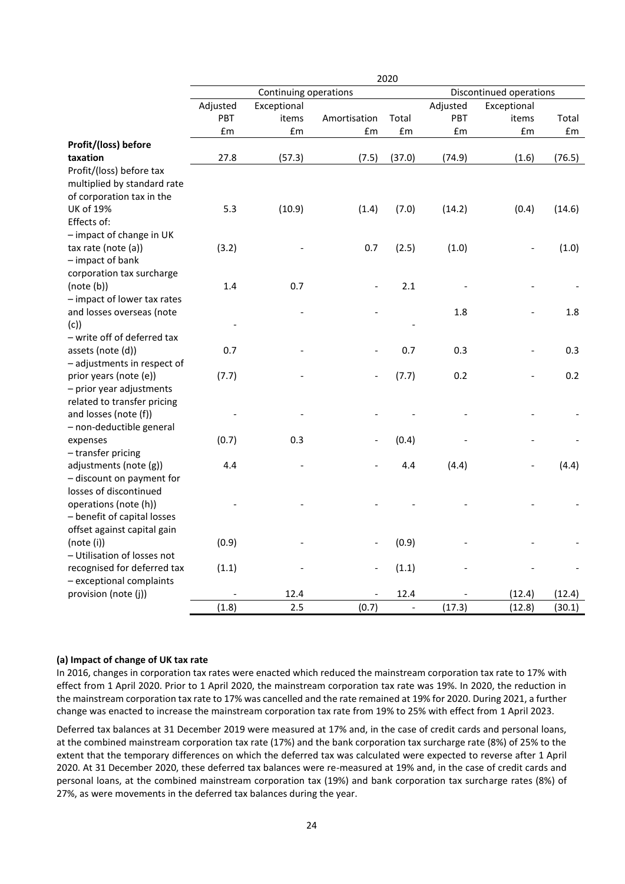| | 2020 | | | | | | |
|---|---|---|---|---|---|---|---|
| | Continuing operations | | | | Discontinued operations | | |
| | Adjusted PBT £m | Exceptional items £m | Amortisation £m | Total £m | Adjusted PBT £m | Exceptional items £m | Total £m |
| **Profit/(loss) before taxation** | 27.8 | (57.3) | (7.5) | (37.0) | (74.9) | (1.6) | (76.5) |
| Profit/(loss) before tax multiplied by standard rate of corporation tax in the UK of 19% | 5.3 | (10.9) | (1.4) | (7.0) | (14.2) | (0.4) | (14.6) |
| Effects of: | | | | | | | |
| – impact of change in UK tax rate (note (a)) | (3.2) | - | 0.7 | (2.5) | (1.0) | - | (1.0) |
| – impact of bank corporation tax surcharge (note (b)) | 1.4 | 0.7 | - | 2.1 | - | - | - |
| – impact of lower tax rates and losses overseas (note (c)) | - | - | - | - | 1.8 | - | 1.8 |
| – write off of deferred tax assets (note (d)) | 0.7 | - | - | 0.7 | 0.3 | - | 0.3 |
| – adjustments in respect of prior years (note (e)) | (7.7) | - | - | (7.7) | 0.2 | - | 0.2 |
| – prior year adjustments related to transfer pricing and losses (note (f)) | - | - | - | - | - | - | - |
| – non-deductible general expenses | (0.7) | 0.3 | - | (0.4) | - | - | - |
| – transfer pricing adjustments (note (g)) | 4.4 | - | - | 4.4 | (4.4) | - | (4.4) |
| – discount on payment for losses of discontinued operations (note (h)) | - | - | - | - | - | - | - |
| – benefit of capital losses offset against capital gain (note (i)) | (0.9) | - | - | (0.9) | - | - | - |
| – Utilisation of losses not recognised for deferred tax | (1.1) | - | - | (1.1) | - | - | - |
| – exceptional complaints provision (note (j)) | - | 12.4 | - | 12.4 | - | (12.4) | (12.4) |
| | (1.8) | 2.5 | (0.7) | - | (17.3) | (12.8) | (30.1) |

**(a) Impact of change of UK tax rate**

In 2016, changes in corporation tax rates were enacted which reduced the mainstream corporation tax rate to 17% with effect from 1 April 2020. Prior to 1 April 2020, the mainstream corporation tax rate was 19%. In 2020, the reduction in the mainstream corporation tax rate to 17% was cancelled and the rate remained at 19% for 2020. During 2021, a further change was enacted to increase the mainstream corporation tax rate from 19% to 25% with effect from 1 April 2023.

Deferred tax balances at 31 December 2019 were measured at 17% and, in the case of credit cards and personal loans, at the combined mainstream corporation tax rate (17%) and the bank corporation tax surcharge rate (8%) of 25% to the extent that the temporary differences on which the deferred tax was calculated were expected to reverse after 1 April 2020. At 31 December 2020, these deferred tax balances were re-measured at 19% and, in the case of credit cards and personal loans, at the combined mainstream corporation tax (19%) and bank corporation tax surcharge rates (8%) of 27%, as were movements in the deferred tax balances during the year.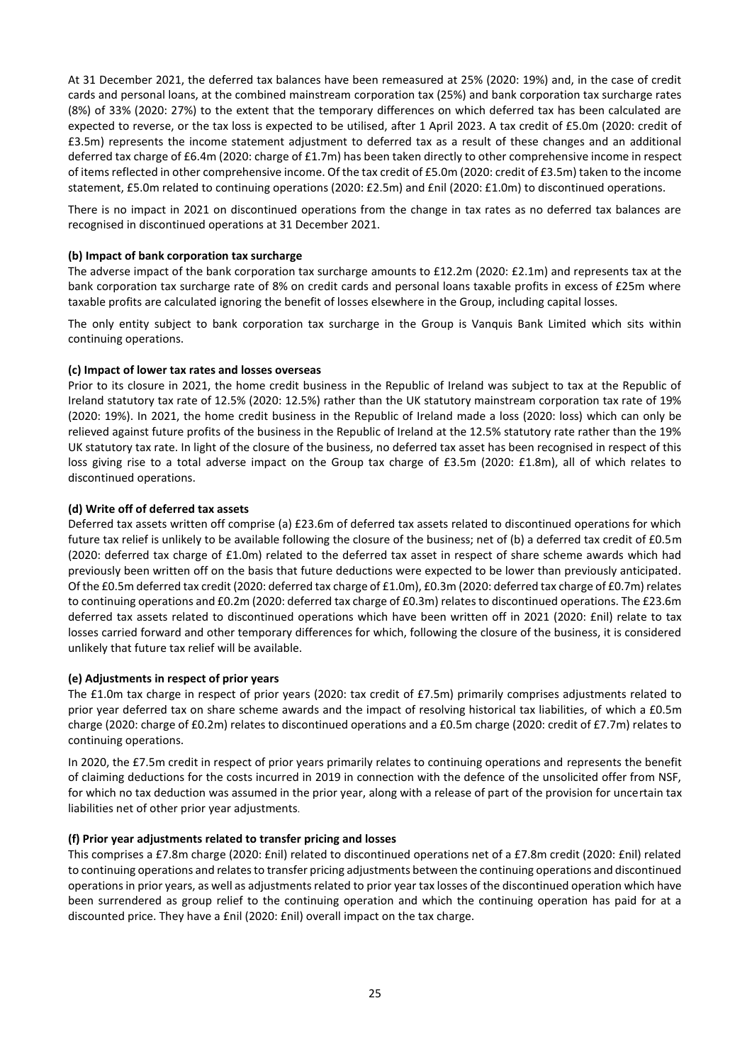At 31 December 2021, the deferred tax balances have been remeasured at 25% (2020: 19%) and, in the case of credit cards and personal loans, at the combined mainstream corporation tax (25%) and bank corporation tax surcharge rates (8%) of 33% (2020: 27%) to the extent that the temporary differences on which deferred tax has been calculated are expected to reverse, or the tax loss is expected to be utilised, after 1 April 2023. A tax credit of £5.0m (2020: credit of £3.5m) represents the income statement adjustment to deferred tax as a result of these changes and an additional deferred tax charge of £6.4m (2020: charge of £1.7m) has been taken directly to other comprehensive income in respect of items reflected in other comprehensive income. Of the tax credit of £5.0m (2020: credit of £3.5m) taken to the income statement, £5.0m related to continuing operations (2020: £2.5m) and £nil (2020: £1.0m) to discontinued operations.

There is no impact in 2021 on discontinued operations from the change in tax rates as no deferred tax balances are recognised in discontinued operations at 31 December 2021.

**(b) Impact of bank corporation tax surcharge**

The adverse impact of the bank corporation tax surcharge amounts to £12.2m (2020: £2.1m) and represents tax at the bank corporation tax surcharge rate of 8% on credit cards and personal loans taxable profits in excess of £25m where taxable profits are calculated ignoring the benefit of losses elsewhere in the Group, including capital losses.

The only entity subject to bank corporation tax surcharge in the Group is Vanquis Bank Limited which sits within continuing operations.

**(c) Impact of lower tax rates and losses overseas**

Prior to its closure in 2021, the home credit business in the Republic of Ireland was subject to tax at the Republic of Ireland statutory tax rate of 12.5% (2020: 12.5%) rather than the UK statutory mainstream corporation tax rate of 19% (2020: 19%). In 2021, the home credit business in the Republic of Ireland made a loss (2020: loss) which can only be relieved against future profits of the business in the Republic of Ireland at the 12.5% statutory rate rather than the 19% UK statutory tax rate. In light of the closure of the business, no deferred tax asset has been recognised in respect of this loss giving rise to a total adverse impact on the Group tax charge of £3.5m (2020: £1.8m), all of which relates to discontinued operations.

**(d) Write off of deferred tax assets**

Deferred tax assets written off comprise (a) £23.6m of deferred tax assets related to discontinued operations for which future tax relief is unlikely to be available following the closure of the business; net of (b) a deferred tax credit of £0.5m (2020: deferred tax charge of £1.0m) related to the deferred tax asset in respect of share scheme awards which had previously been written off on the basis that future deductions were expected to be lower than previously anticipated. Of the £0.5m deferred tax credit (2020: deferred tax charge of £1.0m), £0.3m (2020: deferred tax charge of £0.7m) relates to continuing operations and £0.2m (2020: deferred tax charge of £0.3m) relates to discontinued operations. The £23.6m deferred tax assets related to discontinued operations which have been written off in 2021 (2020: £nil) relate to tax losses carried forward and other temporary differences for which, following the closure of the business, it is considered unlikely that future tax relief will be available.

**(e) Adjustments in respect of prior years**

The £1.0m tax charge in respect of prior years (2020: tax credit of £7.5m) primarily comprises adjustments related to prior year deferred tax on share scheme awards and the impact of resolving historical tax liabilities, of which a £0.5m charge (2020: charge of £0.2m) relates to discontinued operations and a £0.5m charge (2020: credit of £7.7m) relates to continuing operations.

In 2020, the £7.5m credit in respect of prior years primarily relates to continuing operations and represents the benefit of claiming deductions for the costs incurred in 2019 in connection with the defence of the unsolicited offer from NSF, for which no tax deduction was assumed in the prior year, along with a release of part of the provision for uncertain tax liabilities net of other prior year adjustments.

**(f) Prior year adjustments related to transfer pricing and losses**

This comprises a £7.8m charge (2020: £nil) related to discontinued operations net of a £7.8m credit (2020: £nil) related to continuing operations and relates to transfer pricing adjustments between the continuing operations and discontinued operations in prior years, as well as adjustments related to prior year tax losses of the discontinued operation which have been surrendered as group relief to the continuing operation and which the continuing operation has paid for at a discounted price. They have a £nil (2020: £nil) overall impact on the tax charge.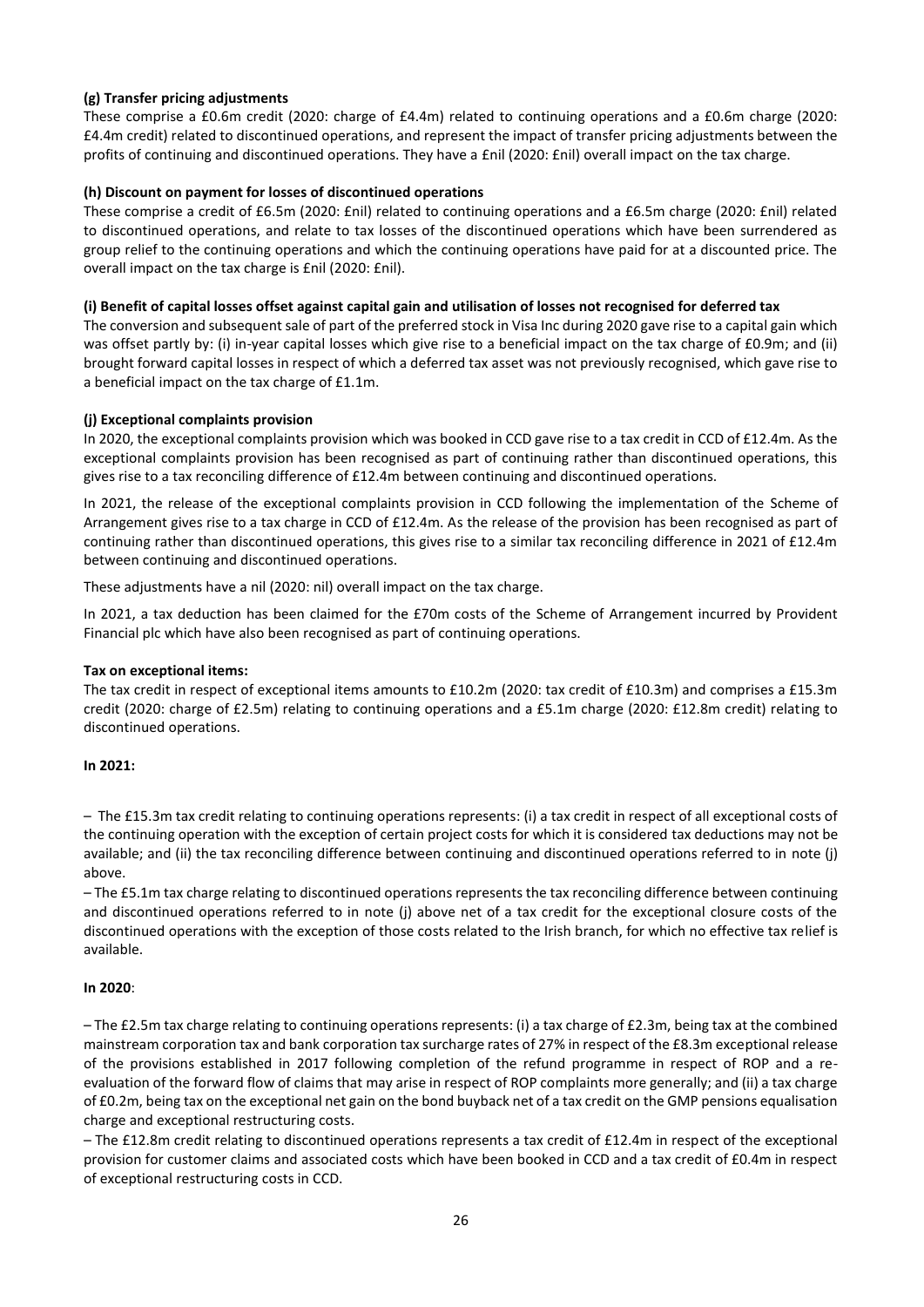**(g) Transfer pricing adjustments**

These comprise a £0.6m credit (2020: charge of £4.4m) related to continuing operations and a £0.6m charge (2020: £4.4m credit) related to discontinued operations, and represent the impact of transfer pricing adjustments between the profits of continuing and discontinued operations. They have a £nil (2020: £nil) overall impact on the tax charge.

**(h) Discount on payment for losses of discontinued operations**

These comprise a credit of £6.5m (2020: £nil) related to continuing operations and a £6.5m charge (2020: £nil) related to discontinued operations, and relate to tax losses of the discontinued operations which have been surrendered as group relief to the continuing operations and which the continuing operations have paid for at a discounted price. The overall impact on the tax charge is £nil (2020: £nil).

**(i) Benefit of capital losses offset against capital gain and utilisation of losses not recognised for deferred tax**

The conversion and subsequent sale of part of the preferred stock in Visa Inc during 2020 gave rise to a capital gain which was offset partly by: (i) in-year capital losses which give rise to a beneficial impact on the tax charge of £0.9m; and (ii) brought forward capital losses in respect of which a deferred tax asset was not previously recognised, which gave rise to a beneficial impact on the tax charge of £1.1m.

**(j) Exceptional complaints provision**

In 2020, the exceptional complaints provision which was booked in CCD gave rise to a tax credit in CCD of £12.4m. As the exceptional complaints provision has been recognised as part of continuing rather than discontinued operations, this gives rise to a tax reconciling difference of £12.4m between continuing and discontinued operations.

In 2021, the release of the exceptional complaints provision in CCD following the implementation of the Scheme of Arrangement gives rise to a tax charge in CCD of £12.4m. As the release of the provision has been recognised as part of continuing rather than discontinued operations, this gives rise to a similar tax reconciling difference in 2021 of £12.4m between continuing and discontinued operations.

These adjustments have a nil (2020: nil) overall impact on the tax charge.

In 2021, a tax deduction has been claimed for the £70m costs of the Scheme of Arrangement incurred by Provident Financial plc which have also been recognised as part of continuing operations.

**Tax on exceptional items:**

The tax credit in respect of exceptional items amounts to £10.2m (2020: tax credit of £10.3m) and comprises a £15.3m credit (2020: charge of £2.5m) relating to continuing operations and a £5.1m charge (2020: £12.8m credit) relating to discontinued operations.

**In 2021:**

– The £15.3m tax credit relating to continuing operations represents: (i) a tax credit in respect of all exceptional costs of the continuing operation with the exception of certain project costs for which it is considered tax deductions may not be available; and (ii) the tax reconciling difference between continuing and discontinued operations referred to in note (j) above.

– The £5.1m tax charge relating to discontinued operations represents the tax reconciling difference between continuing and discontinued operations referred to in note (j) above net of a tax credit for the exceptional closure costs of the discontinued operations with the exception of those costs related to the Irish branch, for which no effective tax relief is available.

**In 2020**:

– The £2.5m tax charge relating to continuing operations represents: (i) a tax charge of £2.3m, being tax at the combined mainstream corporation tax and bank corporation tax surcharge rates of 27% in respect of the £8.3m exceptional release of the provisions established in 2017 following completion of the refund programme in respect of ROP and a re-evaluation of the forward flow of claims that may arise in respect of ROP complaints more generally; and (ii) a tax charge of £0.2m, being tax on the exceptional net gain on the bond buyback net of a tax credit on the GMP pensions equalisation charge and exceptional restructuring costs.

– The £12.8m credit relating to discontinued operations represents a tax credit of £12.4m in respect of the exceptional provision for customer claims and associated costs which have been booked in CCD and a tax credit of £0.4m in respect of exceptional restructuring costs in CCD.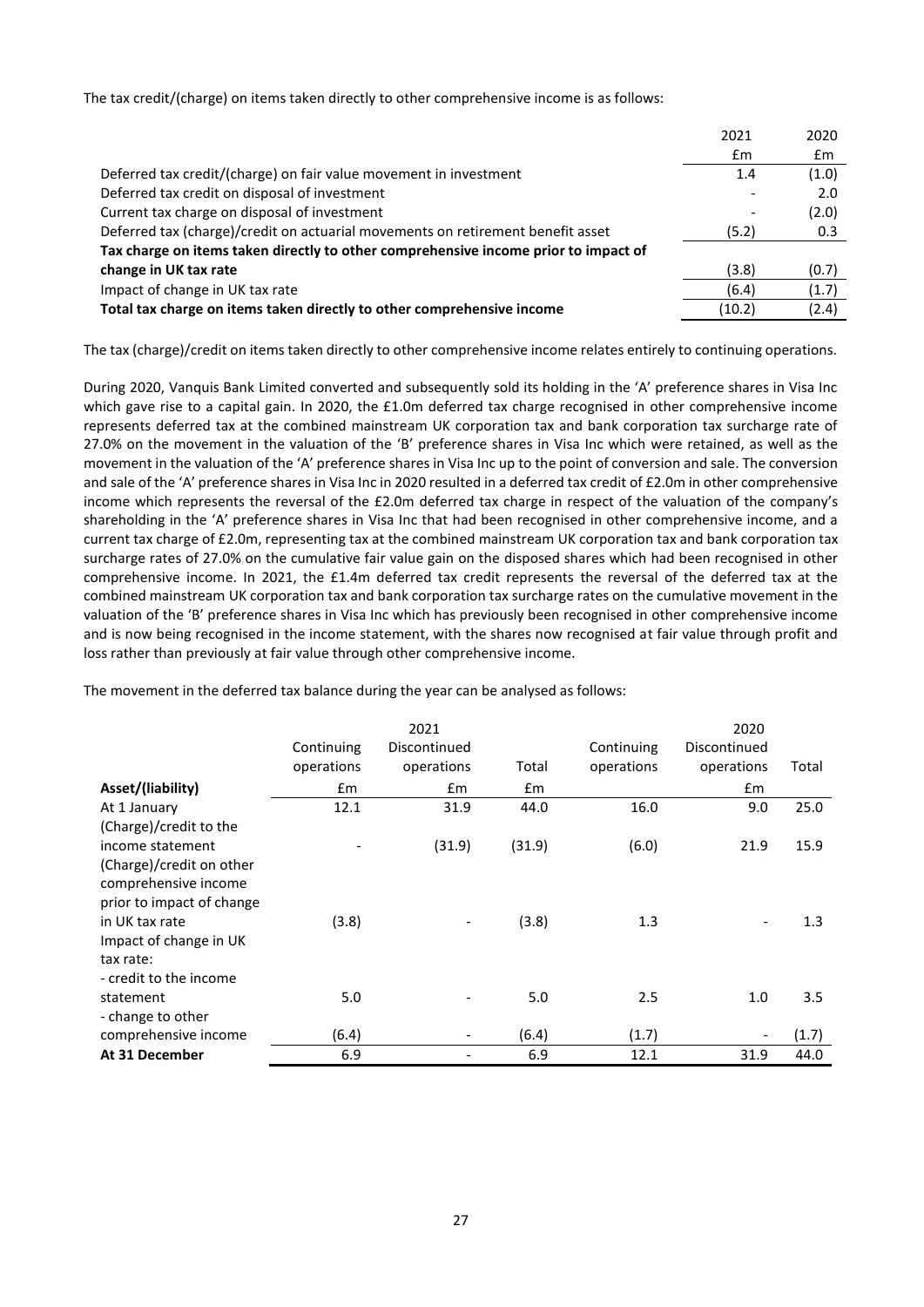The tax credit/(charge) on items taken directly to other comprehensive income is as follows:

| | 2021 | 2020 |
|---|---|---|
| | £m | £m |
| Deferred tax credit/(charge) on fair value movement in investment | 1.4 | (1.0) |
| Deferred tax credit on disposal of investment | - | 2.0 |
| Current tax charge on disposal of investment | - | (2.0) |
| Deferred tax (charge)/credit on actuarial movements on retirement benefit asset | (5.2) | 0.3 |
| **Tax charge on items taken directly to other comprehensive income prior to impact of change in UK tax rate** | (3.8) | (0.7) |
| Impact of change in UK tax rate | (6.4) | (1.7) |
| **Total tax charge on items taken directly to other comprehensive income** | (10.2) | (2.4) |

The tax (charge)/credit on items taken directly to other comprehensive income relates entirely to continuing operations.

During 2020, Vanquis Bank Limited converted and subsequently sold its holding in the 'A' preference shares in Visa Inc which gave rise to a capital gain. In 2020, the £1.0m deferred tax charge recognised in other comprehensive income represents deferred tax at the combined mainstream UK corporation tax and bank corporation tax surcharge rate of 27.0% on the movement in the valuation of the 'B' preference shares in Visa Inc which were retained, as well as the movement in the valuation of the 'A' preference shares in Visa Inc up to the point of conversion and sale. The conversion and sale of the 'A' preference shares in Visa Inc in 2020 resulted in a deferred tax credit of £2.0m in other comprehensive income which represents the reversal of the £2.0m deferred tax charge in respect of the valuation of the company's shareholding in the 'A' preference shares in Visa Inc that had been recognised in other comprehensive income, and a current tax charge of £2.0m, representing tax at the combined mainstream UK corporation tax and bank corporation tax surcharge rates of 27.0% on the cumulative fair value gain on the disposed shares which had been recognised in other comprehensive income. In 2021, the £1.4m deferred tax credit represents the reversal of the deferred tax at the combined mainstream UK corporation tax and bank corporation tax surcharge rates on the cumulative movement in the valuation of the 'B' preference shares in Visa Inc which has previously been recognised in other comprehensive income and is now being recognised in the income statement, with the shares now recognised at fair value through profit and loss rather than previously at fair value through other comprehensive income.

The movement in the deferred tax balance during the year can be analysed as follows:

| | 2021 | | | 2020 | | |
|---|---|---|---|---|---|---|
| | Continuing operations | Discontinued operations | Total | Continuing operations | Discontinued operations | Total |
| **Asset/(liability)** | £m | £m | £m | | £m | |
| At 1 January | 12.1 | 31.9 | 44.0 | 16.0 | 9.0 | 25.0 |
| (Charge)/credit to the income statement | - | (31.9) | (31.9) | (6.0) | 21.9 | 15.9 |
| (Charge)/credit on other comprehensive income prior to impact of change in UK tax rate | (3.8) | - | (3.8) | 1.3 | - | 1.3 |
| Impact of change in UK tax rate: | | | | | | |
| - credit to the income statement | 5.0 | - | 5.0 | 2.5 | 1.0 | 3.5 |
| - change to other comprehensive income | (6.4) | - | (6.4) | (1.7) | - | (1.7) |
| **At 31 December** | 6.9 | - | 6.9 | 12.1 | 31.9 | 44.0 |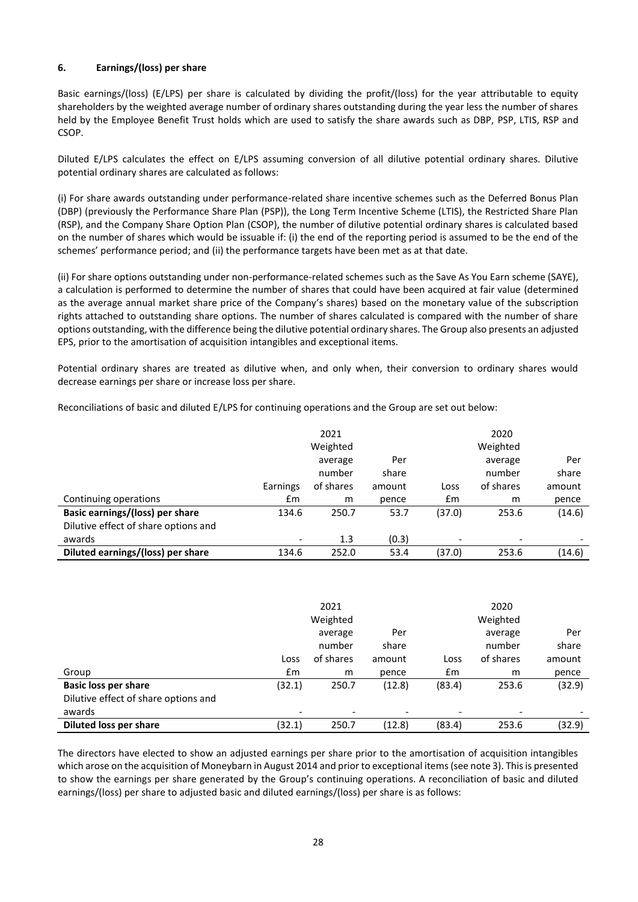### 6. Earnings/(loss) per share

Basic earnings/(loss) (E/LPS) per share is calculated by dividing the profit/(loss) for the year attributable to equity shareholders by the weighted average number of ordinary shares outstanding during the year less the number of shares held by the Employee Benefit Trust holds which are used to satisfy the share awards such as DBP, PSP, LTIS, RSP and CSOP.

Diluted E/LPS calculates the effect on E/LPS assuming conversion of all dilutive potential ordinary shares. Dilutive potential ordinary shares are calculated as follows:

(i) For share awards outstanding under performance-related share incentive schemes such as the Deferred Bonus Plan (DBP) (previously the Performance Share Plan (PSP)), the Long Term Incentive Scheme (LTIS), the Restricted Share Plan (RSP), and the Company Share Option Plan (CSOP), the number of dilutive potential ordinary shares is calculated based on the number of shares which would be issuable if: (i) the end of the reporting period is assumed to be the end of the schemes' performance period; and (ii) the performance targets have been met as at that date.

(ii) For share options outstanding under non-performance-related schemes such as the Save As You Earn scheme (SAYE), a calculation is performed to determine the number of shares that could have been acquired at fair value (determined as the average annual market share price of the Company's shares) based on the monetary value of the subscription rights attached to outstanding share options. The number of shares calculated is compared with the number of share options outstanding, with the difference being the dilutive potential ordinary shares. The Group also presents an adjusted EPS, prior to the amortisation of acquisition intangibles and exceptional items.

Potential ordinary shares are treated as dilutive when, and only when, their conversion to ordinary shares would decrease earnings per share or increase loss per share.

Reconciliations of basic and diluted E/LPS for continuing operations and the Group are set out below:

| | 2021 | | | 2020 | | |
|---|---|---|---|---|---|---|
| Continuing operations | Earnings £m | Weighted average number of shares m | Per share amount pence | Loss £m | Weighted average number of shares m | Per share amount pence |
| **Basic earnings/(loss) per share** | 134.6 | 250.7 | 53.7 | (37.0) | 253.6 | (14.6) |
| Dilutive effect of share options and awards | - | 1.3 | (0.3) | - | - | - |
| **Diluted earnings/(loss) per share** | 134.6 | 252.0 | 53.4 | (37.0) | 253.6 | (14.6) |

| | 2021 | | | 2020 | | |
|---|---|---|---|---|---|---|
| Group | Loss £m | Weighted average number of shares m | Per share amount pence | Loss £m | Weighted average number of shares m | Per share amount pence |
| **Basic loss per share** | (32.1) | 250.7 | (12.8) | (83.4) | 253.6 | (32.9) |
| Dilutive effect of share options and awards | - | - | - | - | - | - |
| **Diluted loss per share** | (32.1) | 250.7 | (12.8) | (83.4) | 253.6 | (32.9) |

The directors have elected to show an adjusted earnings per share prior to the amortisation of acquisition intangibles which arose on the acquisition of Moneybarn in August 2014 and prior to exceptional items (see note 3). This is presented to show the earnings per share generated by the Group's continuing operations. A reconciliation of basic and diluted earnings/(loss) per share to adjusted basic and diluted earnings/(loss) per share is as follows: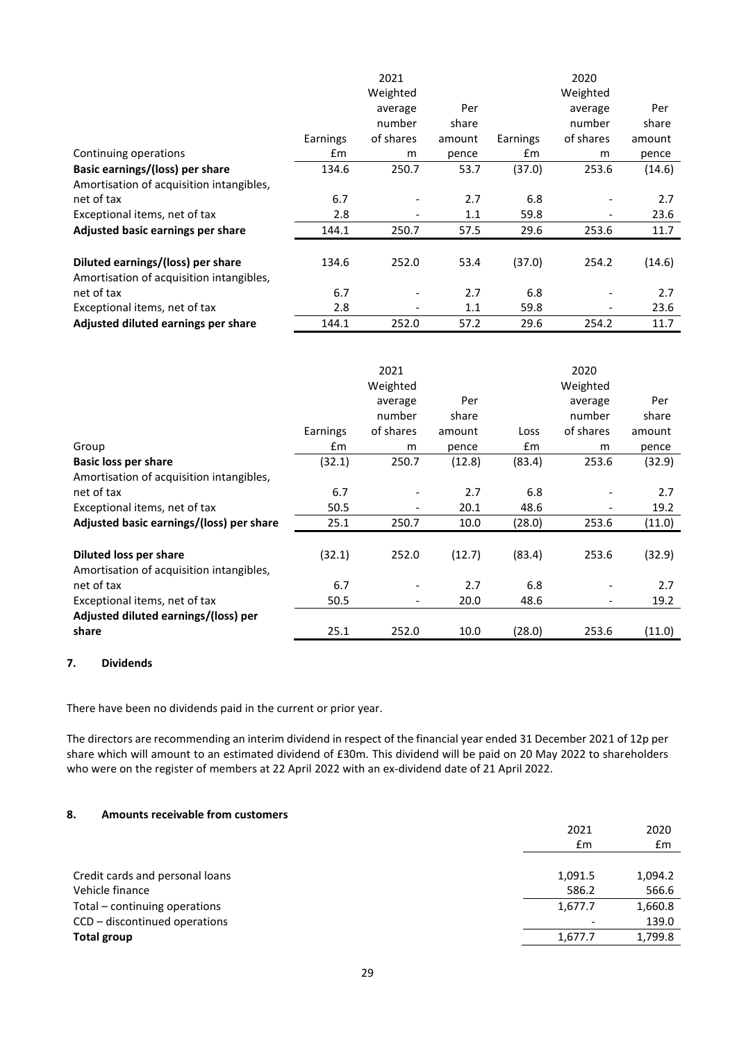| Continuing operations | 2021 Earnings £m | 2021 Weighted average number of shares m | 2021 Per share amount pence | 2020 Earnings £m | 2020 Weighted average number of shares m | 2020 Per share amount pence |
|---|---|---|---|---|---|---|
| **Basic earnings/(loss) per share** | 134.6 | 250.7 | 53.7 | (37.0) | 253.6 | (14.6) |
| Amortisation of acquisition intangibles, net of tax | 6.7 | - | 2.7 | 6.8 | - | 2.7 |
| Exceptional items, net of tax | 2.8 | - | 1.1 | 59.8 | - | 23.6 |
| **Adjusted basic earnings per share** | 144.1 | 250.7 | 57.5 | 29.6 | 253.6 | 11.7 |
| | | | | | | |
| **Diluted earnings/(loss) per share** | 134.6 | 252.0 | 53.4 | (37.0) | 254.2 | (14.6) |
| Amortisation of acquisition intangibles, net of tax | 6.7 | - | 2.7 | 6.8 | - | 2.7 |
| Exceptional items, net of tax | 2.8 | - | 1.1 | 59.8 | - | 23.6 |
| **Adjusted diluted earnings per share** | 144.1 | 252.0 | 57.2 | 29.6 | 254.2 | 11.7 |

| Group | 2021 Earnings £m | 2021 Weighted average number of shares m | 2021 Per share amount pence | 2020 Loss £m | 2020 Weighted average number of shares m | 2020 Per share amount pence |
|---|---|---|---|---|---|---|
| **Basic loss per share** | (32.1) | 250.7 | (12.8) | (83.4) | 253.6 | (32.9) |
| Amortisation of acquisition intangibles, net of tax | 6.7 | - | 2.7 | 6.8 | - | 2.7 |
| Exceptional items, net of tax | 50.5 | - | 20.1 | 48.6 | - | 19.2 |
| **Adjusted basic earnings/(loss) per share** | 25.1 | 250.7 | 10.0 | (28.0) | 253.6 | (11.0) |
| | | | | | | |
| **Diluted loss per share** | (32.1) | 252.0 | (12.7) | (83.4) | 253.6 | (32.9) |
| Amortisation of acquisition intangibles, net of tax | 6.7 | - | 2.7 | 6.8 | - | 2.7 |
| Exceptional items, net of tax | 50.5 | - | 20.0 | 48.6 | - | 19.2 |
| **Adjusted diluted earnings/(loss) per share** | 25.1 | 252.0 | 10.0 | (28.0) | 253.6 | (11.0) |

## 7. Dividends

There have been no dividends paid in the current or prior year.

The directors are recommending an interim dividend in respect of the financial year ended 31 December 2021 of 12p per share which will amount to an estimated dividend of £30m. This dividend will be paid on 20 May 2022 to shareholders who were on the register of members at 22 April 2022 with an ex-dividend date of 21 April 2022.

## 8. Amounts receivable from customers

| | 2021 £m | 2020 £m |
|---|---|---|
| Credit cards and personal loans | 1,091.5 | 1,094.2 |
| Vehicle finance | 586.2 | 566.6 |
| Total – continuing operations | 1,677.7 | 1,660.8 |
| CCD – discontinued operations | - | 139.0 |
| **Total group** | 1,677.7 | 1,799.8 |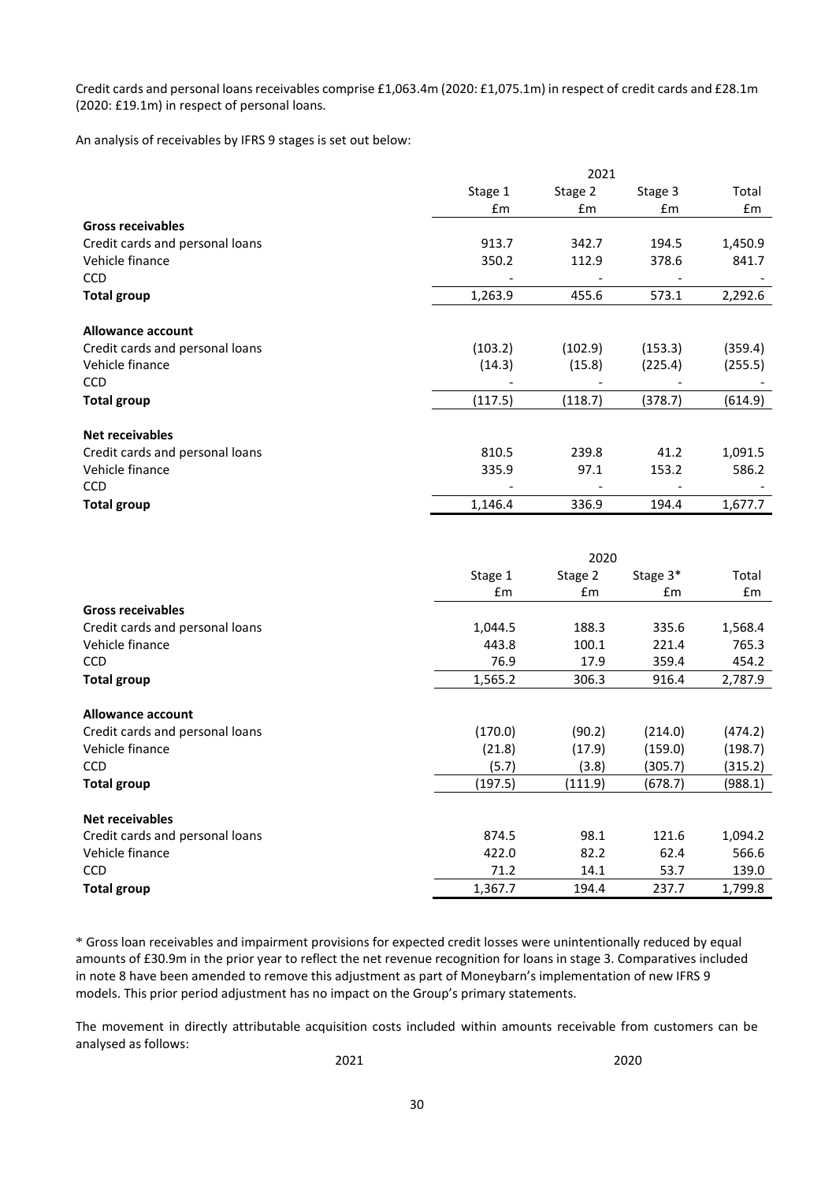Credit cards and personal loans receivables comprise £1,063.4m (2020: £1,075.1m) in respect of credit cards and £28.1m (2020: £19.1m) in respect of personal loans.

An analysis of receivables by IFRS 9 stages is set out below:

| | 2021 | | | |
|---|---|---|---|---|
| | Stage 1 | Stage 2 | Stage 3 | Total |
| | £m | £m | £m | £m |
| **Gross receivables** | | | | |
| Credit cards and personal loans | 913.7 | 342.7 | 194.5 | 1,450.9 |
| Vehicle finance | 350.2 | 112.9 | 378.6 | 841.7 |
| CCD | - | - | - | - |
| **Total group** | 1,263.9 | 455.6 | 573.1 | 2,292.6 |
| **Allowance account** | | | | |
| Credit cards and personal loans | (103.2) | (102.9) | (153.3) | (359.4) |
| Vehicle finance | (14.3) | (15.8) | (225.4) | (255.5) |
| CCD | - | - | - | - |
| **Total group** | (117.5) | (118.7) | (378.7) | (614.9) |
| **Net receivables** | | | | |
| Credit cards and personal loans | 810.5 | 239.8 | 41.2 | 1,091.5 |
| Vehicle finance | 335.9 | 97.1 | 153.2 | 586.2 |
| CCD | - | - | - | - |
| **Total group** | 1,146.4 | 336.9 | 194.4 | 1,677.7 |

| | 2020 | | | |
|---|---|---|---|---|
| | Stage 1 | Stage 2 | Stage 3* | Total |
| | £m | £m | £m | £m |
| **Gross receivables** | | | | |
| Credit cards and personal loans | 1,044.5 | 188.3 | 335.6 | 1,568.4 |
| Vehicle finance | 443.8 | 100.1 | 221.4 | 765.3 |
| CCD | 76.9 | 17.9 | 359.4 | 454.2 |
| **Total group** | 1,565.2 | 306.3 | 916.4 | 2,787.9 |
| **Allowance account** | | | | |
| Credit cards and personal loans | (170.0) | (90.2) | (214.0) | (474.2) |
| Vehicle finance | (21.8) | (17.9) | (159.0) | (198.7) |
| CCD | (5.7) | (3.8) | (305.7) | (315.2) |
| **Total group** | (197.5) | (111.9) | (678.7) | (988.1) |
| **Net receivables** | | | | |
| Credit cards and personal loans | 874.5 | 98.1 | 121.6 | 1,094.2 |
| Vehicle finance | 422.0 | 82.2 | 62.4 | 566.6 |
| CCD | 71.2 | 14.1 | 53.7 | 139.0 |
| **Total group** | 1,367.7 | 194.4 | 237.7 | 1,799.8 |

\* Gross loan receivables and impairment provisions for expected credit losses were unintentionally reduced by equal amounts of £30.9m in the prior year to reflect the net revenue recognition for loans in stage 3. Comparatives included in note 8 have been amended to remove this adjustment as part of Moneybarn's implementation of new IFRS 9 models. This prior period adjustment has no impact on the Group's primary statements.

The movement in directly attributable acquisition costs included within amounts receivable from customers can be analysed as follows:

2021 2020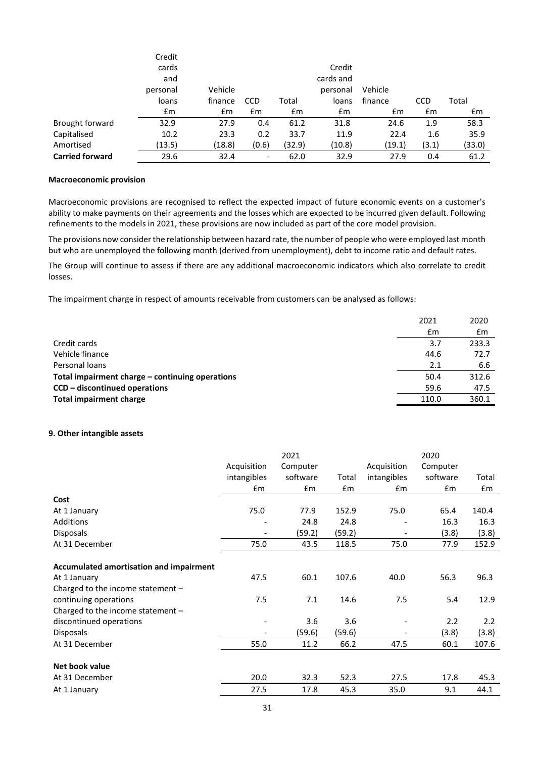| | Credit cards and personal loans | Vehicle finance | CCD | Total | Credit cards and personal loans | Vehicle finance | CCD | Total |
|---|---|---|---|---|---|---|---|---|
| | £m | £m | £m | £m | £m | £m | £m | £m |
| Brought forward | 32.9 | 27.9 | 0.4 | 61.2 | 31.8 | 24.6 | 1.9 | 58.3 |
| Capitalised | 10.2 | 23.3 | 0.2 | 33.7 | 11.9 | 22.4 | 1.6 | 35.9 |
| Amortised | (13.5) | (18.8) | (0.6) | (32.9) | (10.8) | (19.1) | (3.1) | (33.0) |
| **Carried forward** | 29.6 | 32.4 | - | 62.0 | 32.9 | 27.9 | 0.4 | 61.2 |

**Macroeconomic provision**

Macroeconomic provisions are recognised to reflect the expected impact of future economic events on a customer's ability to make payments on their agreements and the losses which are expected to be incurred given default. Following refinements to the models in 2021, these provisions are now included as part of the core model provision.

The provisions now consider the relationship between hazard rate, the number of people who were employed last month but who are unemployed the following month (derived from unemployment), debt to income ratio and default rates.

The Group will continue to assess if there are any additional macroeconomic indicators which also correlate to credit losses.

The impairment charge in respect of amounts receivable from customers can be analysed as follows:

| | 2021 | 2020 |
|---|---|---|
| | £m | £m |
| Credit cards | 3.7 | 233.3 |
| Vehicle finance | 44.6 | 72.7 |
| Personal loans | 2.1 | 6.6 |
| **Total impairment charge – continuing operations** | 50.4 | 312.6 |
| **CCD – discontinued operations** | 59.6 | 47.5 |
| **Total impairment charge** | 110.0 | 360.1 |

**9. Other intangible assets**

| | 2021 | | | 2020 | | |
|---|---|---|---|---|---|---|
| | Acquisition intangibles | Computer software | Total | Acquisition intangibles | Computer software | Total |
| | £m | £m | £m | £m | £m | £m |
| **Cost** | | | | | | |
| At 1 January | 75.0 | 77.9 | 152.9 | 75.0 | 65.4 | 140.4 |
| Additions | - | 24.8 | 24.8 | - | 16.3 | 16.3 |
| Disposals | - | (59.2) | (59.2) | - | (3.8) | (3.8) |
| At 31 December | 75.0 | 43.5 | 118.5 | 75.0 | 77.9 | 152.9 |
| **Accumulated amortisation and impairment** | | | | | | |
| At 1 January | 47.5 | 60.1 | 107.6 | 40.0 | 56.3 | 96.3 |
| Charged to the income statement – continuing operations | 7.5 | 7.1 | 14.6 | 7.5 | 5.4 | 12.9 |
| Charged to the income statement – discontinued operations | - | 3.6 | 3.6 | - | 2.2 | 2.2 |
| Disposals | - | (59.6) | (59.6) | - | (3.8) | (3.8) |
| At 31 December | 55.0 | 11.2 | 66.2 | 47.5 | 60.1 | 107.6 |
| **Net book value** | | | | | | |
| At 31 December | 20.0 | 32.3 | 52.3 | 27.5 | 17.8 | 45.3 |
| At 1 January | 27.5 | 17.8 | 45.3 | 35.0 | 9.1 | 44.1 |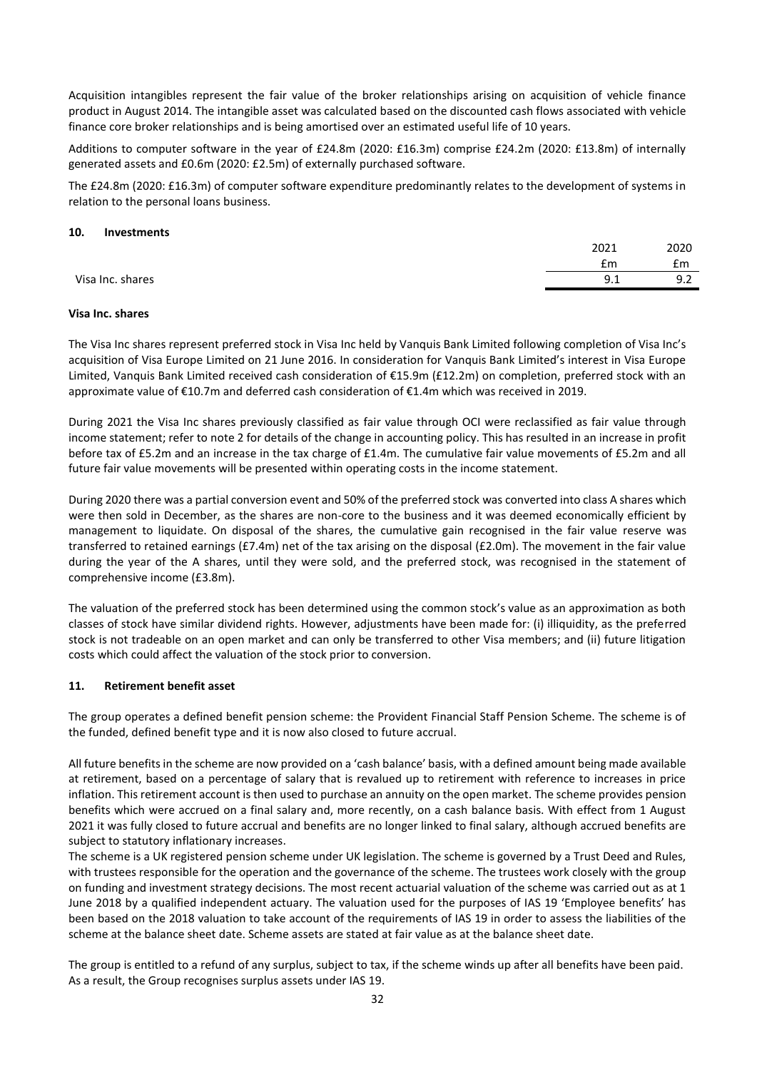Acquisition intangibles represent the fair value of the broker relationships arising on acquisition of vehicle finance product in August 2014. The intangible asset was calculated based on the discounted cash flows associated with vehicle finance core broker relationships and is being amortised over an estimated useful life of 10 years.

Additions to computer software in the year of £24.8m (2020: £16.3m) comprise £24.2m (2020: £13.8m) of internally generated assets and £0.6m (2020: £2.5m) of externally purchased software.

The £24.8m (2020: £16.3m) of computer software expenditure predominantly relates to the development of systems in relation to the personal loans business.

## 10. Investments

| | 2021 | 2020 |
|---|---|---|
| | £m | £m |
| Visa Inc. shares | 9.1 | 9.2 |

### Visa Inc. shares

The Visa Inc shares represent preferred stock in Visa Inc held by Vanquis Bank Limited following completion of Visa Inc's acquisition of Visa Europe Limited on 21 June 2016. In consideration for Vanquis Bank Limited's interest in Visa Europe Limited, Vanquis Bank Limited received cash consideration of €15.9m (£12.2m) on completion, preferred stock with an approximate value of €10.7m and deferred cash consideration of €1.4m which was received in 2019.

During 2021 the Visa Inc shares previously classified as fair value through OCI were reclassified as fair value through income statement; refer to note 2 for details of the change in accounting policy. This has resulted in an increase in profit before tax of £5.2m and an increase in the tax charge of £1.4m. The cumulative fair value movements of £5.2m and all future fair value movements will be presented within operating costs in the income statement.

During 2020 there was a partial conversion event and 50% of the preferred stock was converted into class A shares which were then sold in December, as the shares are non-core to the business and it was deemed economically efficient by management to liquidate. On disposal of the shares, the cumulative gain recognised in the fair value reserve was transferred to retained earnings (£7.4m) net of the tax arising on the disposal (£2.0m). The movement in the fair value during the year of the A shares, until they were sold, and the preferred stock, was recognised in the statement of comprehensive income (£3.8m).

The valuation of the preferred stock has been determined using the common stock's value as an approximation as both classes of stock have similar dividend rights. However, adjustments have been made for: (i) illiquidity, as the preferred stock is not tradeable on an open market and can only be transferred to other Visa members; and (ii) future litigation costs which could affect the valuation of the stock prior to conversion.

## 11. Retirement benefit asset

The group operates a defined benefit pension scheme: the Provident Financial Staff Pension Scheme. The scheme is of the funded, defined benefit type and it is now also closed to future accrual.

All future benefits in the scheme are now provided on a 'cash balance' basis, with a defined amount being made available at retirement, based on a percentage of salary that is revalued up to retirement with reference to increases in price inflation. This retirement account is then used to purchase an annuity on the open market. The scheme provides pension benefits which were accrued on a final salary and, more recently, on a cash balance basis. With effect from 1 August 2021 it was fully closed to future accrual and benefits are no longer linked to final salary, although accrued benefits are subject to statutory inflationary increases.

The scheme is a UK registered pension scheme under UK legislation. The scheme is governed by a Trust Deed and Rules, with trustees responsible for the operation and the governance of the scheme. The trustees work closely with the group on funding and investment strategy decisions. The most recent actuarial valuation of the scheme was carried out as at 1 June 2018 by a qualified independent actuary. The valuation used for the purposes of IAS 19 'Employee benefits' has been based on the 2018 valuation to take account of the requirements of IAS 19 in order to assess the liabilities of the scheme at the balance sheet date. Scheme assets are stated at fair value as at the balance sheet date.

The group is entitled to a refund of any surplus, subject to tax, if the scheme winds up after all benefits have been paid. As a result, the Group recognises surplus assets under IAS 19.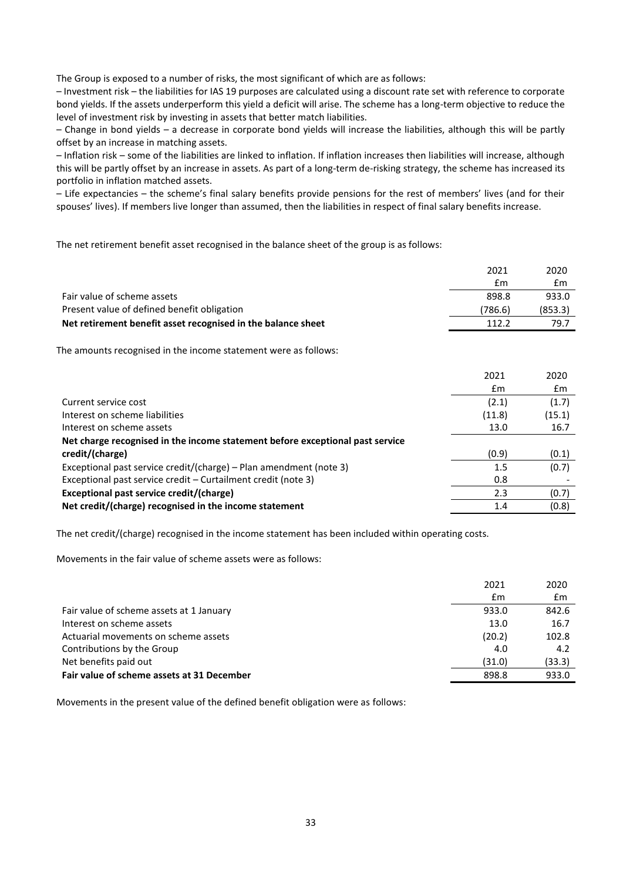The Group is exposed to a number of risks, the most significant of which are as follows:

– Investment risk – the liabilities for IAS 19 purposes are calculated using a discount rate set with reference to corporate bond yields. If the assets underperform this yield a deficit will arise. The scheme has a long-term objective to reduce the level of investment risk by investing in assets that better match liabilities.

– Change in bond yields – a decrease in corporate bond yields will increase the liabilities, although this will be partly offset by an increase in matching assets.

– Inflation risk – some of the liabilities are linked to inflation. If inflation increases then liabilities will increase, although this will be partly offset by an increase in assets. As part of a long-term de-risking strategy, the scheme has increased its portfolio in inflation matched assets.

– Life expectancies – the scheme's final salary benefits provide pensions for the rest of members' lives (and for their spouses' lives). If members live longer than assumed, then the liabilities in respect of final salary benefits increase.

The net retirement benefit asset recognised in the balance sheet of the group is as follows:

| | 2021 | 2020 |
|---|---|---|
| | £m | £m |
| Fair value of scheme assets | 898.8 | 933.0 |
| Present value of defined benefit obligation | (786.6) | (853.3) |
| **Net retirement benefit asset recognised in the balance sheet** | 112.2 | 79.7 |

The amounts recognised in the income statement were as follows:

| | 2021 | 2020 |
|---|---|---|
| | £m | £m |
| Current service cost | (2.1) | (1.7) |
| Interest on scheme liabilities | (11.8) | (15.1) |
| Interest on scheme assets | 13.0 | 16.7 |
| **Net charge recognised in the income statement before exceptional past service credit/(charge)** | (0.9) | (0.1) |
| Exceptional past service credit/(charge) – Plan amendment (note 3) | 1.5 | (0.7) |
| Exceptional past service credit – Curtailment credit (note 3) | 0.8 | - |
| **Exceptional past service credit/(charge)** | 2.3 | (0.7) |
| **Net credit/(charge) recognised in the income statement** | 1.4 | (0.8) |

The net credit/(charge) recognised in the income statement has been included within operating costs.

Movements in the fair value of scheme assets were as follows:

| | 2021 | 2020 |
|---|---|---|
| | £m | £m |
| Fair value of scheme assets at 1 January | 933.0 | 842.6 |
| Interest on scheme assets | 13.0 | 16.7 |
| Actuarial movements on scheme assets | (20.2) | 102.8 |
| Contributions by the Group | 4.0 | 4.2 |
| Net benefits paid out | (31.0) | (33.3) |
| **Fair value of scheme assets at 31 December** | 898.8 | 933.0 |

Movements in the present value of the defined benefit obligation were as follows: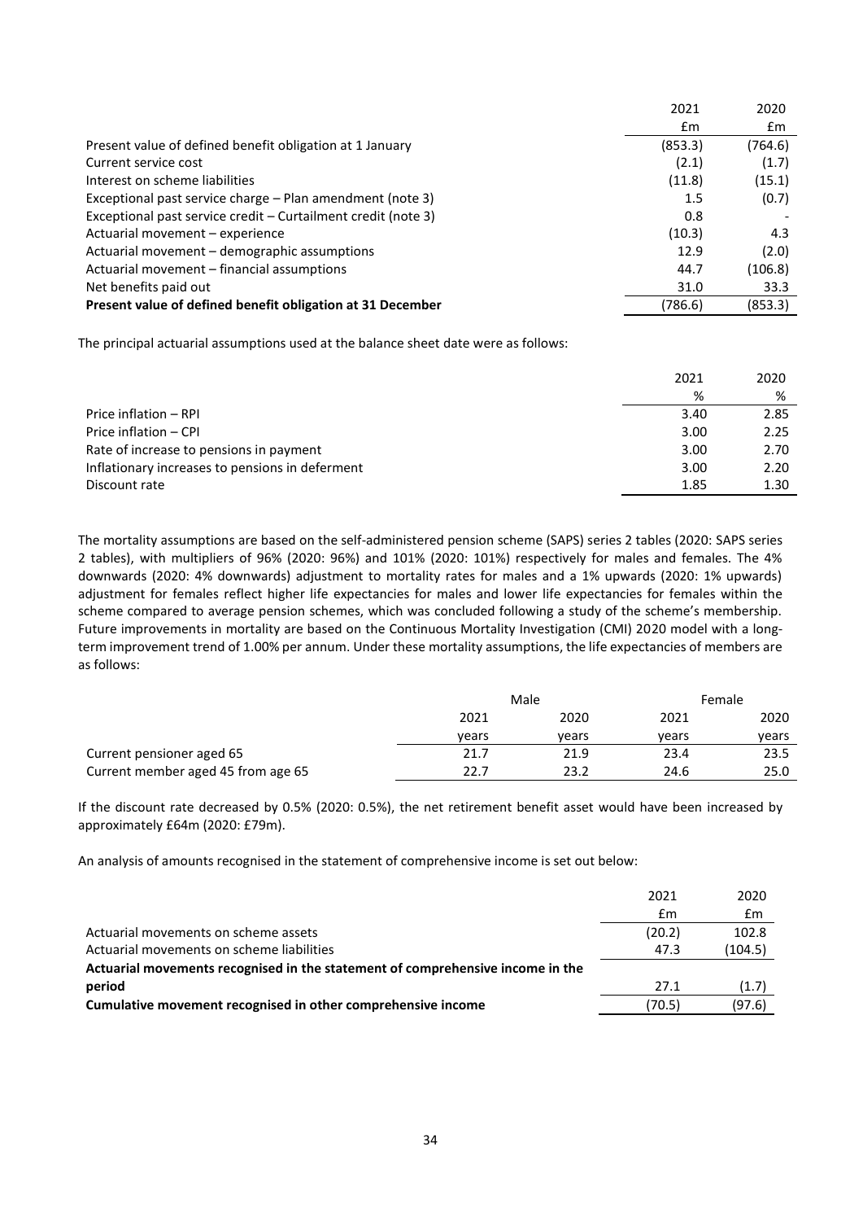| | 2021 | 2020 |
|---|---|---|
| | £m | £m |
| Present value of defined benefit obligation at 1 January | (853.3) | (764.6) |
| Current service cost | (2.1) | (1.7) |
| Interest on scheme liabilities | (11.8) | (15.1) |
| Exceptional past service charge – Plan amendment (note 3) | 1.5 | (0.7) |
| Exceptional past service credit – Curtailment credit (note 3) | 0.8 | - |
| Actuarial movement – experience | (10.3) | 4.3 |
| Actuarial movement – demographic assumptions | 12.9 | (2.0) |
| Actuarial movement – financial assumptions | 44.7 | (106.8) |
| Net benefits paid out | 31.0 | 33.3 |
| **Present value of defined benefit obligation at 31 December** | (786.6) | (853.3) |

The principal actuarial assumptions used at the balance sheet date were as follows:

| | 2021 | 2020 |
|---|---|---|
| | % | % |
| Price inflation – RPI | 3.40 | 2.85 |
| Price inflation – CPI | 3.00 | 2.25 |
| Rate of increase to pensions in payment | 3.00 | 2.70 |
| Inflationary increases to pensions in deferment | 3.00 | 2.20 |
| Discount rate | 1.85 | 1.30 |

The mortality assumptions are based on the self-administered pension scheme (SAPS) series 2 tables (2020: SAPS series 2 tables), with multipliers of 96% (2020: 96%) and 101% (2020: 101%) respectively for males and females. The 4% downwards (2020: 4% downwards) adjustment to mortality rates for males and a 1% upwards (2020: 1% upwards) adjustment for females reflect higher life expectancies for males and lower life expectancies for females within the scheme compared to average pension schemes, which was concluded following a study of the scheme's membership. Future improvements in mortality are based on the Continuous Mortality Investigation (CMI) 2020 model with a long-term improvement trend of 1.00% per annum. Under these mortality assumptions, the life expectancies of members are as follows:

| | Male | | Female | |
|---|---|---|---|---|
| | 2021 | 2020 | 2021 | 2020 |
| | years | years | years | years |
| Current pensioner aged 65 | 21.7 | 21.9 | 23.4 | 23.5 |
| Current member aged 45 from age 65 | 22.7 | 23.2 | 24.6 | 25.0 |

If the discount rate decreased by 0.5% (2020: 0.5%), the net retirement benefit asset would have been increased by approximately £64m (2020: £79m).

An analysis of amounts recognised in the statement of comprehensive income is set out below:

| | 2021 | 2020 |
|---|---|---|
| | £m | £m |
| Actuarial movements on scheme assets | (20.2) | 102.8 |
| Actuarial movements on scheme liabilities | 47.3 | (104.5) |
| **Actuarial movements recognised in the statement of comprehensive income in the period** | 27.1 | (1.7) |
| **Cumulative movement recognised in other comprehensive income** | (70.5) | (97.6) |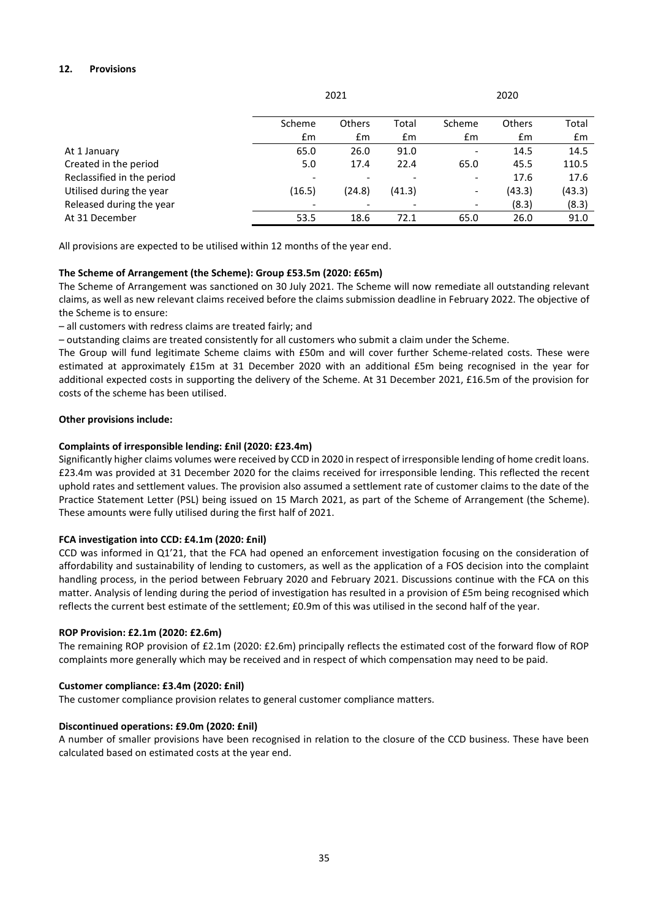## 12. Provisions

| | 2021 | | | 2020 | | |
|---|---|---|---|---|---|---|
| | Scheme | Others | Total | Scheme | Others | Total |
| | £m | £m | £m | £m | £m | £m |
| At 1 January | 65.0 | 26.0 | 91.0 | - | 14.5 | 14.5 |
| Created in the period | 5.0 | 17.4 | 22.4 | 65.0 | 45.5 | 110.5 |
| Reclassified in the period | - | - | - | - | 17.6 | 17.6 |
| Utilised during the year | (16.5) | (24.8) | (41.3) | - | (43.3) | (43.3) |
| Released during the year | - | - | - | - | (8.3) | (8.3) |
| At 31 December | 53.5 | 18.6 | 72.1 | 65.0 | 26.0 | 91.0 |

All provisions are expected to be utilised within 12 months of the year end.

**The Scheme of Arrangement (the Scheme): Group £53.5m (2020: £65m)**

The Scheme of Arrangement was sanctioned on 30 July 2021. The Scheme will now remediate all outstanding relevant claims, as well as new relevant claims received before the claims submission deadline in February 2022. The objective of the Scheme is to ensure:

– all customers with redress claims are treated fairly; and

– outstanding claims are treated consistently for all customers who submit a claim under the Scheme.

The Group will fund legitimate Scheme claims with £50m and will cover further Scheme-related costs. These were estimated at approximately £15m at 31 December 2020 with an additional £5m being recognised in the year for additional expected costs in supporting the delivery of the Scheme. At 31 December 2021, £16.5m of the provision for costs of the scheme has been utilised.

**Other provisions include:**

**Complaints of irresponsible lending: £nil (2020: £23.4m)**

Significantly higher claims volumes were received by CCD in 2020 in respect of irresponsible lending of home credit loans. £23.4m was provided at 31 December 2020 for the claims received for irresponsible lending. This reflected the recent uphold rates and settlement values. The provision also assumed a settlement rate of customer claims to the date of the Practice Statement Letter (PSL) being issued on 15 March 2021, as part of the Scheme of Arrangement (the Scheme). These amounts were fully utilised during the first half of 2021.

**FCA investigation into CCD: £4.1m (2020: £nil)**

CCD was informed in Q1'21, that the FCA had opened an enforcement investigation focusing on the consideration of affordability and sustainability of lending to customers, as well as the application of a FOS decision into the complaint handling process, in the period between February 2020 and February 2021. Discussions continue with the FCA on this matter. Analysis of lending during the period of investigation has resulted in a provision of £5m being recognised which reflects the current best estimate of the settlement; £0.9m of this was utilised in the second half of the year.

**ROP Provision: £2.1m (2020: £2.6m)**

The remaining ROP provision of £2.1m (2020: £2.6m) principally reflects the estimated cost of the forward flow of ROP complaints more generally which may be received and in respect of which compensation may need to be paid.

**Customer compliance: £3.4m (2020: £nil)**

The customer compliance provision relates to general customer compliance matters.

**Discontinued operations: £9.0m (2020: £nil)**

A number of smaller provisions have been recognised in relation to the closure of the CCD business. These have been calculated based on estimated costs at the year end.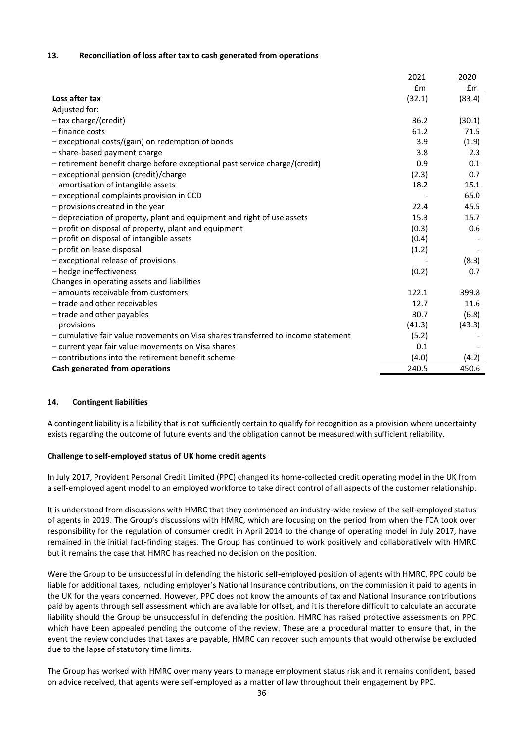### 13. Reconciliation of loss after tax to cash generated from operations

| | 2021 | 2020 |
|---|---|---|
| | £m | £m |
| **Loss after tax** | (32.1) | (83.4) |
| Adjusted for: | | |
| – tax charge/(credit) | 36.2 | (30.1) |
| – finance costs | 61.2 | 71.5 |
| – exceptional costs/(gain) on redemption of bonds | 3.9 | (1.9) |
| – share-based payment charge | 3.8 | 2.3 |
| – retirement benefit charge before exceptional past service charge/(credit) | 0.9 | 0.1 |
| – exceptional pension (credit)/charge | (2.3) | 0.7 |
| – amortisation of intangible assets | 18.2 | 15.1 |
| – exceptional complaints provision in CCD | - | 65.0 |
| – provisions created in the year | 22.4 | 45.5 |
| – depreciation of property, plant and equipment and right of use assets | 15.3 | 15.7 |
| – profit on disposal of property, plant and equipment | (0.3) | 0.6 |
| – profit on disposal of intangible assets | (0.4) | - |
| – profit on lease disposal | (1.2) | - |
| – exceptional release of provisions | - | (8.3) |
| – hedge ineffectiveness | (0.2) | 0.7 |
| Changes in operating assets and liabilities | | |
| – amounts receivable from customers | 122.1 | 399.8 |
| – trade and other receivables | 12.7 | 11.6 |
| – trade and other payables | 30.7 | (6.8) |
| – provisions | (41.3) | (43.3) |
| – cumulative fair value movements on Visa shares transferred to income statement | (5.2) | - |
| – current year fair value movements on Visa shares | 0.1 | - |
| – contributions into the retirement benefit scheme | (4.0) | (4.2) |
| **Cash generated from operations** | 240.5 | 450.6 |

### 14. Contingent liabilities

A contingent liability is a liability that is not sufficiently certain to qualify for recognition as a provision where uncertainty exists regarding the outcome of future events and the obligation cannot be measured with sufficient reliability.

**Challenge to self-employed status of UK home credit agents**

In July 2017, Provident Personal Credit Limited (PPC) changed its home-collected credit operating model in the UK from a self-employed agent model to an employed workforce to take direct control of all aspects of the customer relationship.

It is understood from discussions with HMRC that they commenced an industry-wide review of the self-employed status of agents in 2019. The Group's discussions with HMRC, which are focusing on the period from when the FCA took over responsibility for the regulation of consumer credit in April 2014 to the change of operating model in July 2017, have remained in the initial fact-finding stages. The Group has continued to work positively and collaboratively with HMRC but it remains the case that HMRC has reached no decision on the position.

Were the Group to be unsuccessful in defending the historic self-employed position of agents with HMRC, PPC could be liable for additional taxes, including employer's National Insurance contributions, on the commission it paid to agents in the UK for the years concerned. However, PPC does not know the amounts of tax and National Insurance contributions paid by agents through self assessment which are available for offset, and it is therefore difficult to calculate an accurate liability should the Group be unsuccessful in defending the position. HMRC has raised protective assessments on PPC which have been appealed pending the outcome of the review. These are a procedural matter to ensure that, in the event the review concludes that taxes are payable, HMRC can recover such amounts that would otherwise be excluded due to the lapse of statutory time limits.

The Group has worked with HMRC over many years to manage employment status risk and it remains confident, based on advice received, that agents were self-employed as a matter of law throughout their engagement by PPC.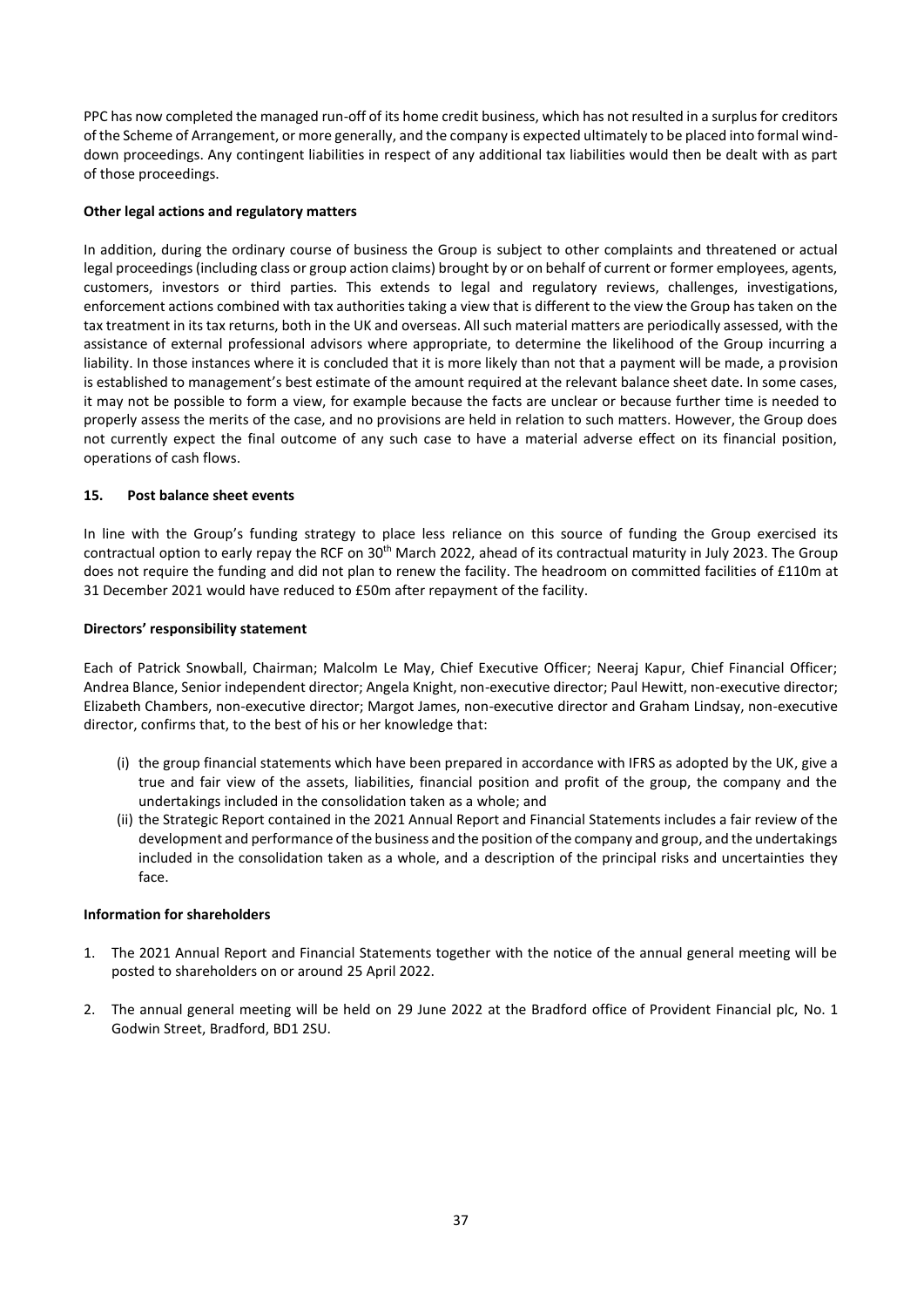PPC has now completed the managed run-off of its home credit business, which has not resulted in a surplus for creditors of the Scheme of Arrangement, or more generally, and the company is expected ultimately to be placed into formal wind-down proceedings. Any contingent liabilities in respect of any additional tax liabilities would then be dealt with as part of those proceedings.

**Other legal actions and regulatory matters**

In addition, during the ordinary course of business the Group is subject to other complaints and threatened or actual legal proceedings (including class or group action claims) brought by or on behalf of current or former employees, agents, customers, investors or third parties. This extends to legal and regulatory reviews, challenges, investigations, enforcement actions combined with tax authorities taking a view that is different to the view the Group has taken on the tax treatment in its tax returns, both in the UK and overseas. All such material matters are periodically assessed, with the assistance of external professional advisors where appropriate, to determine the likelihood of the Group incurring a liability. In those instances where it is concluded that it is more likely than not that a payment will be made, a provision is established to management's best estimate of the amount required at the relevant balance sheet date. In some cases, it may not be possible to form a view, for example because the facts are unclear or because further time is needed to properly assess the merits of the case, and no provisions are held in relation to such matters. However, the Group does not currently expect the final outcome of any such case to have a material adverse effect on its financial position, operations of cash flows.

## 15. Post balance sheet events

In line with the Group's funding strategy to place less reliance on this source of funding the Group exercised its contractual option to early repay the RCF on 30th March 2022, ahead of its contractual maturity in July 2023. The Group does not require the funding and did not plan to renew the facility. The headroom on committed facilities of £110m at 31 December 2021 would have reduced to £50m after repayment of the facility.

**Directors' responsibility statement**

Each of Patrick Snowball, Chairman; Malcolm Le May, Chief Executive Officer; Neeraj Kapur, Chief Financial Officer; Andrea Blance, Senior independent director; Angela Knight, non-executive director; Paul Hewitt, non-executive director; Elizabeth Chambers, non-executive director; Margot James, non-executive director and Graham Lindsay, non-executive director, confirms that, to the best of his or her knowledge that:

(i) the group financial statements which have been prepared in accordance with IFRS as adopted by the UK, give a true and fair view of the assets, liabilities, financial position and profit of the group, the company and the undertakings included in the consolidation taken as a whole; and

(ii) the Strategic Report contained in the 2021 Annual Report and Financial Statements includes a fair review of the development and performance of the business and the position of the company and group, and the undertakings included in the consolidation taken as a whole, and a description of the principal risks and uncertainties they face.

**Information for shareholders**

1. The 2021 Annual Report and Financial Statements together with the notice of the annual general meeting will be posted to shareholders on or around 25 April 2022.
2. The annual general meeting will be held on 29 June 2022 at the Bradford office of Provident Financial plc, No. 1 Godwin Street, Bradford, BD1 2SU.